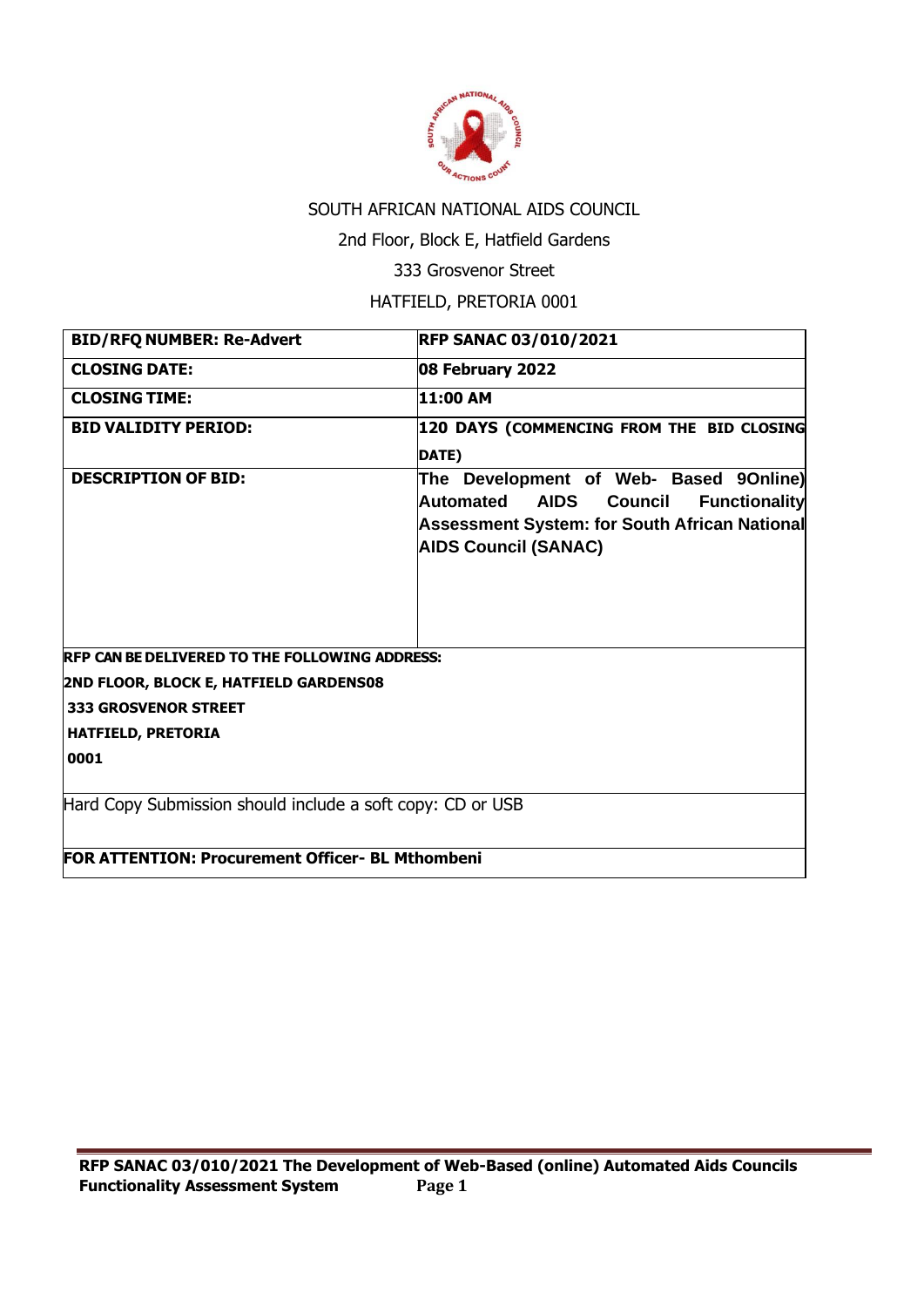SOUTH AFRICAN NATIONAL AIDS COUNCIL

2nd Floor, Block E, Hatfield Gardens

333 Grosvenor Street

HATFIELD, PRETORIA 0001

| **BID/RFQ NUMBER: Re-Advert** | **RFP SANAC 03/010/2021** |
|---|---|
| **CLOSING DATE:** | **08 February 2022** |
| **CLOSING TIME:** | **11:00 AM** |
| **BID VALIDITY PERIOD:** | **120 DAYS (COMMENCING FROM THE BID CLOSING DATE)** |
| **DESCRIPTION OF BID:** | **The Development of Web- Based 9Online) Automated AIDS Council Functionality Assessment System: for South African National AIDS Council (SANAC)** |
| **RFP CAN BE DELIVERED TO THE FOLLOWING ADDRESS:**<br>**2ND FLOOR, BLOCK E, HATFIELD GARDENS08**<br>**333 GROSVENOR STREET**<br>**HATFIELD, PRETORIA**<br>**0001** | |
| Hard Copy Submission should include a soft copy: CD or USB | |
| **FOR ATTENTION: Procurement Officer- BL Mthombeni** | |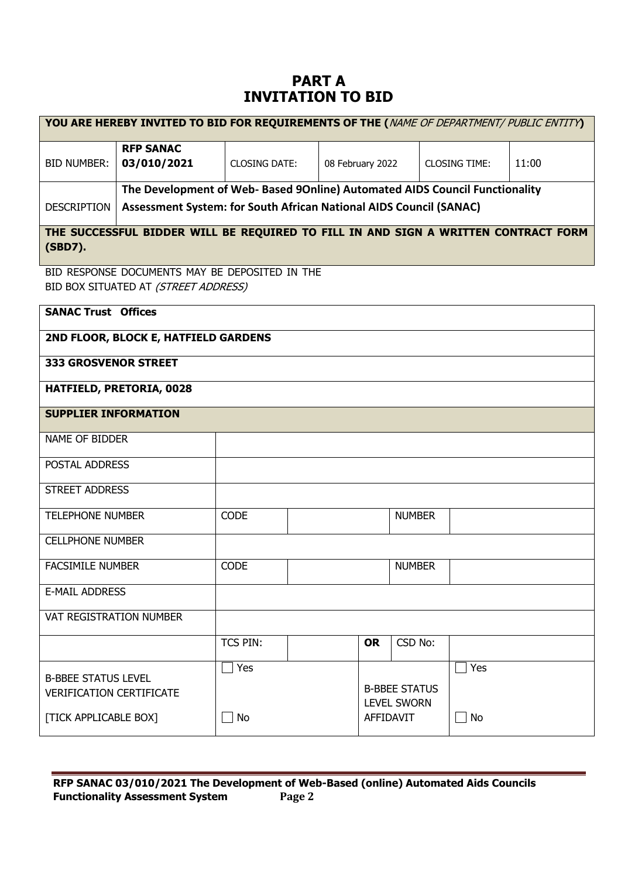# PART A
# INVITATION TO BID

| **YOU ARE HEREBY INVITED TO BID FOR REQUIREMENTS OF THE (***NAME OF DEPARTMENT/ PUBLIC ENTITY***)** | | | | | |
|---|---|---|---|---|---|
| BID NUMBER: | **RFP SANAC 03/010/2021** | CLOSING DATE: | 08 February 2022 | CLOSING TIME: | 11:00 |
| DESCRIPTION | **The Development of Web- Based 9Online) Automated AIDS Council Functionality Assessment System: for South African National AIDS Council (SANAC)** | | | | |
| **THE SUCCESSFUL BIDDER WILL BE REQUIRED TO FILL IN AND SIGN A WRITTEN CONTRACT FORM (SBD7).** | | | | | |

BID RESPONSE DOCUMENTS MAY BE DEPOSITED IN THE BID BOX SITUATED AT *(STREET ADDRESS)*

| **SANAC Trust Offices** | | | | | |
|---|---|---|---|---|---|
| **2ND FLOOR, BLOCK E, HATFIELD GARDENS** | | | | | |
| **333 GROSVENOR STREET** | | | | | |
| **HATFIELD, PRETORIA, 0028** | | | | | |
| **SUPPLIER INFORMATION** | | | | | |
| NAME OF BIDDER | | | | | |
| POSTAL ADDRESS | | | | | |
| STREET ADDRESS | | | | | |
| TELEPHONE NUMBER | CODE | | | NUMBER | |
| CELLPHONE NUMBER | | | | | |
| FACSIMILE NUMBER | CODE | | | NUMBER | |
| E-MAIL ADDRESS | | | | | |
| VAT REGISTRATION NUMBER | | | | | |
| | TCS PIN: | | **OR** | CSD No: | |
| B-BBEE STATUS LEVEL VERIFICATION CERTIFICATE [TICK APPLICABLE BOX] | ☐ Yes ☐ No | | B-BBEE STATUS LEVEL SWORN AFFIDAVIT | | ☐ Yes ☐ No |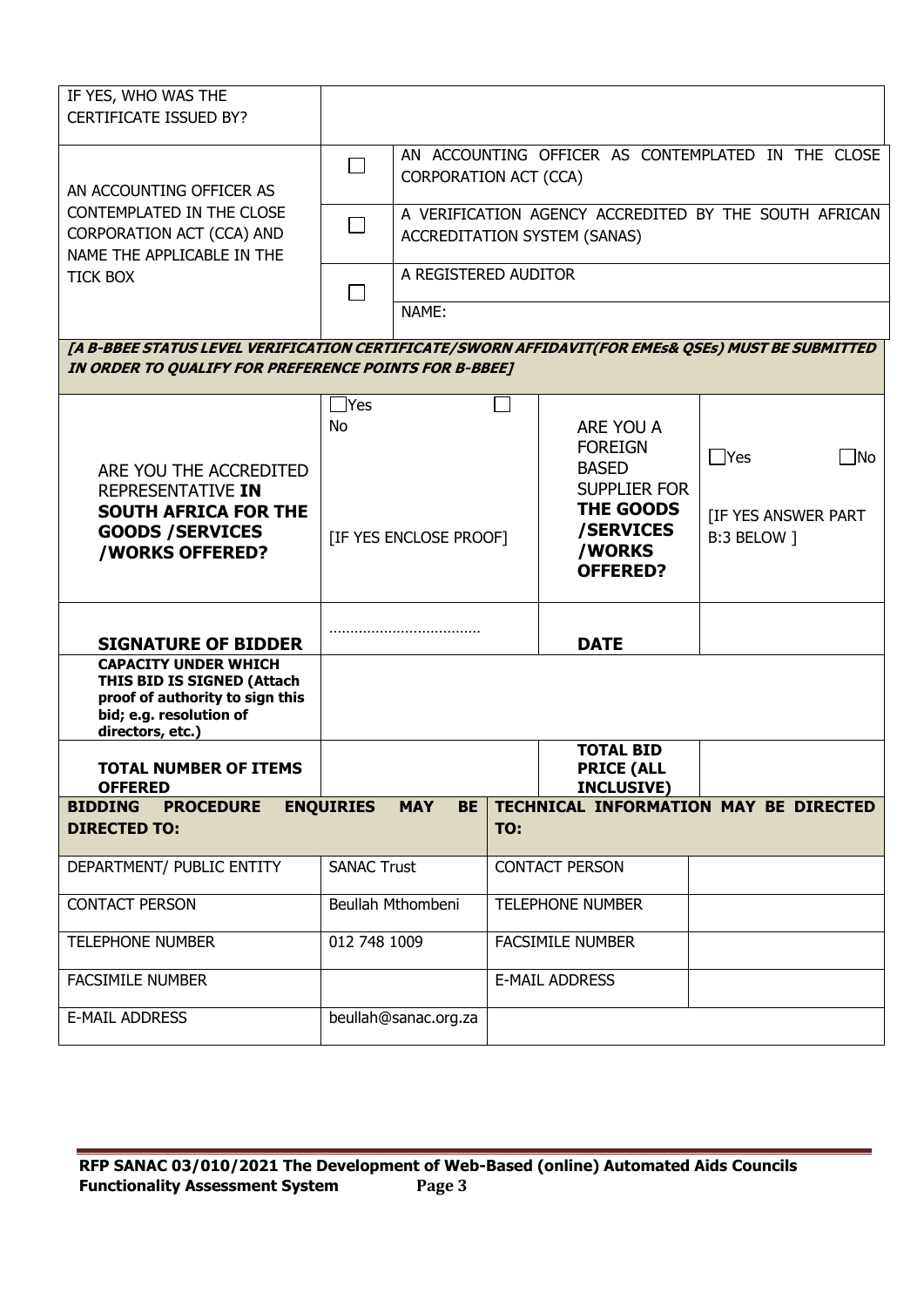| IF YES, WHO WAS THE CERTIFICATE ISSUED BY? | | |
|---|---|---|
| AN ACCOUNTING OFFICER AS CONTEMPLATED IN THE CLOSE CORPORATION ACT (CCA) AND NAME THE APPLICABLE IN THE TICK BOX | ☐ | AN ACCOUNTING OFFICER AS CONTEMPLATED IN THE CLOSE CORPORATION ACT (CCA) |
| | ☐ | A VERIFICATION AGENCY ACCREDITED BY THE SOUTH AFRICAN ACCREDITATION SYSTEM (SANAS) |
| | ☐ | A REGISTERED AUDITOR |
| | | NAME: |

***[A B-BBEE STATUS LEVEL VERIFICATION CERTIFICATE/SWORN AFFIDAVIT(FOR EMEs& QSEs) MUST BE SUBMITTED IN ORDER TO QUALIFY FOR PREFERENCE POINTS FOR B-BBEE]***

| ARE YOU THE ACCREDITED REPRESENTATIVE **IN SOUTH AFRICA FOR THE GOODS /SERVICES /WORKS OFFERED?** | ☐Yes ☐ No [IF YES ENCLOSE PROOF] | ARE YOU A FOREIGN BASED SUPPLIER FOR **THE GOODS /SERVICES /WORKS OFFERED?** | ☐Yes ☐No [IF YES ANSWER PART B:3 BELOW ] |
|---|---|---|---|
| **SIGNATURE OF BIDDER** | ……………………………… | **DATE** | |
| **CAPACITY UNDER WHICH THIS BID IS SIGNED (Attach proof of authority to sign this bid; e.g. resolution of directors, etc.)** | | | |
| **TOTAL NUMBER OF ITEMS OFFERED** | | **TOTAL BID PRICE (ALL INCLUSIVE)** | |

| **BIDDING PROCEDURE ENQUIRIES MAY BE DIRECTED TO:** | | **TECHNICAL INFORMATION MAY BE DIRECTED TO:** | |
|---|---|---|---|
| DEPARTMENT/ PUBLIC ENTITY | SANAC Trust | CONTACT PERSON | |
| CONTACT PERSON | Beullah Mthombeni | TELEPHONE NUMBER | |
| TELEPHONE NUMBER | 012 748 1009 | FACSIMILE NUMBER | |
| FACSIMILE NUMBER | | E-MAIL ADDRESS | |
| E-MAIL ADDRESS | beullah@sanac.org.za | | |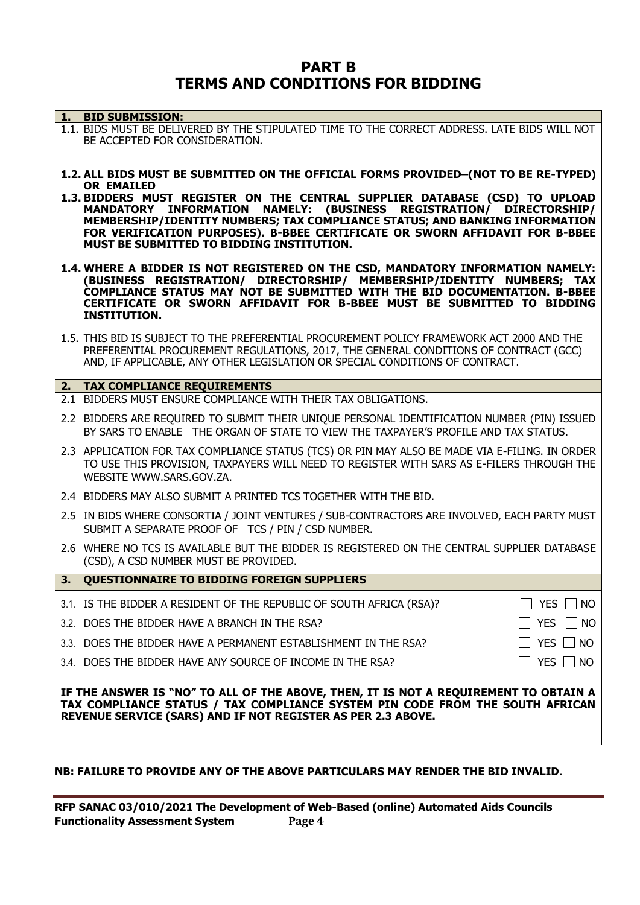# PART B
# TERMS AND CONDITIONS FOR BIDDING

## 1. BID SUBMISSION:

1.1. BIDS MUST BE DELIVERED BY THE STIPULATED TIME TO THE CORRECT ADDRESS. LATE BIDS WILL NOT BE ACCEPTED FOR CONSIDERATION.

**1.2. ALL BIDS MUST BE SUBMITTED ON THE OFFICIAL FORMS PROVIDED–(NOT TO BE RE-TYPED) OR EMAILED**

**1.3. BIDDERS MUST REGISTER ON THE CENTRAL SUPPLIER DATABASE (CSD) TO UPLOAD MANDATORY INFORMATION NAMELY: (BUSINESS REGISTRATION/ DIRECTORSHIP/ MEMBERSHIP/IDENTITY NUMBERS; TAX COMPLIANCE STATUS; AND BANKING INFORMATION FOR VERIFICATION PURPOSES). B-BBEE CERTIFICATE OR SWORN AFFIDAVIT FOR B-BBEE MUST BE SUBMITTED TO BIDDING INSTITUTION.**

**1.4. WHERE A BIDDER IS NOT REGISTERED ON THE CSD, MANDATORY INFORMATION NAMELY: (BUSINESS REGISTRATION/ DIRECTORSHIP/ MEMBERSHIP/IDENTITY NUMBERS; TAX COMPLIANCE STATUS MAY NOT BE SUBMITTED WITH THE BID DOCUMENTATION. B-BBEE CERTIFICATE OR SWORN AFFIDAVIT FOR B-BBEE MUST BE SUBMITTED TO BIDDING INSTITUTION.**

1.5. THIS BID IS SUBJECT TO THE PREFERENTIAL PROCUREMENT POLICY FRAMEWORK ACT 2000 AND THE PREFERENTIAL PROCUREMENT REGULATIONS, 2017, THE GENERAL CONDITIONS OF CONTRACT (GCC) AND, IF APPLICABLE, ANY OTHER LEGISLATION OR SPECIAL CONDITIONS OF CONTRACT.

## 2. TAX COMPLIANCE REQUIREMENTS

2.1 BIDDERS MUST ENSURE COMPLIANCE WITH THEIR TAX OBLIGATIONS.

2.2 BIDDERS ARE REQUIRED TO SUBMIT THEIR UNIQUE PERSONAL IDENTIFICATION NUMBER (PIN) ISSUED BY SARS TO ENABLE THE ORGAN OF STATE TO VIEW THE TAXPAYER'S PROFILE AND TAX STATUS.

2.3 APPLICATION FOR TAX COMPLIANCE STATUS (TCS) OR PIN MAY ALSO BE MADE VIA E-FILING. IN ORDER TO USE THIS PROVISION, TAXPAYERS WILL NEED TO REGISTER WITH SARS AS E-FILERS THROUGH THE WEBSITE WWW.SARS.GOV.ZA.

2.4 BIDDERS MAY ALSO SUBMIT A PRINTED TCS TOGETHER WITH THE BID.

2.5 IN BIDS WHERE CONSORTIA / JOINT VENTURES / SUB-CONTRACTORS ARE INVOLVED, EACH PARTY MUST SUBMIT A SEPARATE PROOF OF TCS / PIN / CSD NUMBER.

2.6 WHERE NO TCS IS AVAILABLE BUT THE BIDDER IS REGISTERED ON THE CENTRAL SUPPLIER DATABASE (CSD), A CSD NUMBER MUST BE PROVIDED.

## 3. QUESTIONNAIRE TO BIDDING FOREIGN SUPPLIERS

| | |
|---|---|
| 3.1. IS THE BIDDER A RESIDENT OF THE REPUBLIC OF SOUTH AFRICA (RSA)? | ☐ YES ☐ NO |
| 3.2. DOES THE BIDDER HAVE A BRANCH IN THE RSA? | ☐ YES ☐ NO |
| 3.3. DOES THE BIDDER HAVE A PERMANENT ESTABLISHMENT IN THE RSA? | ☐ YES ☐ NO |
| 3.4. DOES THE BIDDER HAVE ANY SOURCE OF INCOME IN THE RSA? | ☐ YES ☐ NO |

**IF THE ANSWER IS "NO" TO ALL OF THE ABOVE, THEN, IT IS NOT A REQUIREMENT TO OBTAIN A TAX COMPLIANCE STATUS / TAX COMPLIANCE SYSTEM PIN CODE FROM THE SOUTH AFRICAN REVENUE SERVICE (SARS) AND IF NOT REGISTER AS PER 2.3 ABOVE.**

**NB: FAILURE TO PROVIDE ANY OF THE ABOVE PARTICULARS MAY RENDER THE BID INVALID**.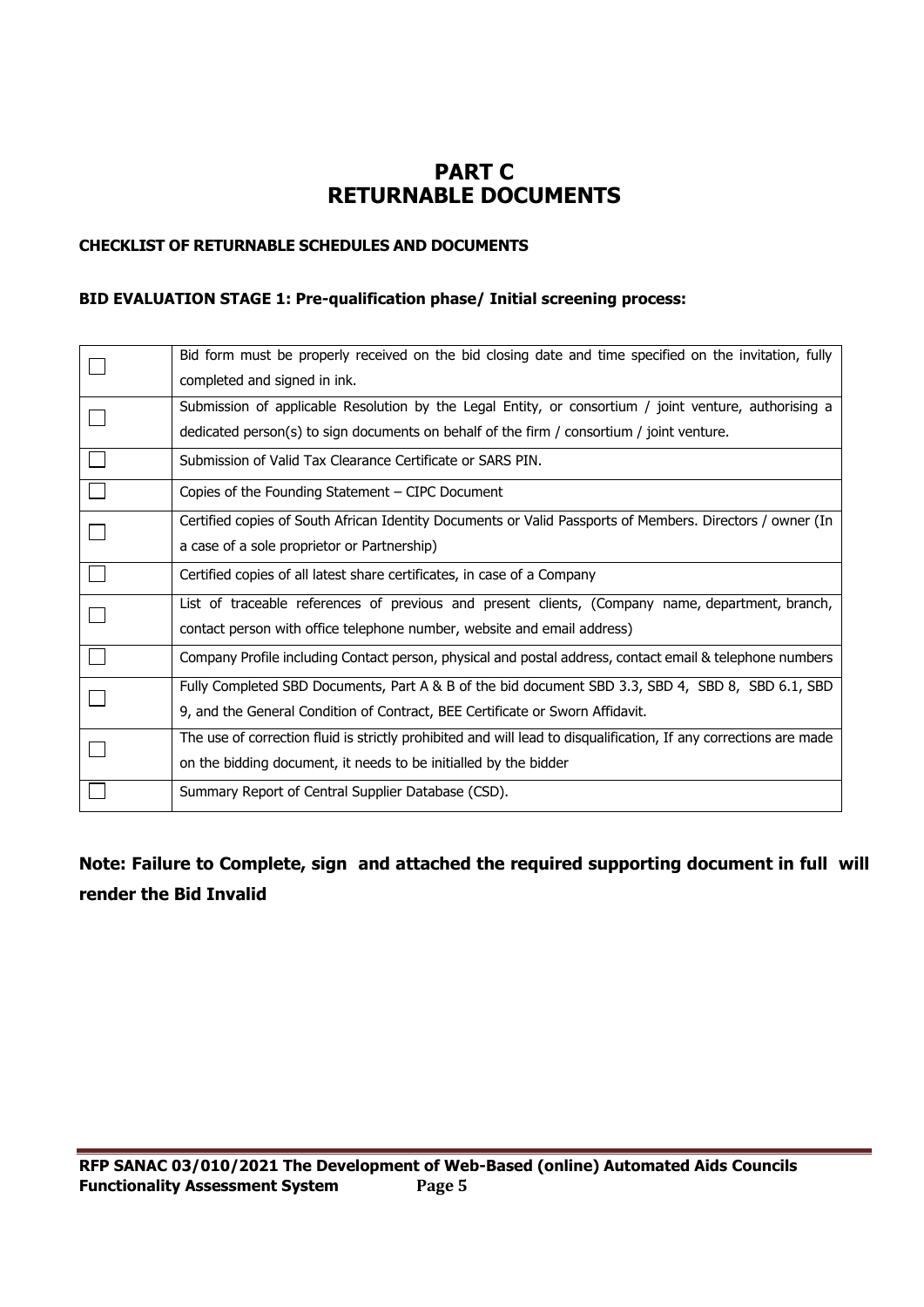# PART C
# RETURNABLE DOCUMENTS

**CHECKLIST OF RETURNABLE SCHEDULES AND DOCUMENTS**

**BID EVALUATION STAGE 1: Pre-qualification phase/ Initial screening process:**

| | |
|---|---|
| ☐ | Bid form must be properly received on the bid closing date and time specified on the invitation, fully completed and signed in ink. |
| ☐ | Submission of applicable Resolution by the Legal Entity, or consortium / joint venture, authorising a dedicated person(s) to sign documents on behalf of the firm / consortium / joint venture. |
| ☐ | Submission of Valid Tax Clearance Certificate or SARS PIN. |
| ☐ | Copies of the Founding Statement – CIPC Document |
| ☐ | Certified copies of South African Identity Documents or Valid Passports of Members. Directors / owner (In a case of a sole proprietor or Partnership) |
| ☐ | Certified copies of all latest share certificates, in case of a Company |
| ☐ | List of traceable references of previous and present clients, (Company name, department, branch, contact person with office telephone number, website and email address) |
| ☐ | Company Profile including Contact person, physical and postal address, contact email & telephone numbers |
| ☐ | Fully Completed SBD Documents, Part A & B of the bid document SBD 3.3, SBD 4, SBD 8, SBD 6.1, SBD 9, and the General Condition of Contract, BEE Certificate or Sworn Affidavit. |
| ☐ | The use of correction fluid is strictly prohibited and will lead to disqualification, If any corrections are made on the bidding document, it needs to be initialled by the bidder |
| ☐ | Summary Report of Central Supplier Database (CSD). |

**Note: Failure to Complete, sign and attached the required supporting document in full will render the Bid Invalid**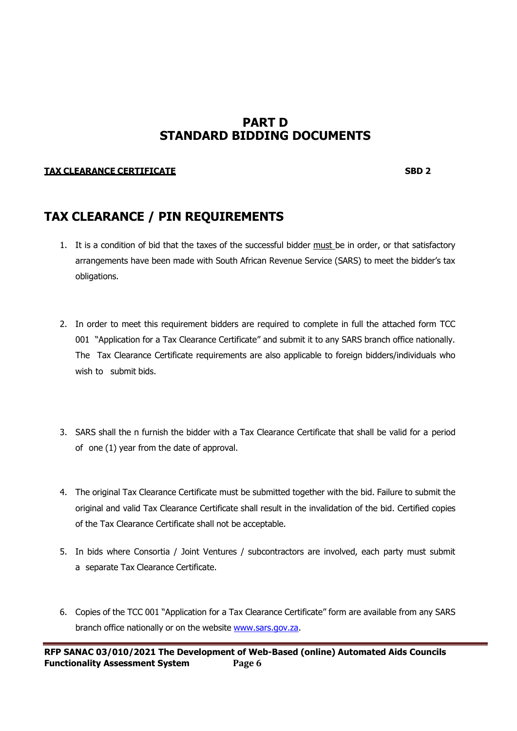# PART D
# STANDARD BIDDING DOCUMENTS

**TAX CLEARANCE CERTIFICATE** **SBD 2**

## TAX CLEARANCE / PIN REQUIREMENTS

1. It is a condition of bid that the taxes of the successful bidder must be in order, or that satisfactory arrangements have been made with South African Revenue Service (SARS) to meet the bidder's tax obligations.

2. In order to meet this requirement bidders are required to complete in full the attached form TCC 001 "Application for a Tax Clearance Certificate" and submit it to any SARS branch office nationally. The Tax Clearance Certificate requirements are also applicable to foreign bidders/individuals who wish to submit bids.

3. SARS shall the n furnish the bidder with a Tax Clearance Certificate that shall be valid for a period of one (1) year from the date of approval.

4. The original Tax Clearance Certificate must be submitted together with the bid. Failure to submit the original and valid Tax Clearance Certificate shall result in the invalidation of the bid. Certified copies of the Tax Clearance Certificate shall not be acceptable.

5. In bids where Consortia / Joint Ventures / subcontractors are involved, each party must submit a separate Tax Clearance Certificate.

6. Copies of the TCC 001 "Application for a Tax Clearance Certificate" form are available from any SARS branch office nationally or on the website www.sars.gov.za.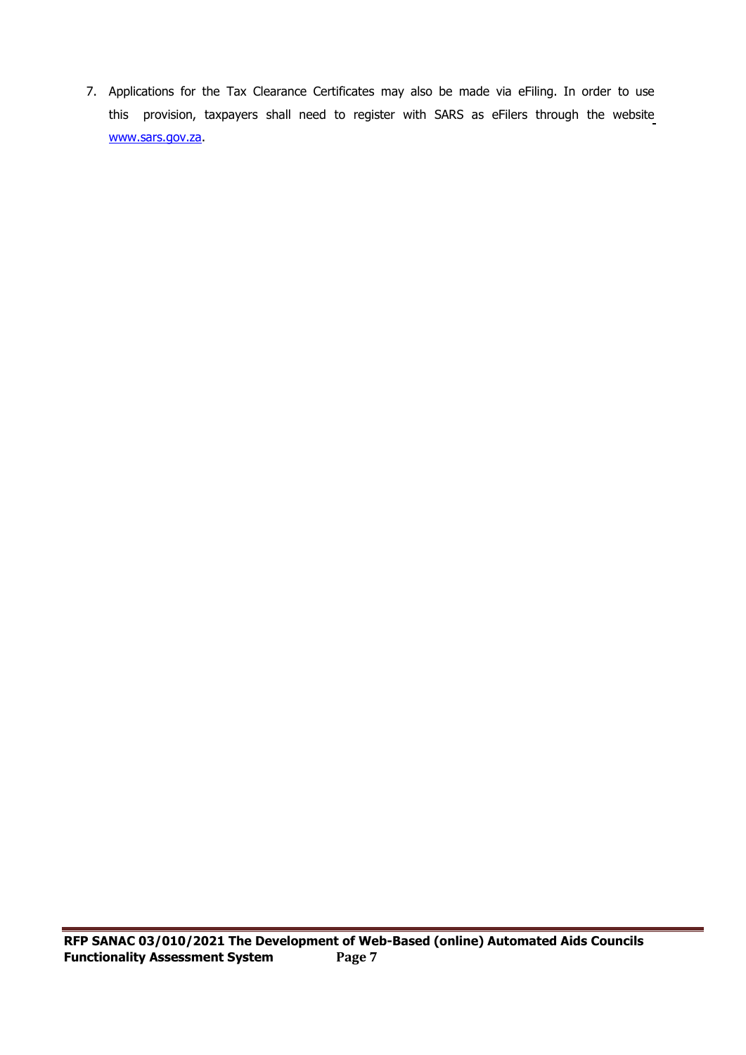7. Applications for the Tax Clearance Certificates may also be made via eFiling. In order to use this provision, taxpayers shall need to register with SARS as eFilers through the website [www.sars.gov.za](http://www.sars.gov.za).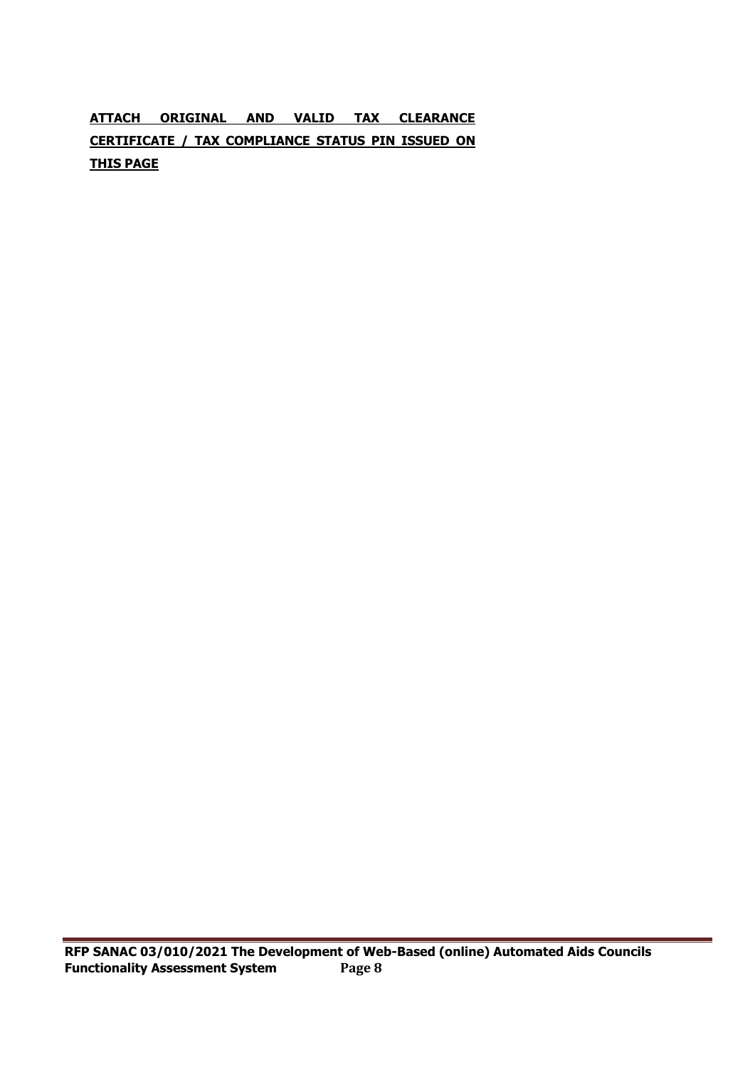**ATTACH ORIGINAL AND VALID TAX CLEARANCE CERTIFICATE / TAX COMPLIANCE STATUS PIN ISSUED ON THIS PAGE**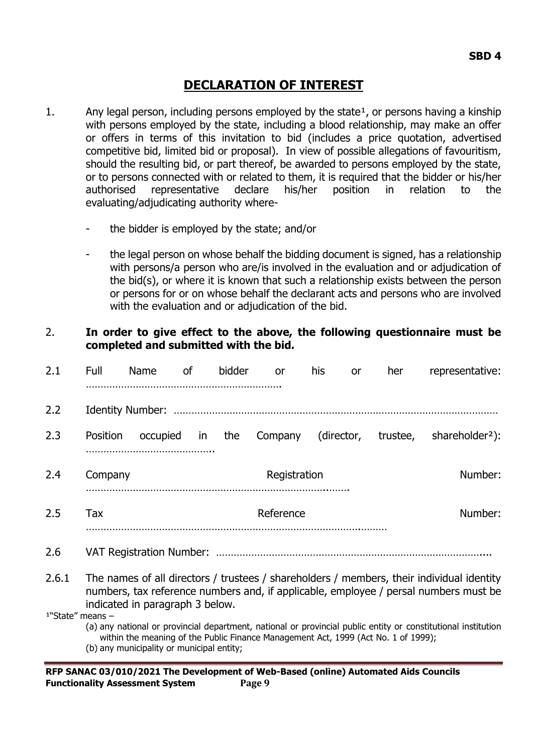**SBD 4**

# DECLARATION OF INTEREST

1. Any legal person, including persons employed by the state[1], or persons having a kinship with persons employed by the state, including a blood relationship, may make an offer or offers in terms of this invitation to bid (includes a price quotation, advertised competitive bid, limited bid or proposal). In view of possible allegations of favouritism, should the resulting bid, or part thereof, be awarded to persons employed by the state, or to persons connected with or related to them, it is required that the bidder or his/her authorised representative declare his/her position in relation to the evaluating/adjudicating authority where-

   - the bidder is employed by the state; and/or

   - the legal person on whose behalf the bidding document is signed, has a relationship with persons/a person who are/is involved in the evaluation and or adjudication of the bid(s), or where it is known that such a relationship exists between the person or persons for or on whose behalf the declarant acts and persons who are involved with the evaluation and or adjudication of the bid.

2. **In order to give effect to the above, the following questionnaire must be completed and submitted with the bid.**

2.1 Full Name of bidder or his or her representative: ………………………………………………………….

2.2 Identity Number: ………………………………………………………………………………………………

2.3 Position occupied in the Company (director, trustee, shareholder[2]): ……………………………………..

2.4 Company Registration Number: ……………………………………………………………………….…….

2.5 Tax Reference Number: ………………………………………………………………………….………

2.6 VAT Registration Number: ……………………………………………………………………………….....

2.6.1 The names of all directors / trustees / shareholders / members, their individual identity numbers, tax reference numbers and, if applicable, employee / persal numbers must be indicated in paragraph 3 below.

[1]"State" means –

(a) any national or provincial department, national or provincial public entity or constitutional institution within the meaning of the Public Finance Management Act, 1999 (Act No. 1 of 1999);

(b) any municipality or municipal entity;

**RFP SANAC 03/010/2021 The Development of Web-Based (online) Automated Aids Councils Functionality Assessment System**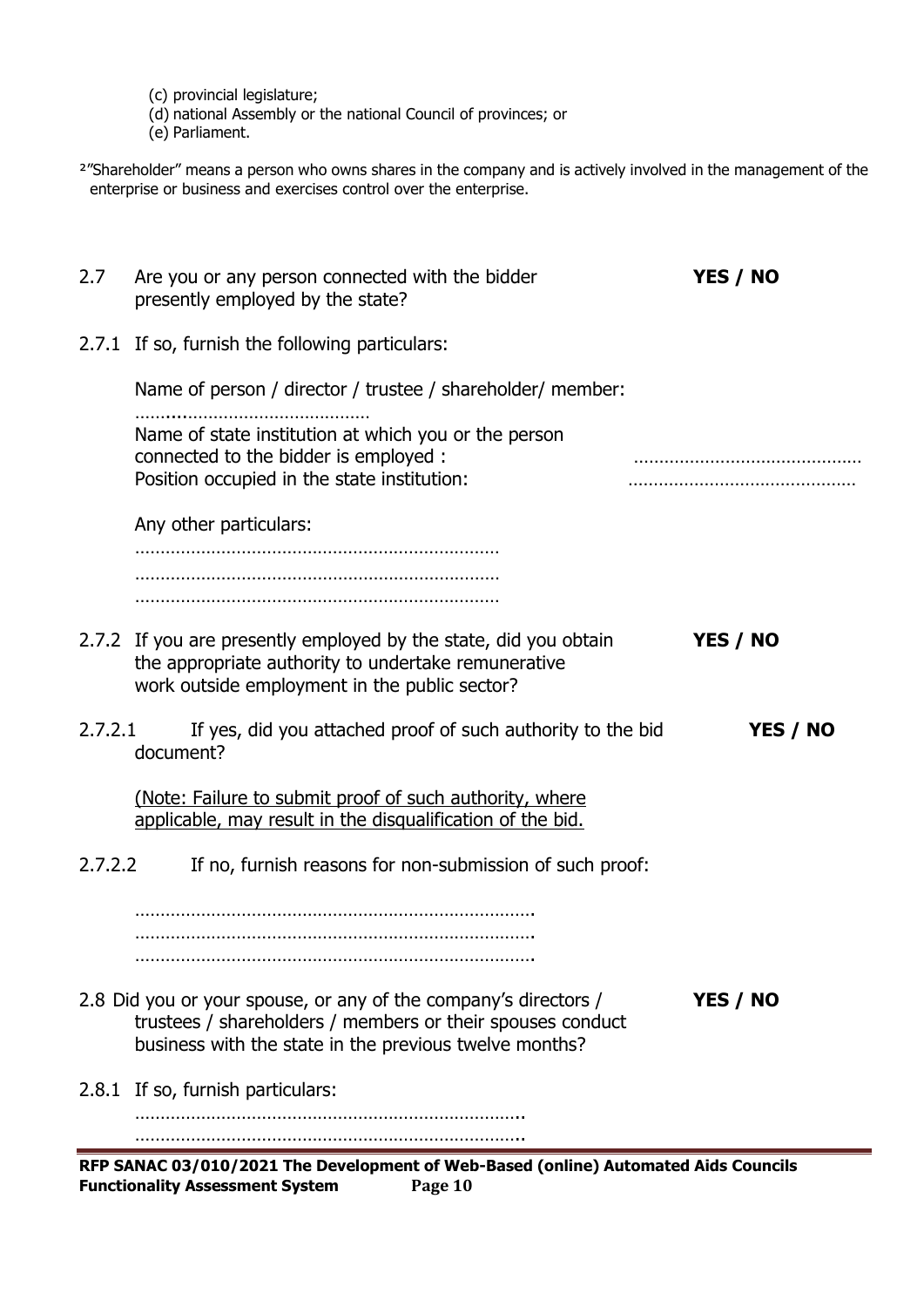(c) provincial legislature;
(d) national Assembly or the national Council of provinces; or
(e) Parliament.

[2]"Shareholder" means a person who owns shares in the company and is actively involved in the management of the enterprise or business and exercises control over the enterprise.

2.7 Are you or any person connected with the bidder presently employed by the state? **YES / NO**

2.7.1 If so, furnish the following particulars:

Name of person / director / trustee / shareholder/ member: ……………………………………………

Name of state institution at which you or the person connected to the bidder is employed : ……………………………………………

Position occupied in the state institution: ……………………………………………

Any other particulars:

………………………………………………………………
………………………………………………………………
………………………………………………………………

2.7.2 If you are presently employed by the state, did you obtain the appropriate authority to undertake remunerative work outside employment in the public sector? **YES / NO**

2.7.2.1 If yes, did you attached proof of such authority to the bid document? **YES / NO**

<u>(Note: Failure to submit proof of such authority, where applicable, may result in the disqualification of the bid.</u>

2.7.2.2 If no, furnish reasons for non-submission of such proof:

…………………………………………………………………….
…………………………………………………………………….
…………………………………………………………………….

2.8 Did you or your spouse, or any of the company's directors / trustees / shareholders / members or their spouses conduct business with the state in the previous twelve months? **YES / NO**

2.8.1 If so, furnish particulars:

…………………………………………………………………..
…………………………………………………………………..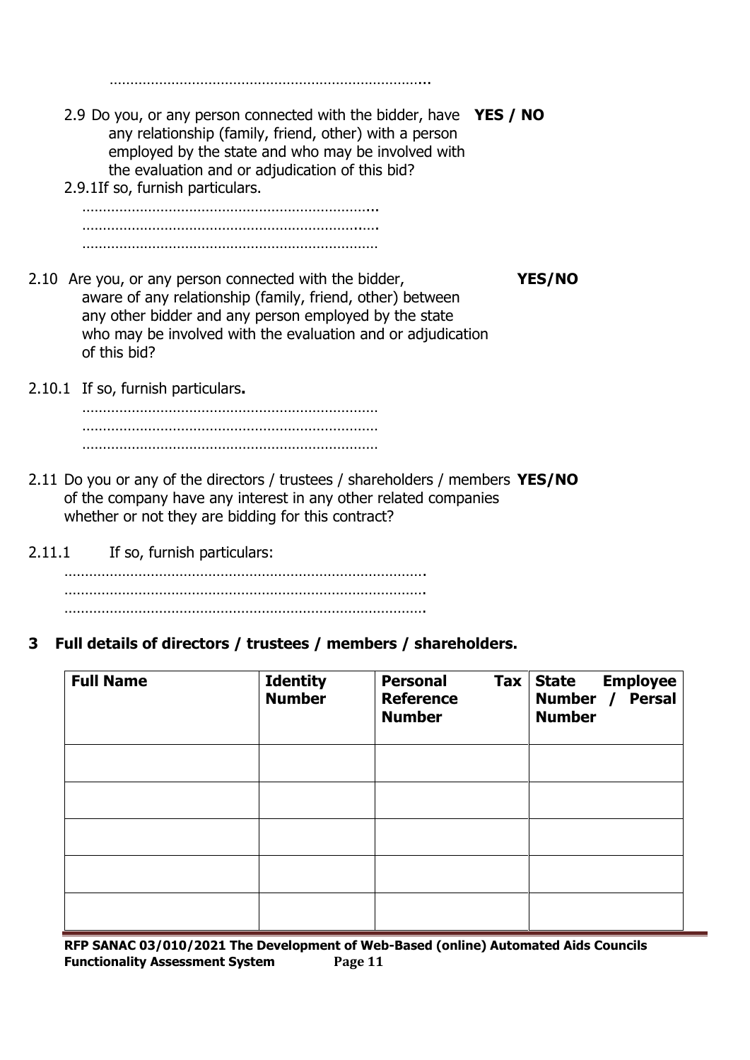…………………………………………………………………...

2.9 Do you, or any person connected with the bidder, have any relationship (family, friend, other) with a person employed by the state and who may be involved with the evaluation and or adjudication of this bid? **YES / NO**

2.9.1 If so, furnish particulars.

………………………………………………………………..
………………………………………………………………..
……………………………………………………………….

2.10 Are you, or any person connected with the bidder, aware of any relationship (family, friend, other) between any other bidder and any person employed by the state who may be involved with the evaluation and or adjudication of this bid? **YES/NO**

2.10.1 If so, furnish particulars**.**

……………………………………………………………….
……………………………………………………………….
……………………………………………………………….

2.11 Do you or any of the directors / trustees / shareholders / members of the company have any interest in any other related companies whether or not they are bidding for this contract? **YES/NO**

2.11.1 If so, furnish particulars:

…………………………………………………………………………….
…………………………………………………………………………….
…………………………………………………………………………….

## 3 Full details of directors / trustees / members / shareholders.

| **Full Name** | **Identity Number** | **Personal Tax Reference Number** | **State Employee Number / Persal Number** |
|---|---|---|---|
| | | | |
| | | | |
| | | | |
| | | | |
| | | | |

**RFP SANAC 03/010/2021 The Development of Web-Based (online) Automated Aids Councils Functionality Assessment System**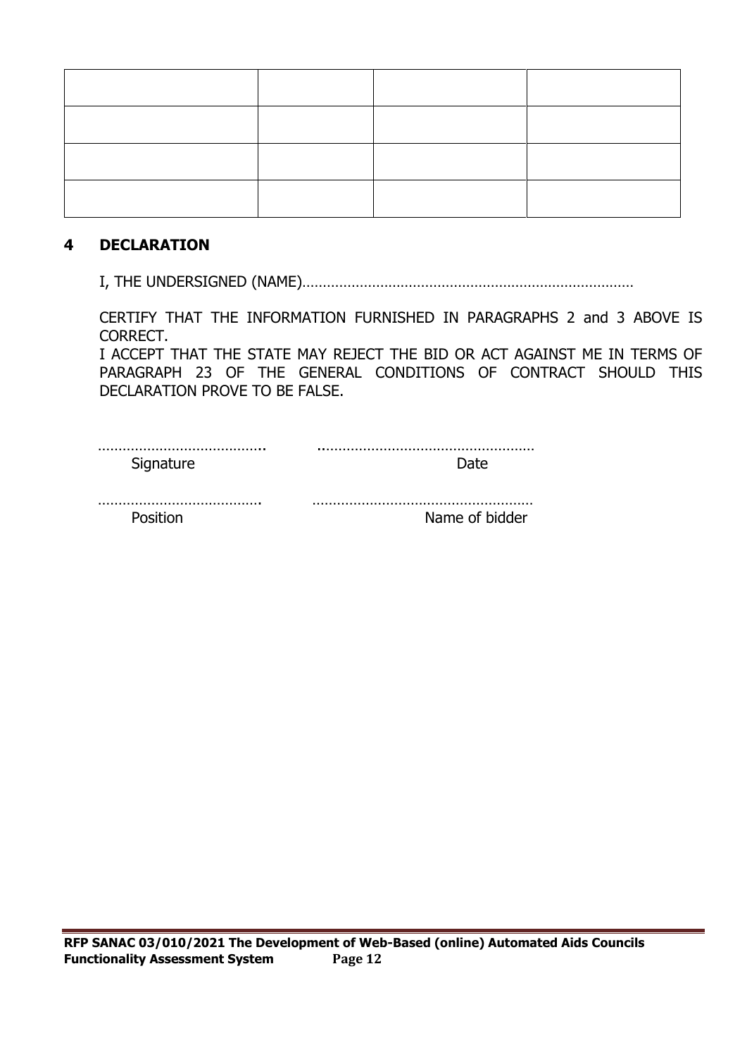| | | | |
|---|---|---|---|
| | | | |
| | | | |
| | | | |
| | | | |

## 4 DECLARATION

I, THE UNDERSIGNED (NAME)……………………………………………………………………

CERTIFY THAT THE INFORMATION FURNISHED IN PARAGRAPHS 2 and 3 ABOVE IS CORRECT.
I ACCEPT THAT THE STATE MAY REJECT THE BID OR ACT AGAINST ME IN TERMS OF PARAGRAPH 23 OF THE GENERAL CONDITIONS OF CONTRACT SHOULD THIS DECLARATION PROVE TO BE FALSE.

…………………………………..    ..……………………………………………
Signature    Date

………………………………….    ………………………………………………
Position    Name of bidder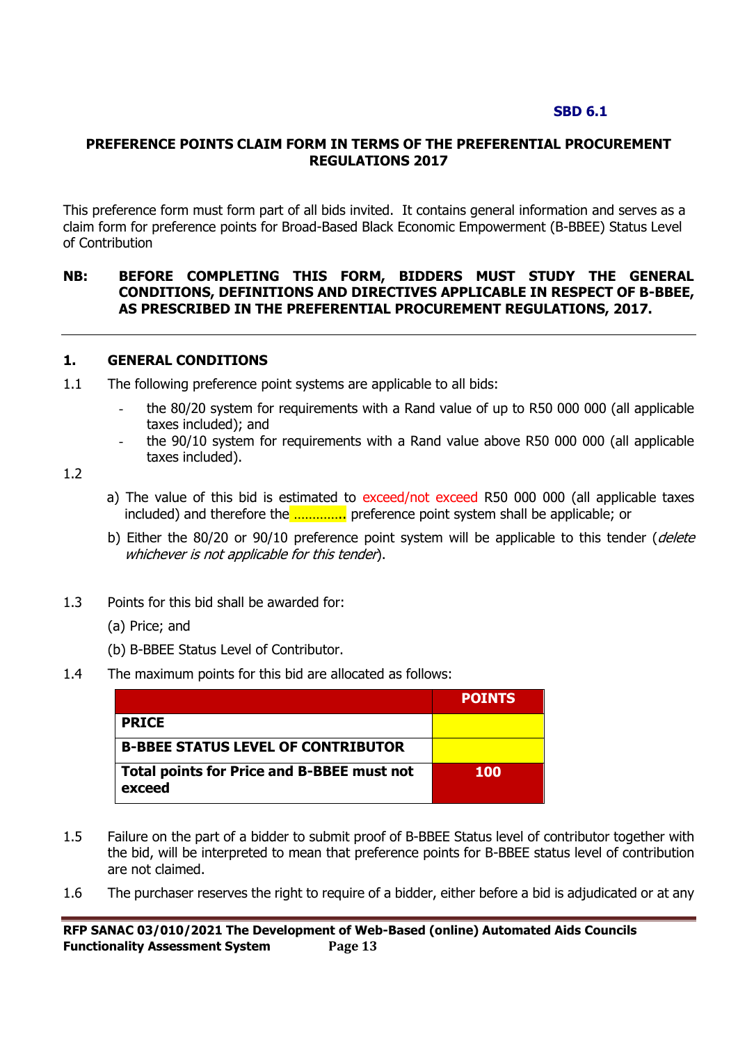**SBD 6.1**

**PREFERENCE POINTS CLAIM FORM IN TERMS OF THE PREFERENTIAL PROCUREMENT REGULATIONS 2017**

This preference form must form part of all bids invited. It contains general information and serves as a claim form for preference points for Broad-Based Black Economic Empowerment (B-BBEE) Status Level of Contribution

**NB: BEFORE COMPLETING THIS FORM, BIDDERS MUST STUDY THE GENERAL CONDITIONS, DEFINITIONS AND DIRECTIVES APPLICABLE IN RESPECT OF B-BBEE, AS PRESCRIBED IN THE PREFERENTIAL PROCUREMENT REGULATIONS, 2017.**

---

## 1. GENERAL CONDITIONS

1.1 The following preference point systems are applicable to all bids:

- the 80/20 system for requirements with a Rand value of up to R50 000 000 (all applicable taxes included); and
- the 90/10 system for requirements with a Rand value above R50 000 000 (all applicable taxes included).

1.2

a) The value of this bid is estimated to exceed/not exceed R50 000 000 (all applicable taxes included) and therefore the ………….. preference point system shall be applicable; or

b) Either the 80/20 or 90/10 preference point system will be applicable to this tender (*delete whichever is not applicable for this tender*).

1.3 Points for this bid shall be awarded for:

(a) Price; and

(b) B-BBEE Status Level of Contributor.

1.4 The maximum points for this bid are allocated as follows:

| | POINTS |
|---|---|
| **PRICE** | |
| **B-BBEE STATUS LEVEL OF CONTRIBUTOR** | |
| **Total points for Price and B-BBEE must not exceed** | **100** |

1.5 Failure on the part of a bidder to submit proof of B-BBEE Status level of contributor together with the bid, will be interpreted to mean that preference points for B-BBEE status level of contribution are not claimed.

1.6 The purchaser reserves the right to require of a bidder, either before a bid is adjudicated or at any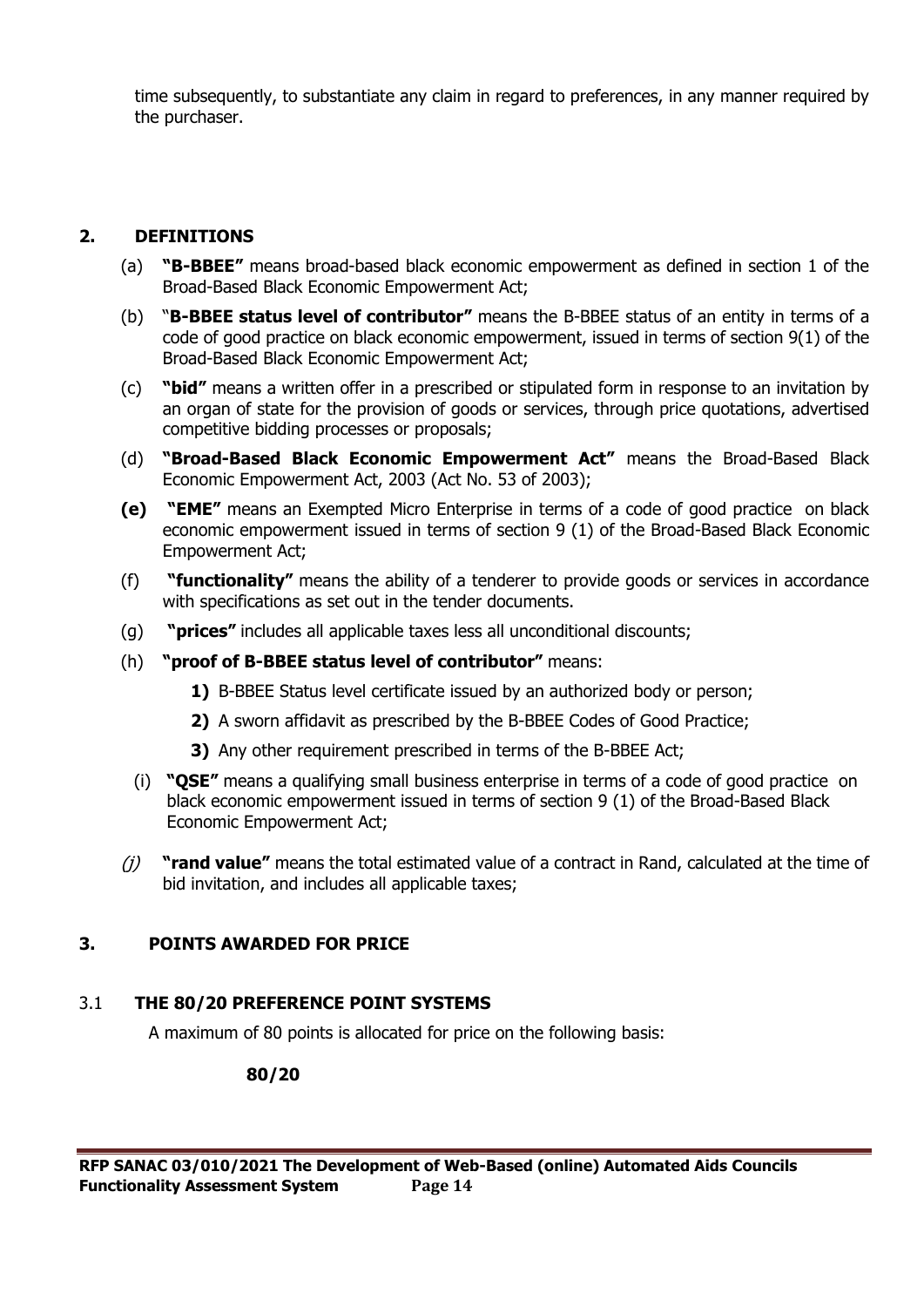time subsequently, to substantiate any claim in regard to preferences, in any manner required by the purchaser.

## 2. DEFINITIONS

(a) **"B-BBEE"** means broad-based black economic empowerment as defined in section 1 of the Broad-Based Black Economic Empowerment Act;

(b) "**B-BBEE status level of contributor"** means the B-BBEE status of an entity in terms of a code of good practice on black economic empowerment, issued in terms of section 9(1) of the Broad-Based Black Economic Empowerment Act;

(c) **"bid"** means a written offer in a prescribed or stipulated form in response to an invitation by an organ of state for the provision of goods or services, through price quotations, advertised competitive bidding processes or proposals;

(d) **"Broad-Based Black Economic Empowerment Act"** means the Broad-Based Black Economic Empowerment Act, 2003 (Act No. 53 of 2003);

**(e)** **"EME"** means an Exempted Micro Enterprise in terms of a code of good practice on black economic empowerment issued in terms of section 9 (1) of the Broad-Based Black Economic Empowerment Act;

(f) **"functionality"** means the ability of a tenderer to provide goods or services in accordance with specifications as set out in the tender documents.

(g) **"prices"** includes all applicable taxes less all unconditional discounts;

(h) **"proof of B-BBEE status level of contributor"** means:

   **1)** B-BBEE Status level certificate issued by an authorized body or person;

   **2)** A sworn affidavit as prescribed by the B-BBEE Codes of Good Practice;

   **3)** Any other requirement prescribed in terms of the B-BBEE Act;

(i) **"QSE"** means a qualifying small business enterprise in terms of a code of good practice on black economic empowerment issued in terms of section 9 (1) of the Broad-Based Black Economic Empowerment Act;

*(j)* **"rand value"** means the total estimated value of a contract in Rand, calculated at the time of bid invitation, and includes all applicable taxes;

## 3. POINTS AWARDED FOR PRICE

### 3.1 THE 80/20 PREFERENCE POINT SYSTEMS

A maximum of 80 points is allocated for price on the following basis:

**80/20**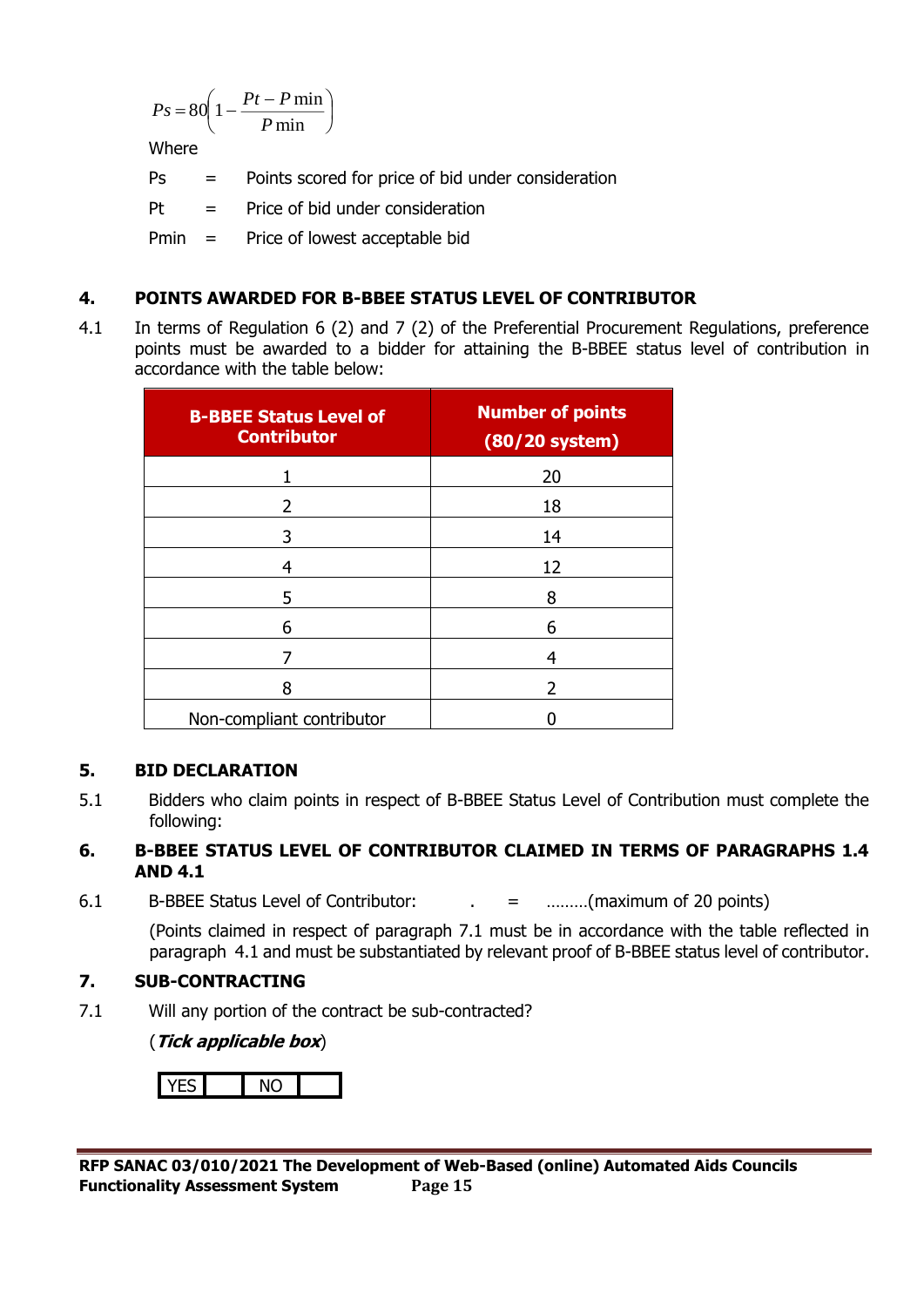$$Ps = 80\left(1 - \frac{Pt - P\min}{P\min}\right)$$

Where

Ps = Points scored for price of bid under consideration

Pt = Price of bid under consideration

Pmin = Price of lowest acceptable bid

## 4. POINTS AWARDED FOR B-BBEE STATUS LEVEL OF CONTRIBUTOR

4.1 In terms of Regulation 6 (2) and 7 (2) of the Preferential Procurement Regulations, preference points must be awarded to a bidder for attaining the B-BBEE status level of contribution in accordance with the table below:

| B-BBEE Status Level of Contributor | Number of points (80/20 system) |
|---|---|
| 1 | 20 |
| 2 | 18 |
| 3 | 14 |
| 4 | 12 |
| 5 | 8 |
| 6 | 6 |
| 7 | 4 |
| 8 | 2 |
| Non-compliant contributor | 0 |

## 5. BID DECLARATION

5.1 Bidders who claim points in respect of B-BBEE Status Level of Contribution must complete the following:

## 6. B-BBEE STATUS LEVEL OF CONTRIBUTOR CLAIMED IN TERMS OF PARAGRAPHS 1.4 AND 4.1

6.1 B-BBEE Status Level of Contributor: . = ………(maximum of 20 points)

(Points claimed in respect of paragraph 7.1 must be in accordance with the table reflected in paragraph 4.1 and must be substantiated by relevant proof of B-BBEE status level of contributor.

## 7. SUB-CONTRACTING

7.1 Will any portion of the contract be sub-contracted?

(***Tick applicable box***)

| YES | | NO | |
|---|---|---|---|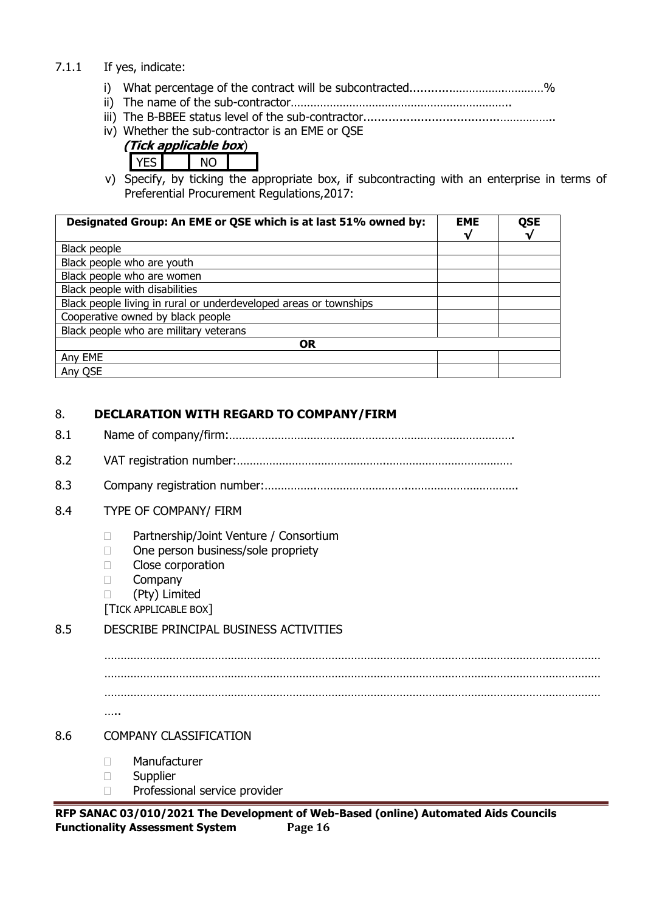7.1.1 If yes, indicate:

i) What percentage of the contract will be subcontracted........................................%
ii) The name of the sub-contractor……………………………………………………………..
iii) The B-BBEE status level of the sub-contractor......................................……………
iv) Whether the sub-contractor is an EME or QSE

***(Tick applicable box)***

| YES | | NO | |
|---|---|---|---|

v) Specify, by ticking the appropriate box, if subcontracting with an enterprise in terms of Preferential Procurement Regulations,2017:

| **Designated Group: An EME or QSE which is at last 51% owned by:** | **EME √** | **QSE √** |
|---|---|---|
| Black people | | |
| Black people who are youth | | |
| Black people who are women | | |
| Black people with disabilities | | |
| Black people living in rural or underdeveloped areas or townships | | |
| Cooperative owned by black people | | |
| Black people who are military veterans | | |
| **OR** | | |
| Any EME | | |
| Any QSE | | |

## 8. DECLARATION WITH REGARD TO COMPANY/FIRM

8.1 Name of company/firm:…………………………………………………………………………….

8.2 VAT registration number:……………………………………….…………………………………

8.3 Company registration number:…………….……………………….…………………………….

8.4 TYPE OF COMPANY/ FIRM

- ☐ Partnership/Joint Venture / Consortium
- ☐ One person business/sole propriety
- ☐ Close corporation
- ☐ Company
- ☐ (Pty) Limited

[TICK APPLICABLE BOX]

8.5 DESCRIBE PRINCIPAL BUSINESS ACTIVITIES

………………………………………………………………………………………………………………………………………
………………………………………………………………………………………………………………………………………
………………………………………………………………………………………………………………………………………
…..

8.6 COMPANY CLASSIFICATION

- ☐ Manufacturer
- ☐ Supplier
- ☐ Professional service provider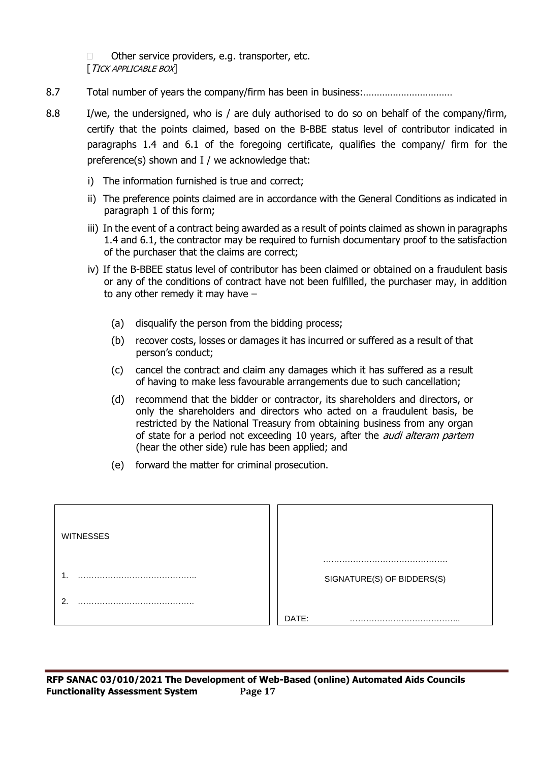☐ Other service providers, e.g. transporter, etc.

[*TICK APPLICABLE BOX*]

8.7 Total number of years the company/firm has been in business:……………………………

8.8 I/we, the undersigned, who is / are duly authorised to do so on behalf of the company/firm, certify that the points claimed, based on the B-BBE status level of contributor indicated in paragraphs 1.4 and 6.1 of the foregoing certificate, qualifies the company/ firm for the preference(s) shown and I / we acknowledge that:

i) The information furnished is true and correct;

ii) The preference points claimed are in accordance with the General Conditions as indicated in paragraph 1 of this form;

iii) In the event of a contract being awarded as a result of points claimed as shown in paragraphs 1.4 and 6.1, the contractor may be required to furnish documentary proof to the satisfaction of the purchaser that the claims are correct;

iv) If the B-BBEE status level of contributor has been claimed or obtained on a fraudulent basis or any of the conditions of contract have not been fulfilled, the purchaser may, in addition to any other remedy it may have –

(a) disqualify the person from the bidding process;

(b) recover costs, losses or damages it has incurred or suffered as a result of that person's conduct;

(c) cancel the contract and claim any damages which it has suffered as a result of having to make less favourable arrangements due to such cancellation;

(d) recommend that the bidder or contractor, its shareholders and directors, or only the shareholders and directors who acted on a fraudulent basis, be restricted by the National Treasury from obtaining business from any organ of state for a period not exceeding 10 years, after the *audi alteram partem* (hear the other side) rule has been applied; and

(e) forward the matter for criminal prosecution.

| WITNESSES | |
|---|---|
| 1. …………………………………….. | ………………………………………. SIGNATURE(S) OF BIDDERS(S) |
| 2. ……………………………………. | DATE: ………………………………….. |

**RFP SANAC 03/010/2021 The Development of Web-Based (online) Automated Aids Councils Functionality Assessment System**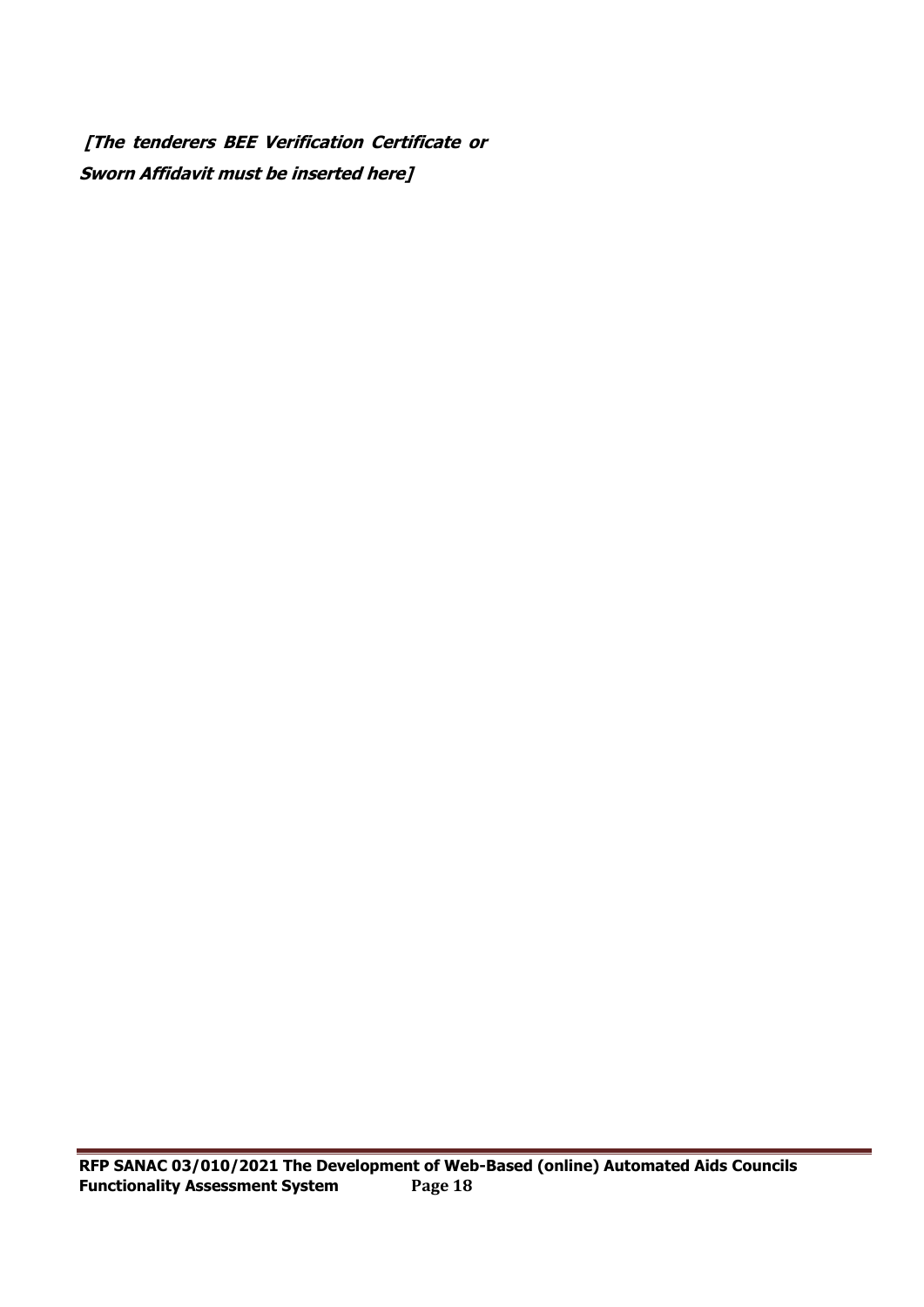***[The tenderers BEE Verification Certificate or Sworn Affidavit must be inserted here]***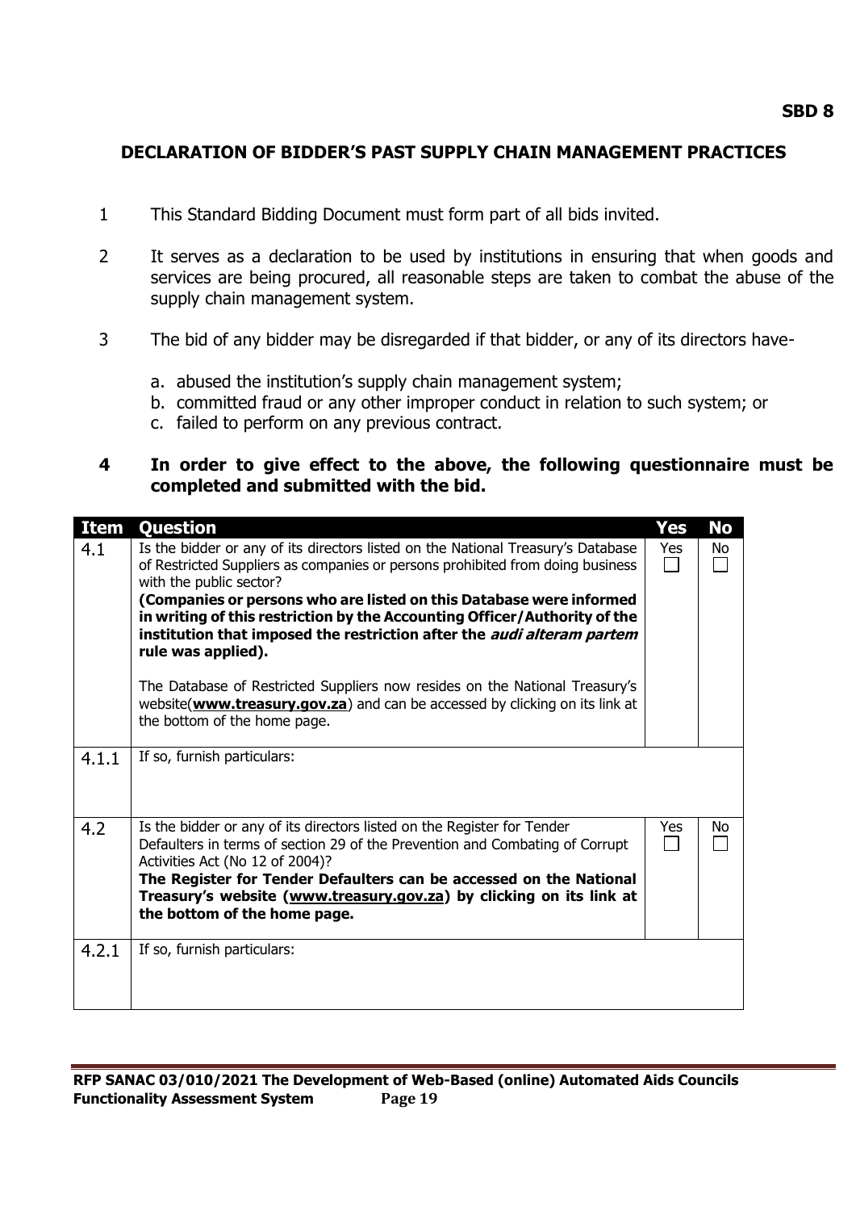**SBD 8**

## DECLARATION OF BIDDER'S PAST SUPPLY CHAIN MANAGEMENT PRACTICES

1. This Standard Bidding Document must form part of all bids invited.

2. It serves as a declaration to be used by institutions in ensuring that when goods and services are being procured, all reasonable steps are taken to combat the abuse of the supply chain management system.

3. The bid of any bidder may be disregarded if that bidder, or any of its directors have-

   a. abused the institution's supply chain management system;
   b. committed fraud or any other improper conduct in relation to such system; or
   c. failed to perform on any previous contract.

**4 In order to give effect to the above, the following questionnaire must be completed and submitted with the bid.**

| Item | Question | Yes | No |
|---|---|---|---|
| 4.1 | Is the bidder or any of its directors listed on the National Treasury's Database of Restricted Suppliers as companies or persons prohibited from doing business with the public sector?<br>**(Companies or persons who are listed on this Database were informed in writing of this restriction by the Accounting Officer/Authority of the institution that imposed the restriction after the *audi alteram partem* rule was applied).**<br><br>The Database of Restricted Suppliers now resides on the National Treasury's website(**www.treasury.gov.za**) and can be accessed by clicking on its link at the bottom of the home page. | Yes ☐ | No ☐ |
| 4.1.1 | If so, furnish particulars: | | |
| 4.2 | Is the bidder or any of its directors listed on the Register for Tender Defaulters in terms of section 29 of the Prevention and Combating of Corrupt Activities Act (No 12 of 2004)?<br>**The Register for Tender Defaulters can be accessed on the National Treasury's website (www.treasury.gov.za) by clicking on its link at the bottom of the home page.** | Yes ☐ | No ☐ |
| 4.2.1 | If so, furnish particulars: | | |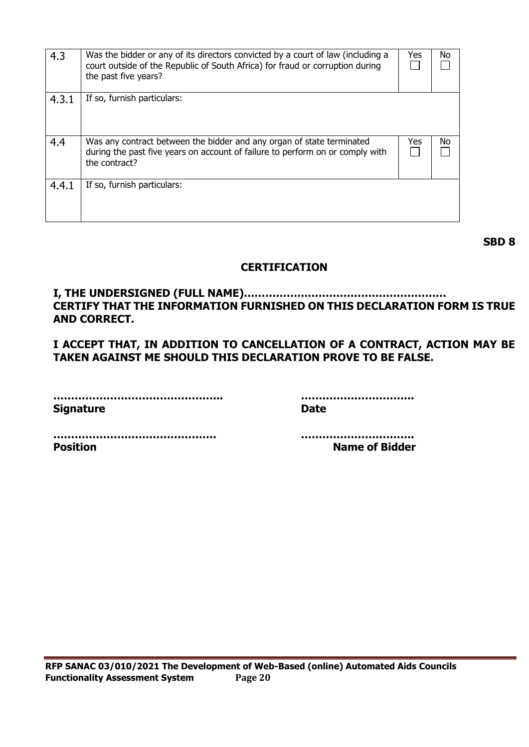| 4.3 | Was the bidder or any of its directors convicted by a court of law (including a court outside of the Republic of South Africa) for fraud or corruption during the past five years? | Yes ☐ | No ☐ |
|---|---|---|---|
| 4.3.1 | If so, furnish particulars: | | |
| 4.4 | Was any contract between the bidder and any organ of state terminated during the past five years on account of failure to perform on or comply with the contract? | Yes ☐ | No ☐ |
| 4.4.1 | If so, furnish particulars: | | |

**SBD 8**

## CERTIFICATION

**I, THE UNDERSIGNED (FULL NAME)………………………………………………… CERTIFY THAT THE INFORMATION FURNISHED ON THIS DECLARATION FORM IS TRUE AND CORRECT.**

**I ACCEPT THAT, IN ADDITION TO CANCELLATION OF A CONTRACT, ACTION MAY BE TAKEN AGAINST ME SHOULD THIS DECLARATION PROVE TO BE FALSE.**

**………………………………………..** &nbsp;&nbsp;&nbsp;&nbsp;&nbsp;&nbsp;&nbsp;&nbsp; **………………………….**
**Signature** &nbsp;&nbsp;&nbsp;&nbsp;&nbsp;&nbsp;&nbsp;&nbsp;&nbsp;&nbsp;&nbsp;&nbsp;&nbsp;&nbsp;&nbsp;&nbsp;&nbsp;&nbsp;&nbsp;&nbsp;&nbsp;&nbsp;&nbsp;&nbsp; **Date**

**……………………………………….** &nbsp;&nbsp;&nbsp;&nbsp;&nbsp;&nbsp;&nbsp;&nbsp; **………………………….**
**Position** &nbsp;&nbsp;&nbsp;&nbsp;&nbsp;&nbsp;&nbsp;&nbsp;&nbsp;&nbsp;&nbsp;&nbsp;&nbsp;&nbsp;&nbsp;&nbsp;&nbsp;&nbsp;&nbsp;&nbsp;&nbsp;&nbsp;&nbsp;&nbsp;&nbsp; **Name of Bidder**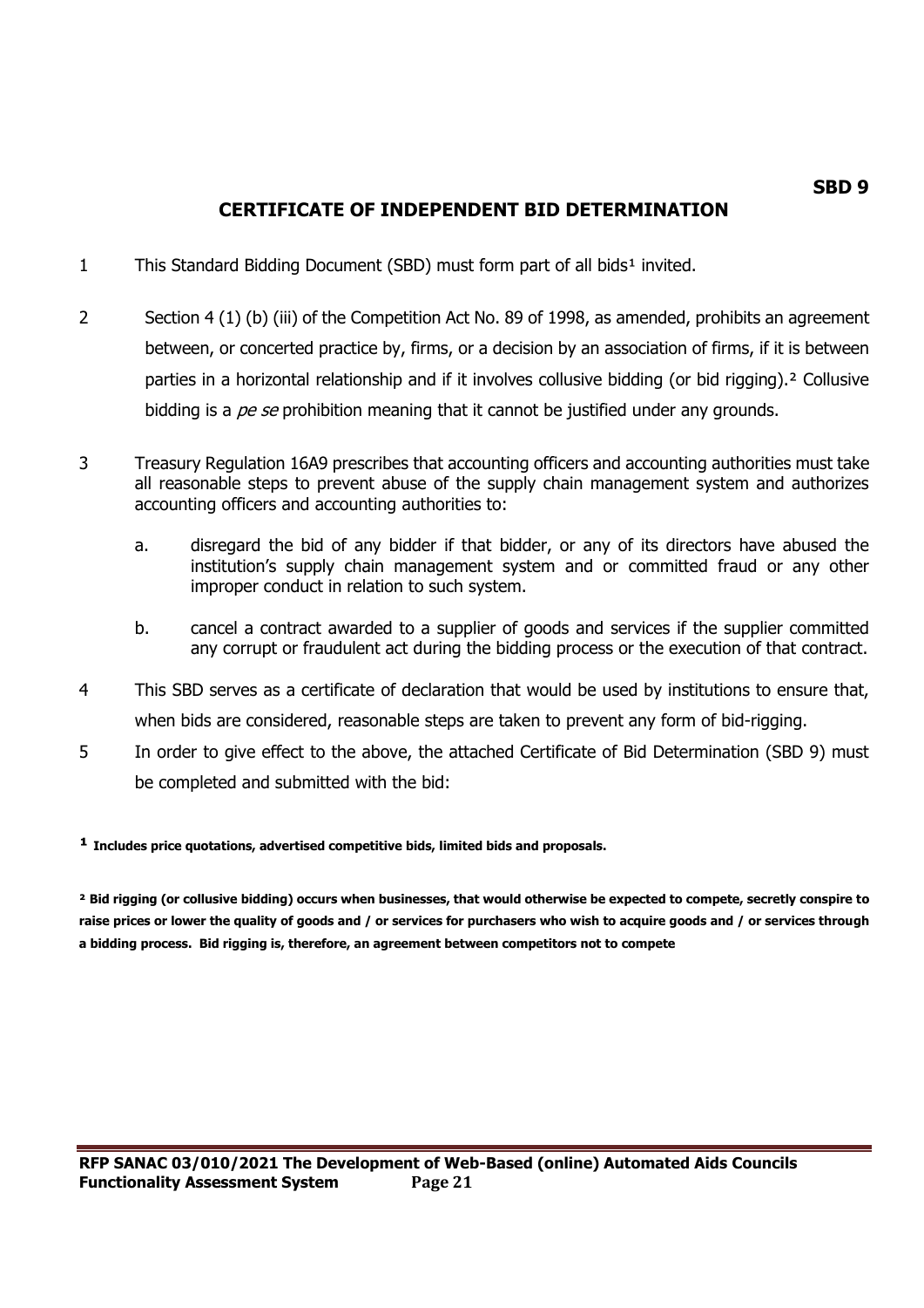**SBD 9**

# CERTIFICATE OF INDEPENDENT BID DETERMINATION

1 This Standard Bidding Document (SBD) must form part of all bids[1] invited.

2 Section 4 (1) (b) (iii) of the Competition Act No. 89 of 1998, as amended, prohibits an agreement between, or concerted practice by, firms, or a decision by an association of firms, if it is between parties in a horizontal relationship and if it involves collusive bidding (or bid rigging).[2] Collusive bidding is a *pe se* prohibition meaning that it cannot be justified under any grounds.

3 Treasury Regulation 16A9 prescribes that accounting officers and accounting authorities must take all reasonable steps to prevent abuse of the supply chain management system and authorizes accounting officers and accounting authorities to:

a. disregard the bid of any bidder if that bidder, or any of its directors have abused the institution's supply chain management system and or committed fraud or any other improper conduct in relation to such system.

b. cancel a contract awarded to a supplier of goods and services if the supplier committed any corrupt or fraudulent act during the bidding process or the execution of that contract.

4 This SBD serves as a certificate of declaration that would be used by institutions to ensure that, when bids are considered, reasonable steps are taken to prevent any form of bid-rigging.

5 In order to give effect to the above, the attached Certificate of Bid Determination (SBD 9) must be completed and submitted with the bid:

**[1] Includes price quotations, advertised competitive bids, limited bids and proposals.**

**[2] Bid rigging (or collusive bidding) occurs when businesses, that would otherwise be expected to compete, secretly conspire to raise prices or lower the quality of goods and / or services for purchasers who wish to acquire goods and / or services through a bidding process. Bid rigging is, therefore, an agreement between competitors not to compete**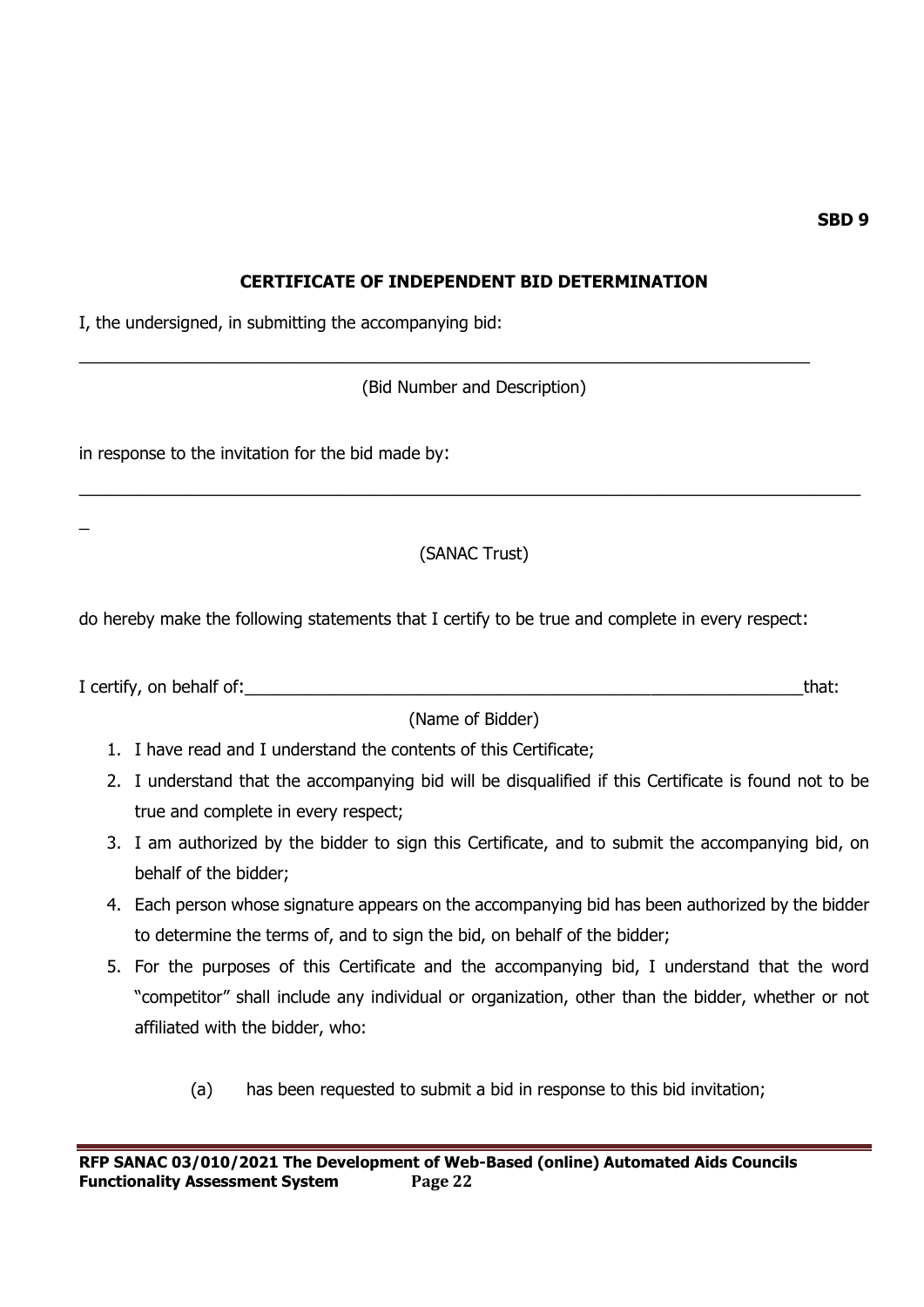**SBD 9**

**CERTIFICATE OF INDEPENDENT BID DETERMINATION**

I, the undersigned, in submitting the accompanying bid:

___________________________________________________________________________

(Bid Number and Description)

in response to the invitation for the bid made by:

______________________________________________________________________________

_

(SANAC Trust)

do hereby make the following statements that I certify to be true and complete in every respect:

I certify, on behalf of:_________________________________________________________that:

(Name of Bidder)

1. I have read and I understand the contents of this Certificate;
2. I understand that the accompanying bid will be disqualified if this Certificate is found not to be true and complete in every respect;
3. I am authorized by the bidder to sign this Certificate, and to submit the accompanying bid, on behalf of the bidder;
4. Each person whose signature appears on the accompanying bid has been authorized by the bidder to determine the terms of, and to sign the bid, on behalf of the bidder;
5. For the purposes of this Certificate and the accompanying bid, I understand that the word "competitor" shall include any individual or organization, other than the bidder, whether or not affiliated with the bidder, who:

    (a) has been requested to submit a bid in response to this bid invitation;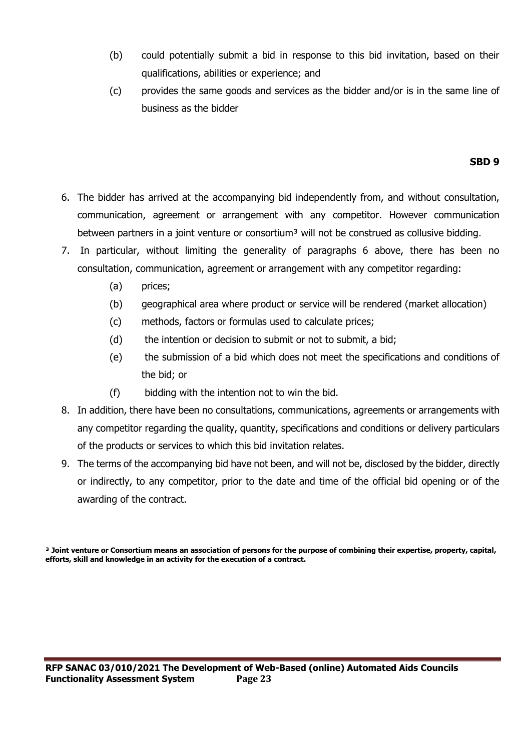(b) could potentially submit a bid in response to this bid invitation, based on their qualifications, abilities or experience; and

(c) provides the same goods and services as the bidder and/or is in the same line of business as the bidder

**SBD 9**

6. The bidder has arrived at the accompanying bid independently from, and without consultation, communication, agreement or arrangement with any competitor. However communication between partners in a joint venture or consortium[3] will not be construed as collusive bidding.
7. In particular, without limiting the generality of paragraphs 6 above, there has been no consultation, communication, agreement or arrangement with any competitor regarding:
   - (a) prices;
   - (b) geographical area where product or service will be rendered (market allocation)
   - (c) methods, factors or formulas used to calculate prices;
   - (d) the intention or decision to submit or not to submit, a bid;
   - (e) the submission of a bid which does not meet the specifications and conditions of the bid; or
   - (f) bidding with the intention not to win the bid.
8. In addition, there have been no consultations, communications, agreements or arrangements with any competitor regarding the quality, quantity, specifications and conditions or delivery particulars of the products or services to which this bid invitation relates.
9. The terms of the accompanying bid have not been, and will not be, disclosed by the bidder, directly or indirectly, to any competitor, prior to the date and time of the official bid opening or of the awarding of the contract.

**[3] Joint venture or Consortium means an association of persons for the purpose of combining their expertise, property, capital, efforts, skill and knowledge in an activity for the execution of a contract.**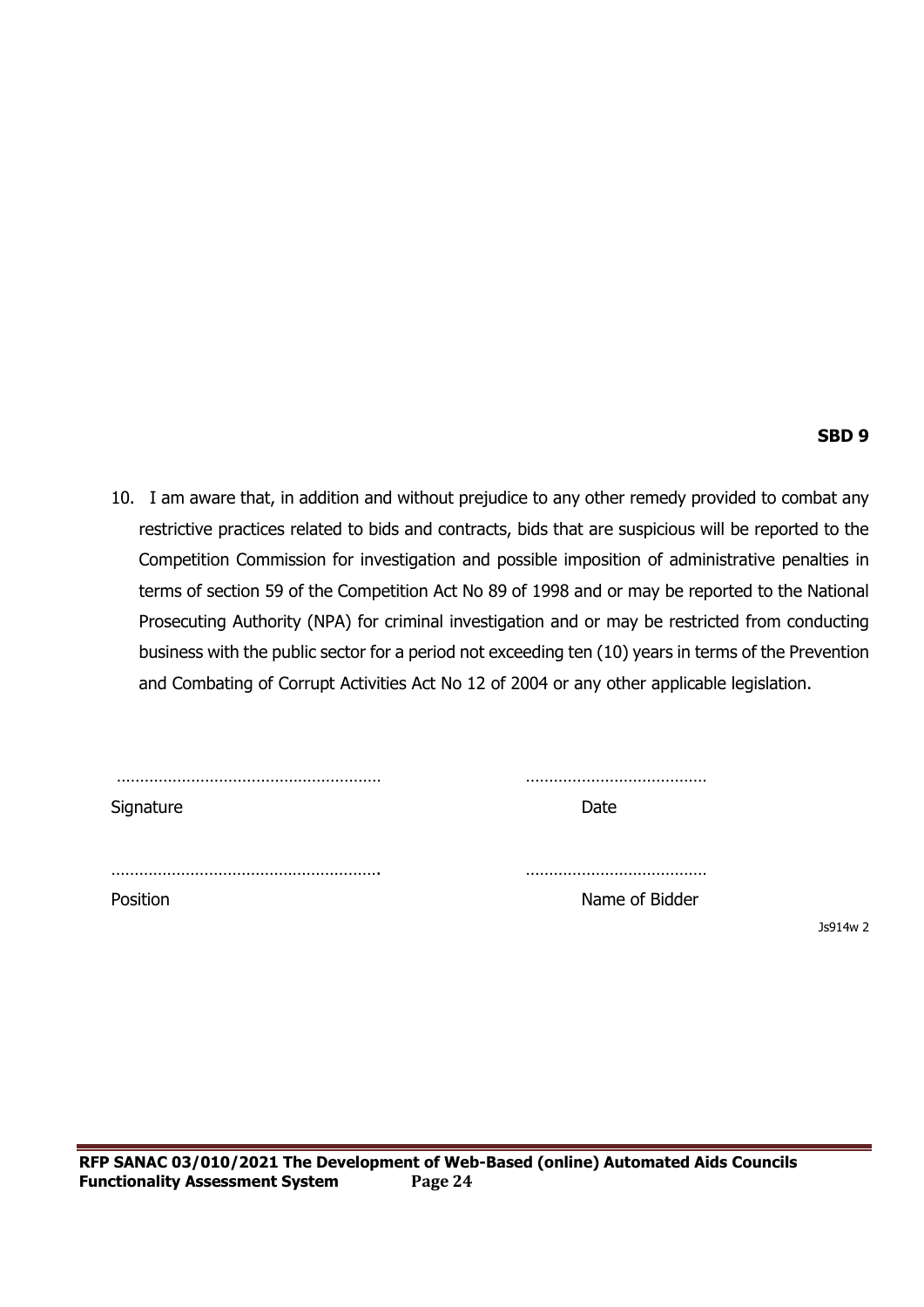**SBD 9**

10. I am aware that, in addition and without prejudice to any other remedy provided to combat any restrictive practices related to bids and contracts, bids that are suspicious will be reported to the Competition Commission for investigation and possible imposition of administrative penalties in terms of section 59 of the Competition Act No 89 of 1998 and or may be reported to the National Prosecuting Authority (NPA) for criminal investigation and or may be restricted from conducting business with the public sector for a period not exceeding ten (10) years in terms of the Prevention and Combating of Corrupt Activities Act No 12 of 2004 or any other applicable legislation.

| | |
|---|---|
| ………………………………………………… | ……………………………… |
| Signature | Date |
| ………………………………………………… | ……………………………… |
| Position | Name of Bidder |

Js914w 2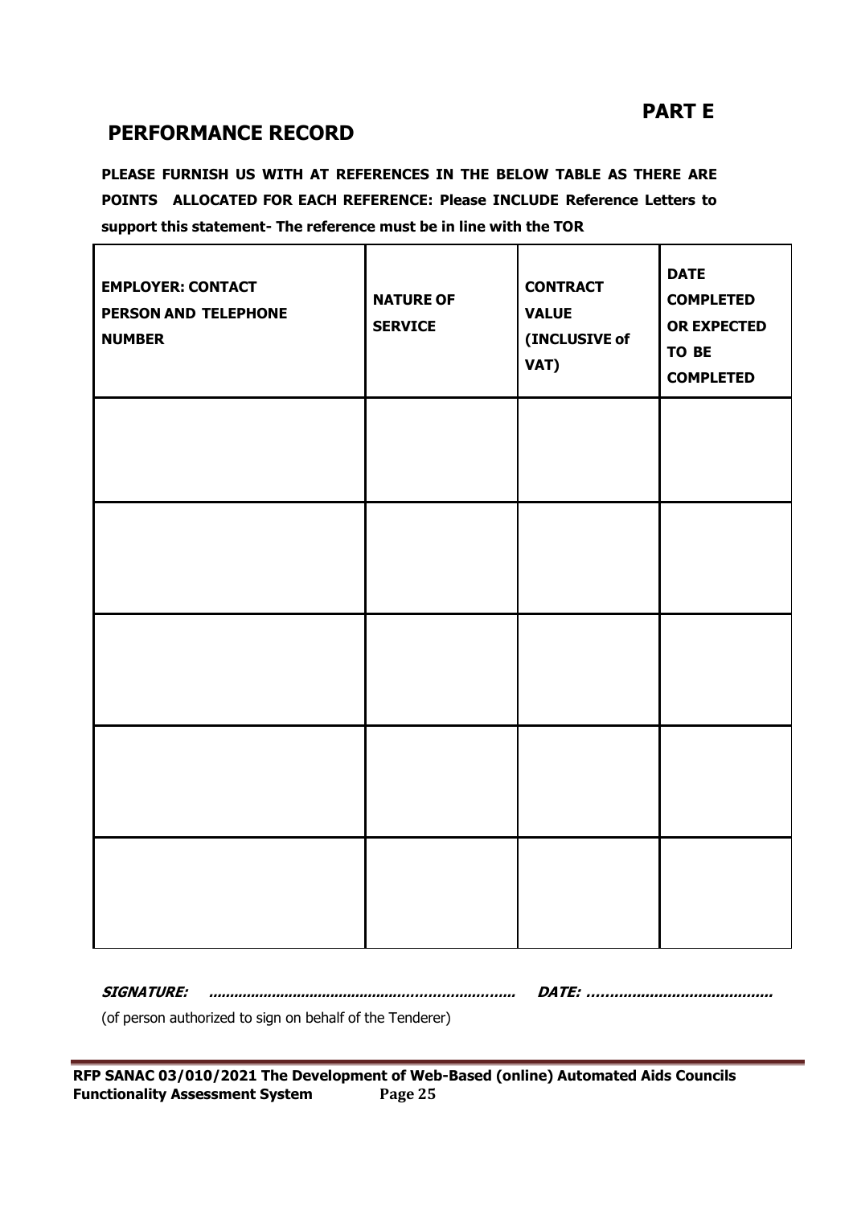## PART E

## PERFORMANCE RECORD

**PLEASE FURNISH US WITH AT REFERENCES IN THE BELOW TABLE AS THERE ARE POINTS ALLOCATED FOR EACH REFERENCE: Please INCLUDE Reference Letters to support this statement- The reference must be in line with the TOR**

| EMPLOYER: CONTACT PERSON AND TELEPHONE NUMBER | NATURE OF SERVICE | CONTRACT VALUE (INCLUSIVE of VAT) | DATE COMPLETED OR EXPECTED TO BE COMPLETED |
|---|---|---|---|
| | | | |
| | | | |
| | | | |
| | | | |
| | | | |

***SIGNATURE: ...................................................................... DATE: ..........................................***

(of person authorized to sign on behalf of the Tenderer)

**RFP SANAC 03/010/2021 The Development of Web-Based (online) Automated Aids Councils Functionality Assessment System**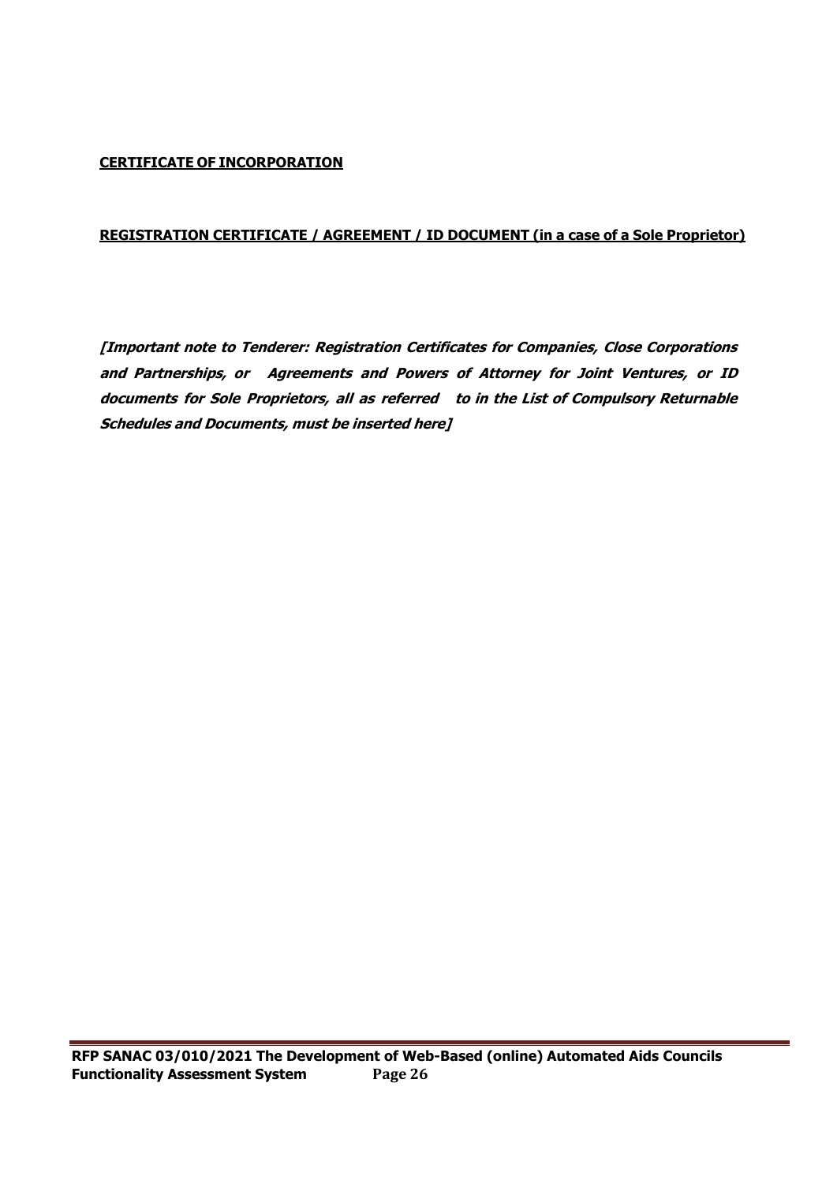**CERTIFICATE OF INCORPORATION**

**REGISTRATION CERTIFICATE / AGREEMENT / ID DOCUMENT (in a case of a Sole Proprietor)**

***[Important note to Tenderer: Registration Certificates for Companies, Close Corporations and Partnerships, or Agreements and Powers of Attorney for Joint Ventures, or ID documents for Sole Proprietors, all as referred to in the List of Compulsory Returnable Schedules and Documents, must be inserted here]***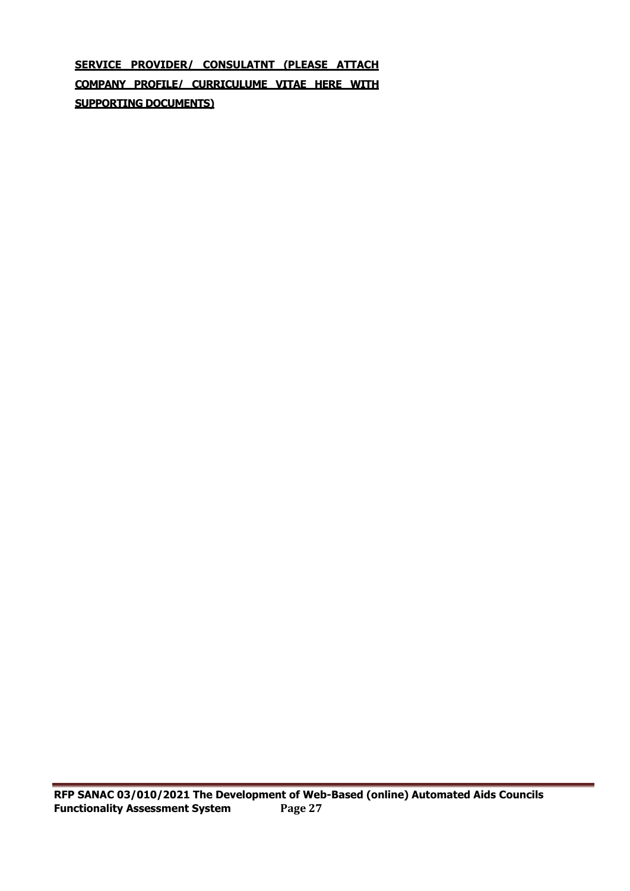**SERVICE PROVIDER/ CONSULATNT (PLEASE ATTACH COMPANY PROFILE/ CURRICULUME VITAE HERE WITH SUPPORTING DOCUMENTS)**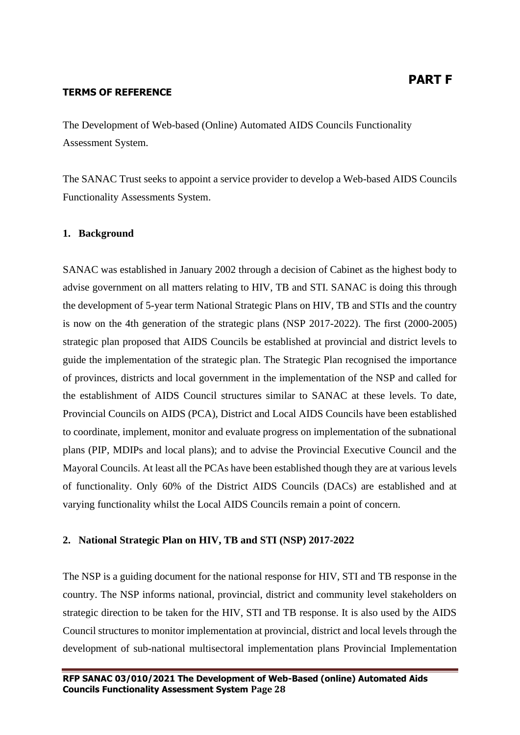# PART F

**TERMS OF REFERENCE**

The Development of Web-based (Online) Automated AIDS Councils Functionality Assessment System.

The SANAC Trust seeks to appoint a service provider to develop a Web-based AIDS Councils Functionality Assessments System.

## 1. Background

SANAC was established in January 2002 through a decision of Cabinet as the highest body to advise government on all matters relating to HIV, TB and STI. SANAC is doing this through the development of 5-year term National Strategic Plans on HIV, TB and STIs and the country is now on the 4th generation of the strategic plans (NSP 2017-2022). The first (2000-2005) strategic plan proposed that AIDS Councils be established at provincial and district levels to guide the implementation of the strategic plan. The Strategic Plan recognised the importance of provinces, districts and local government in the implementation of the NSP and called for the establishment of AIDS Council structures similar to SANAC at these levels. To date, Provincial Councils on AIDS (PCA), District and Local AIDS Councils have been established to coordinate, implement, monitor and evaluate progress on implementation of the subnational plans (PIP, MDIPs and local plans); and to advise the Provincial Executive Council and the Mayoral Councils. At least all the PCAs have been established though they are at various levels of functionality. Only 60% of the District AIDS Councils (DACs) are established and at varying functionality whilst the Local AIDS Councils remain a point of concern.

## 2. National Strategic Plan on HIV, TB and STI (NSP) 2017-2022

The NSP is a guiding document for the national response for HIV, STI and TB response in the country. The NSP informs national, provincial, district and community level stakeholders on strategic direction to be taken for the HIV, STI and TB response. It is also used by the AIDS Council structures to monitor implementation at provincial, district and local levels through the development of sub-national multisectoral implementation plans Provincial Implementation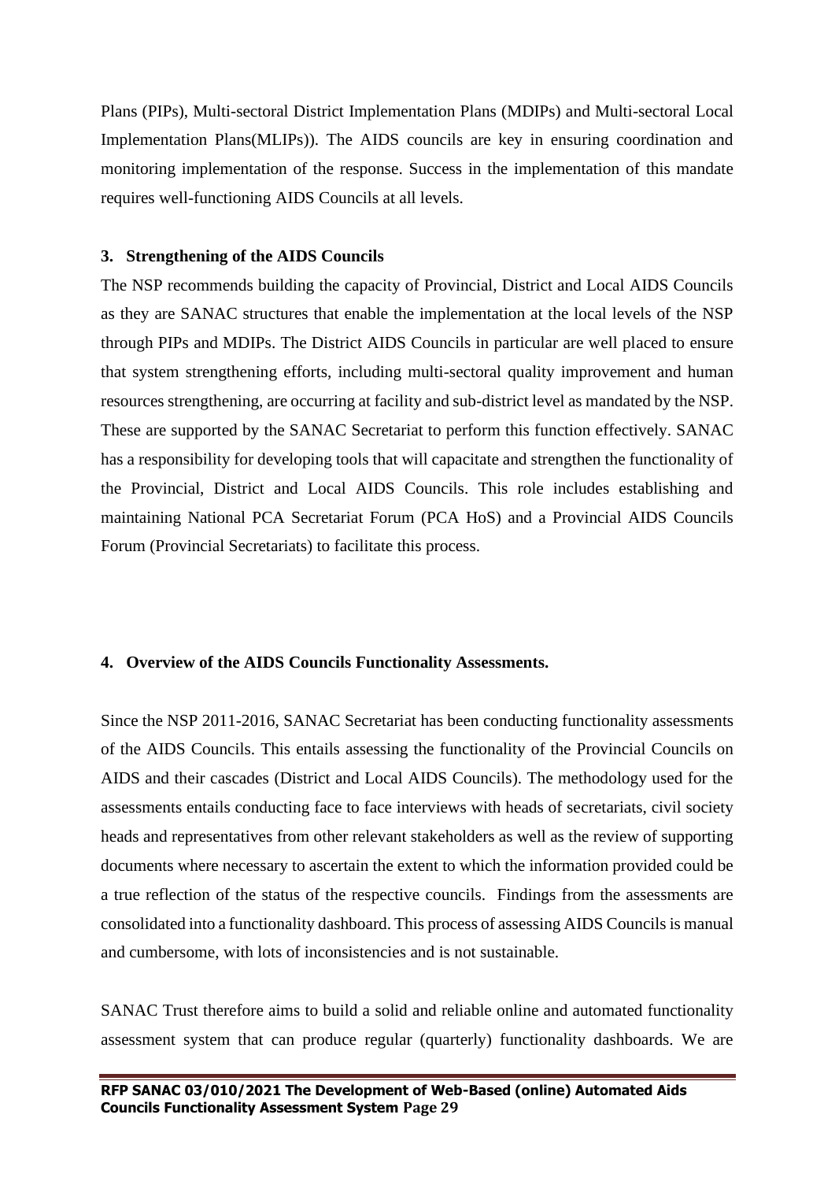Plans (PIPs), Multi-sectoral District Implementation Plans (MDIPs) and Multi-sectoral Local Implementation Plans(MLIPs)). The AIDS councils are key in ensuring coordination and monitoring implementation of the response. Success in the implementation of this mandate requires well-functioning AIDS Councils at all levels.

## 3. Strengthening of the AIDS Councils

The NSP recommends building the capacity of Provincial, District and Local AIDS Councils as they are SANAC structures that enable the implementation at the local levels of the NSP through PIPs and MDIPs. The District AIDS Councils in particular are well placed to ensure that system strengthening efforts, including multi-sectoral quality improvement and human resources strengthening, are occurring at facility and sub-district level as mandated by the NSP. These are supported by the SANAC Secretariat to perform this function effectively. SANAC has a responsibility for developing tools that will capacitate and strengthen the functionality of the Provincial, District and Local AIDS Councils. This role includes establishing and maintaining National PCA Secretariat Forum (PCA HoS) and a Provincial AIDS Councils Forum (Provincial Secretariats) to facilitate this process.

## 4. Overview of the AIDS Councils Functionality Assessments.

Since the NSP 2011-2016, SANAC Secretariat has been conducting functionality assessments of the AIDS Councils. This entails assessing the functionality of the Provincial Councils on AIDS and their cascades (District and Local AIDS Councils). The methodology used for the assessments entails conducting face to face interviews with heads of secretariats, civil society heads and representatives from other relevant stakeholders as well as the review of supporting documents where necessary to ascertain the extent to which the information provided could be a true reflection of the status of the respective councils. Findings from the assessments are consolidated into a functionality dashboard. This process of assessing AIDS Councils is manual and cumbersome, with lots of inconsistencies and is not sustainable.

SANAC Trust therefore aims to build a solid and reliable online and automated functionality assessment system that can produce regular (quarterly) functionality dashboards. We are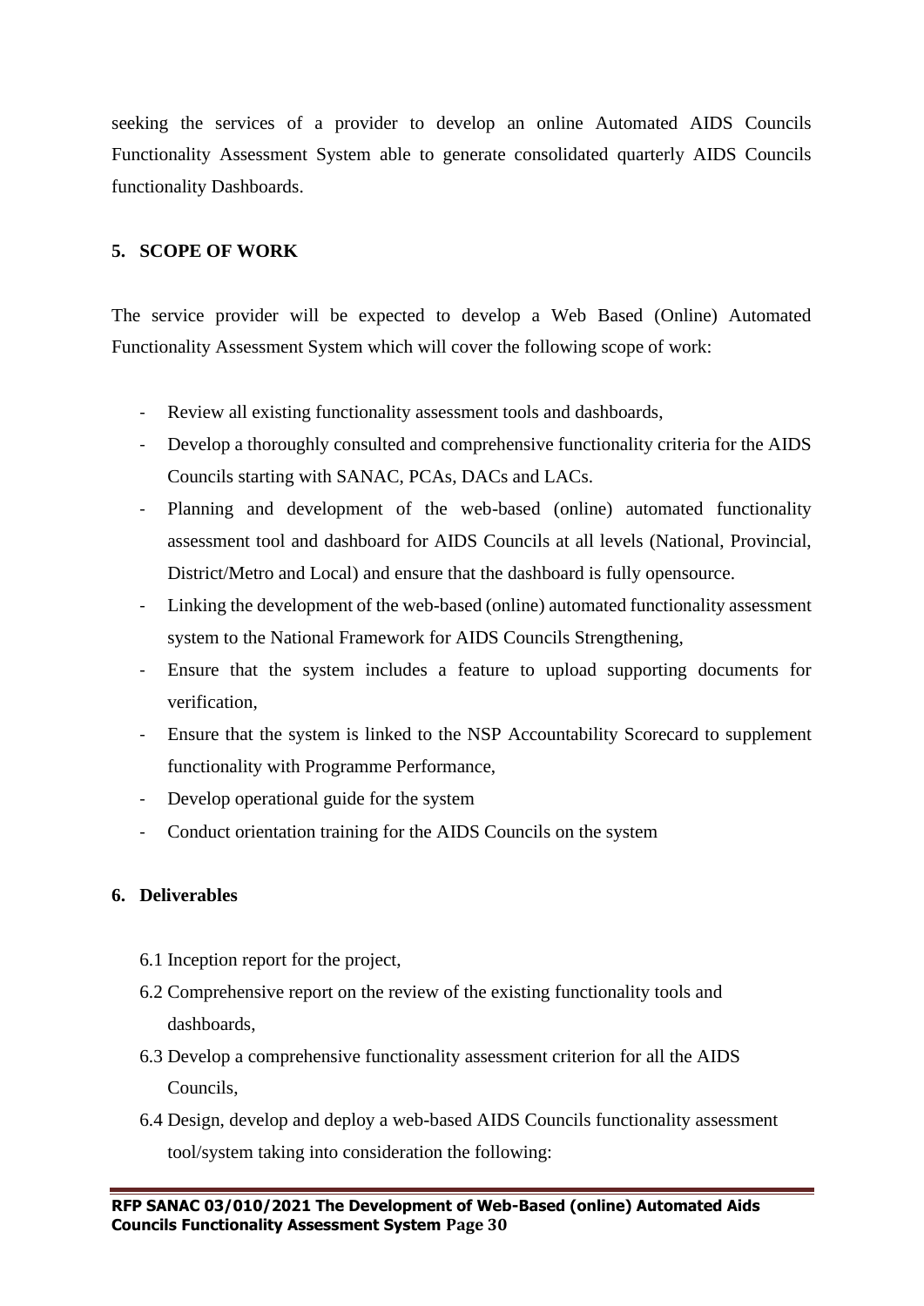seeking the services of a provider to develop an online Automated AIDS Councils Functionality Assessment System able to generate consolidated quarterly AIDS Councils functionality Dashboards.

## 5. SCOPE OF WORK

The service provider will be expected to develop a Web Based (Online) Automated Functionality Assessment System which will cover the following scope of work:

- Review all existing functionality assessment tools and dashboards,
- Develop a thoroughly consulted and comprehensive functionality criteria for the AIDS Councils starting with SANAC, PCAs, DACs and LACs.
- Planning and development of the web-based (online) automated functionality assessment tool and dashboard for AIDS Councils at all levels (National, Provincial, District/Metro and Local) and ensure that the dashboard is fully opensource.
- Linking the development of the web-based (online) automated functionality assessment system to the National Framework for AIDS Councils Strengthening,
- Ensure that the system includes a feature to upload supporting documents for verification,
- Ensure that the system is linked to the NSP Accountability Scorecard to supplement functionality with Programme Performance,
- Develop operational guide for the system
- Conduct orientation training for the AIDS Councils on the system

## 6. Deliverables

6.1 Inception report for the project,

6.2 Comprehensive report on the review of the existing functionality tools and dashboards,

6.3 Develop a comprehensive functionality assessment criterion for all the AIDS Councils,

6.4 Design, develop and deploy a web-based AIDS Councils functionality assessment tool/system taking into consideration the following: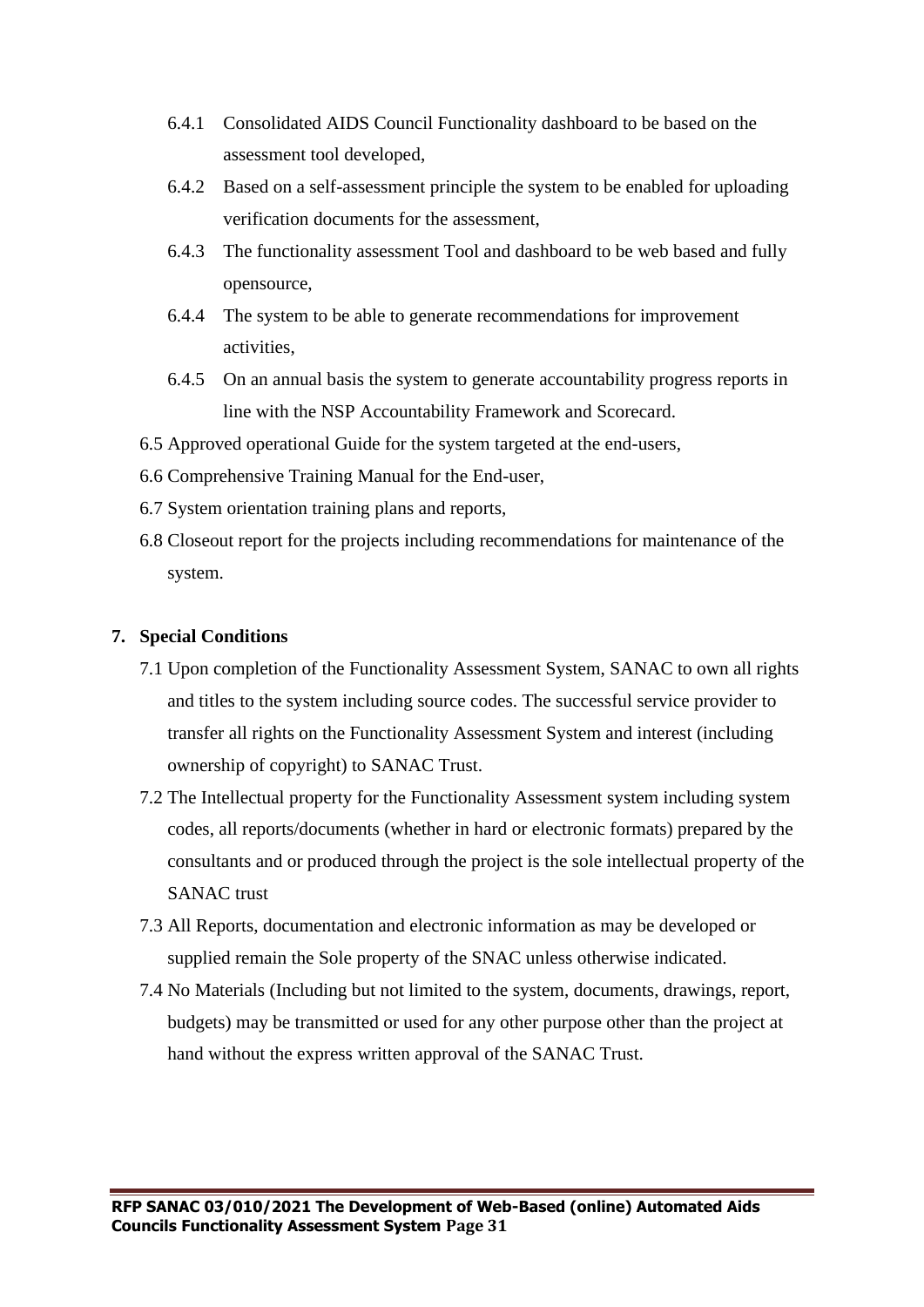6.4.1 Consolidated AIDS Council Functionality dashboard to be based on the assessment tool developed,

6.4.2 Based on a self-assessment principle the system to be enabled for uploading verification documents for the assessment,

6.4.3 The functionality assessment Tool and dashboard to be web based and fully opensource,

6.4.4 The system to be able to generate recommendations for improvement activities,

6.4.5 On an annual basis the system to generate accountability progress reports in line with the NSP Accountability Framework and Scorecard.

6.5 Approved operational Guide for the system targeted at the end-users,

6.6 Comprehensive Training Manual for the End-user,

6.7 System orientation training plans and reports,

6.8 Closeout report for the projects including recommendations for maintenance of the system.

## 7. Special Conditions

7.1 Upon completion of the Functionality Assessment System, SANAC to own all rights and titles to the system including source codes. The successful service provider to transfer all rights on the Functionality Assessment System and interest (including ownership of copyright) to SANAC Trust.

7.2 The Intellectual property for the Functionality Assessment system including system codes, all reports/documents (whether in hard or electronic formats) prepared by the consultants and or produced through the project is the sole intellectual property of the SANAC trust

7.3 All Reports, documentation and electronic information as may be developed or supplied remain the Sole property of the SNAC unless otherwise indicated.

7.4 No Materials (Including but not limited to the system, documents, drawings, report, budgets) may be transmitted or used for any other purpose other than the project at hand without the express written approval of the SANAC Trust.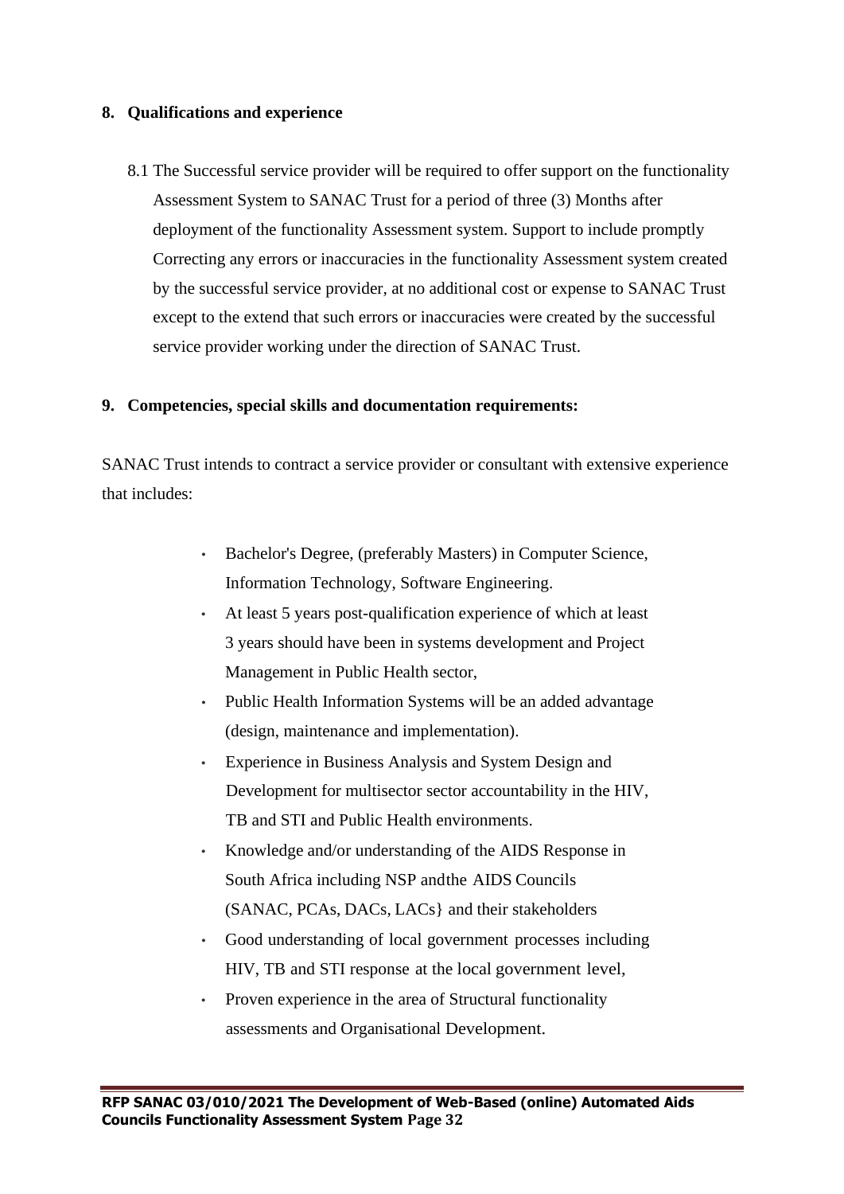## 8. Qualifications and experience

8.1 The Successful service provider will be required to offer support on the functionality Assessment System to SANAC Trust for a period of three (3) Months after deployment of the functionality Assessment system. Support to include promptly Correcting any errors or inaccuracies in the functionality Assessment system created by the successful service provider, at no additional cost or expense to SANAC Trust except to the extend that such errors or inaccuracies were created by the successful service provider working under the direction of SANAC Trust.

## 9. Competencies, special skills and documentation requirements:

SANAC Trust intends to contract a service provider or consultant with extensive experience that includes:

- Bachelor's Degree, (preferably Masters) in Computer Science, Information Technology, Software Engineering.
- At least 5 years post-qualification experience of which at least 3 years should have been in systems development and Project Management in Public Health sector,
- Public Health Information Systems will be an added advantage (design, maintenance and implementation).
- Experience in Business Analysis and System Design and Development for multisector sector accountability in the HIV, TB and STI and Public Health environments.
- Knowledge and/or understanding of the AIDS Response in South Africa including NSP andthe AIDS Councils (SANAC, PCAs, DACs, LACs} and their stakeholders
- Good understanding of local government processes including HIV, TB and STI response at the local government level,
- Proven experience in the area of Structural functionality assessments and Organisational Development.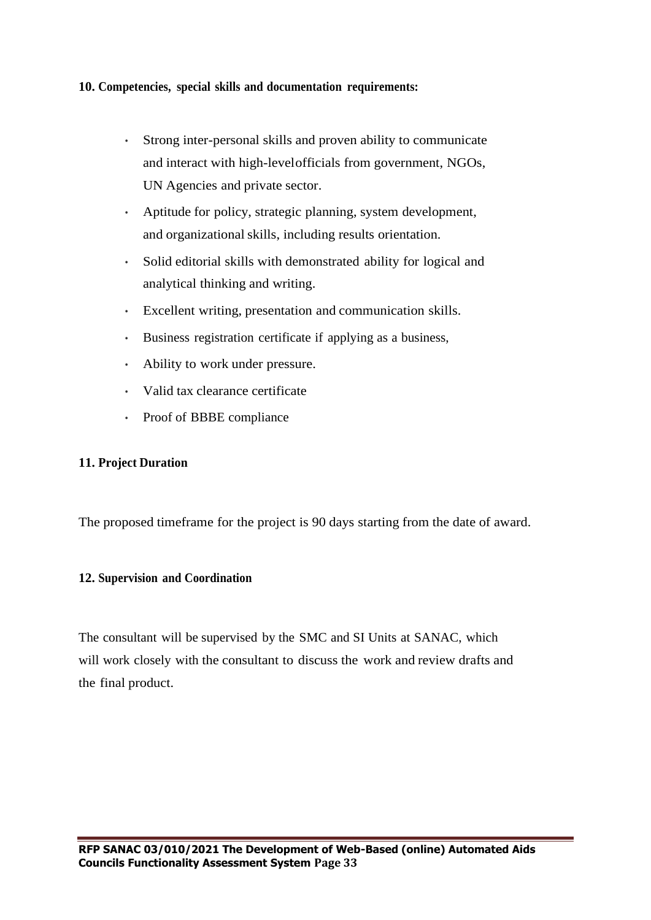**10. Competencies, special skills and documentation requirements:**

- Strong inter-personal skills and proven ability to communicate and interact with high-levelofficials from government, NGOs, UN Agencies and private sector.
- Aptitude for policy, strategic planning, system development, and organizational skills, including results orientation.
- Solid editorial skills with demonstrated ability for logical and analytical thinking and writing.
- Excellent writing, presentation and communication skills.
- Business registration certificate if applying as a business,
- Ability to work under pressure.
- Valid tax clearance certificate
- Proof of BBBE compliance

**11. Project Duration**

The proposed timeframe for the project is 90 days starting from the date of award.

**12. Supervision and Coordination**

The consultant will be supervised by the SMC and SI Units at SANAC, which will work closely with the consultant to discuss the work and review drafts and the final product.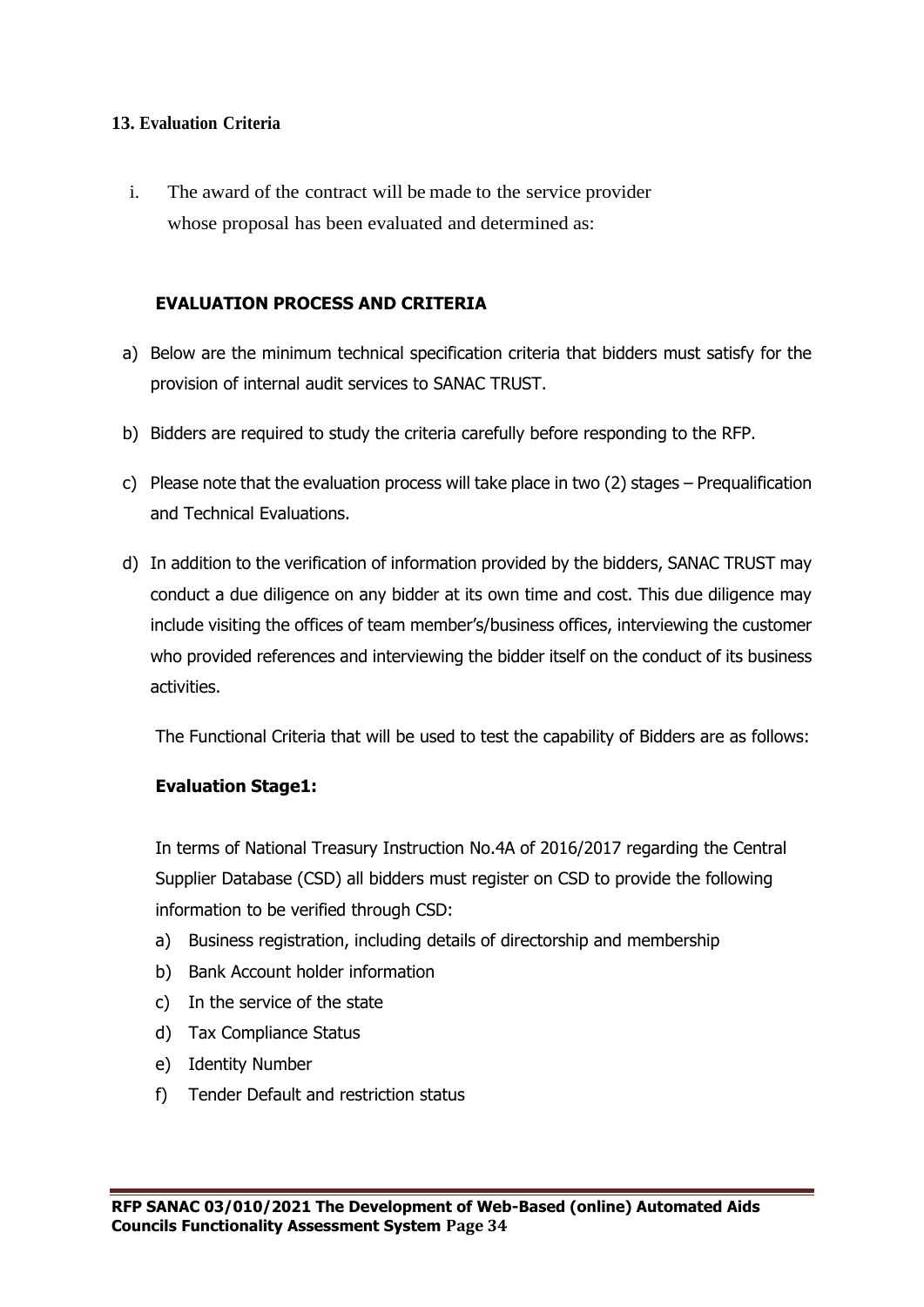## 13. Evaluation Criteria

i. The award of the contract will be made to the service provider whose proposal has been evaluated and determined as:

**EVALUATION PROCESS AND CRITERIA**

a) Below are the minimum technical specification criteria that bidders must satisfy for the provision of internal audit services to SANAC TRUST.

b) Bidders are required to study the criteria carefully before responding to the RFP.

c) Please note that the evaluation process will take place in two (2) stages – Prequalification and Technical Evaluations.

d) In addition to the verification of information provided by the bidders, SANAC TRUST may conduct a due diligence on any bidder at its own time and cost. This due diligence may include visiting the offices of team member's/business offices, interviewing the customer who provided references and interviewing the bidder itself on the conduct of its business activities.

The Functional Criteria that will be used to test the capability of Bidders are as follows:

**Evaluation Stage1:**

In terms of National Treasury Instruction No.4A of 2016/2017 regarding the Central Supplier Database (CSD) all bidders must register on CSD to provide the following information to be verified through CSD:

a) Business registration, including details of directorship and membership
b) Bank Account holder information
c) In the service of the state
d) Tax Compliance Status
e) Identity Number
f) Tender Default and restriction status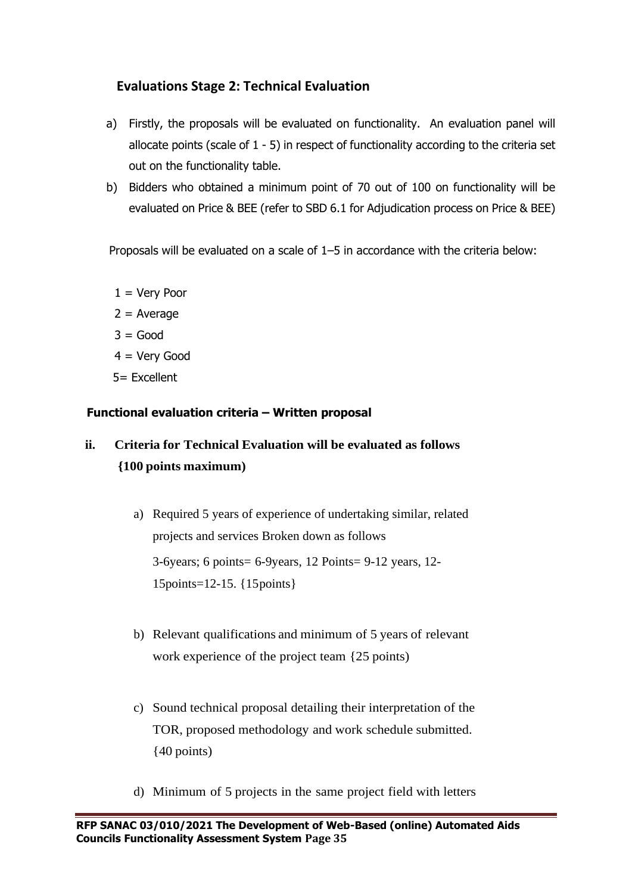## Evaluations Stage 2: Technical Evaluation

a) Firstly, the proposals will be evaluated on functionality. An evaluation panel will allocate points (scale of 1 - 5) in respect of functionality according to the criteria set out on the functionality table.

b) Bidders who obtained a minimum point of 70 out of 100 on functionality will be evaluated on Price & BEE (refer to SBD 6.1 for Adjudication process on Price & BEE)

Proposals will be evaluated on a scale of 1–5 in accordance with the criteria below:

1 = Very Poor
2 = Average
3 = Good
4 = Very Good
5= Excellent

**Functional evaluation criteria – Written proposal**

**ii. Criteria for Technical Evaluation will be evaluated as follows {100 points maximum)**

a) Required 5 years of experience of undertaking similar, related projects and services Broken down as follows

   3-6years; 6 points= 6-9years, 12 Points= 9-12 years, 12-15points=12-15. {15points}

b) Relevant qualifications and minimum of 5 years of relevant work experience of the project team {25 points)

c) Sound technical proposal detailing their interpretation of the TOR, proposed methodology and work schedule submitted. {40 points)

d) Minimum of 5 projects in the same project field with letters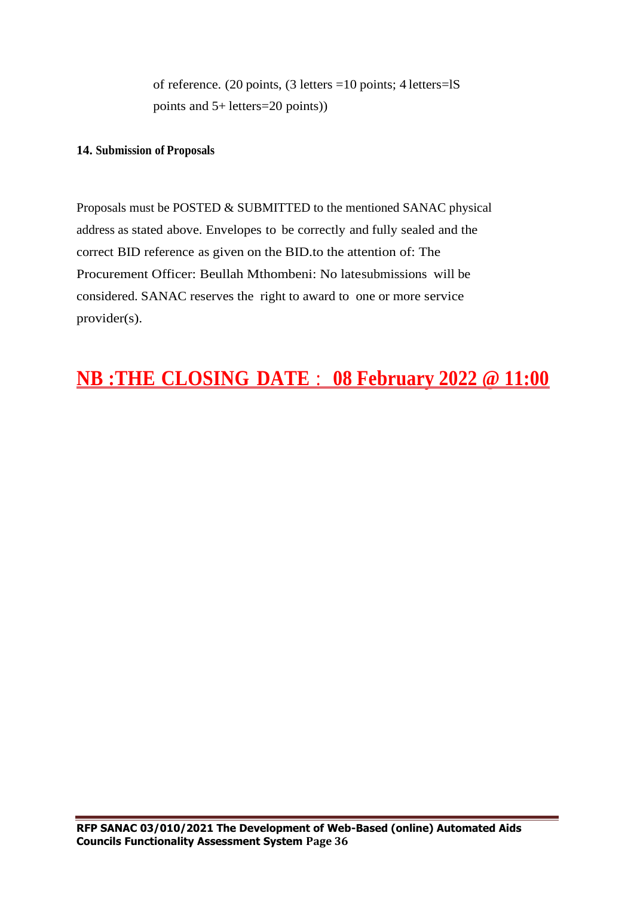of reference. (20 points, (3 letters =10 points; 4 letters=lS points and 5+ letters=20 points))

**14. Submission of Proposals**

Proposals must be POSTED & SUBMITTED to the mentioned SANAC physical address as stated above. Envelopes to be correctly and fully sealed and the correct BID reference as given on the BID.to the attention of: The Procurement Officer: Beullah Mthombeni: No latesubmissions will be considered. SANAC reserves the right to award to one or more service provider(s).

**NB :THE CLOSING DATE : 08 February 2022 @ 11:00**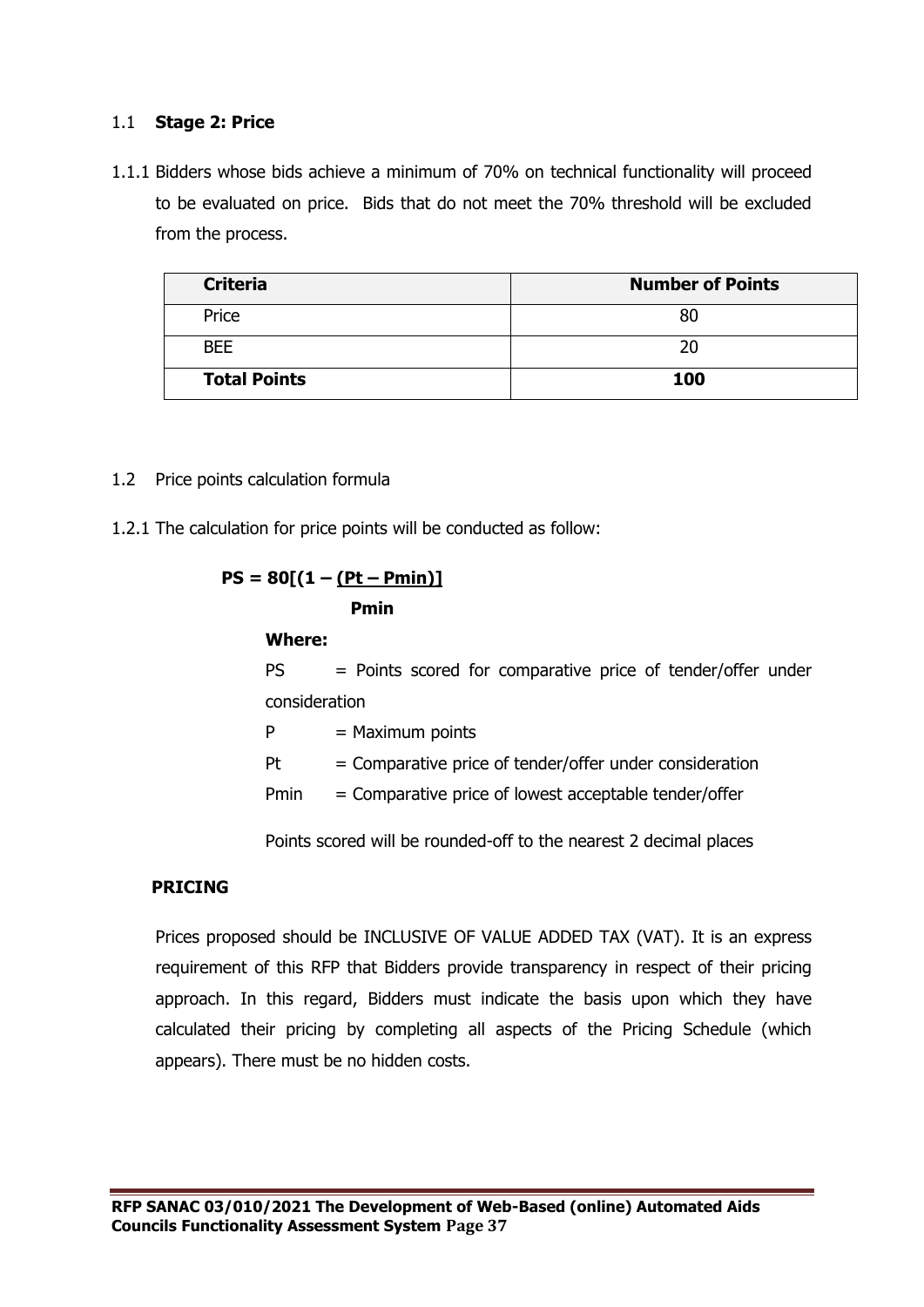## 1.1 **Stage 2: Price**

1.1.1 Bidders whose bids achieve a minimum of 70% on technical functionality will proceed to be evaluated on price. Bids that do not meet the 70% threshold will be excluded from the process.

| **Criteria** | **Number of Points** |
|---|---|
| Price | 80 |
| BEE | 20 |
| **Total Points** | **100** |

1.2 Price points calculation formula

1.2.1 The calculation for price points will be conducted as follow:

$$PS = 80\left[\left(1 - \frac{(Pt - Pmin)}{Pmin}\right)\right]$$

**Where:**

PS = Points scored for comparative price of tender/offer under consideration

P = Maximum points

Pt = Comparative price of tender/offer under consideration

Pmin = Comparative price of lowest acceptable tender/offer

Points scored will be rounded-off to the nearest 2 decimal places

**PRICING**

Prices proposed should be INCLUSIVE OF VALUE ADDED TAX (VAT). It is an express requirement of this RFP that Bidders provide transparency in respect of their pricing approach. In this regard, Bidders must indicate the basis upon which they have calculated their pricing by completing all aspects of the Pricing Schedule (which appears). There must be no hidden costs.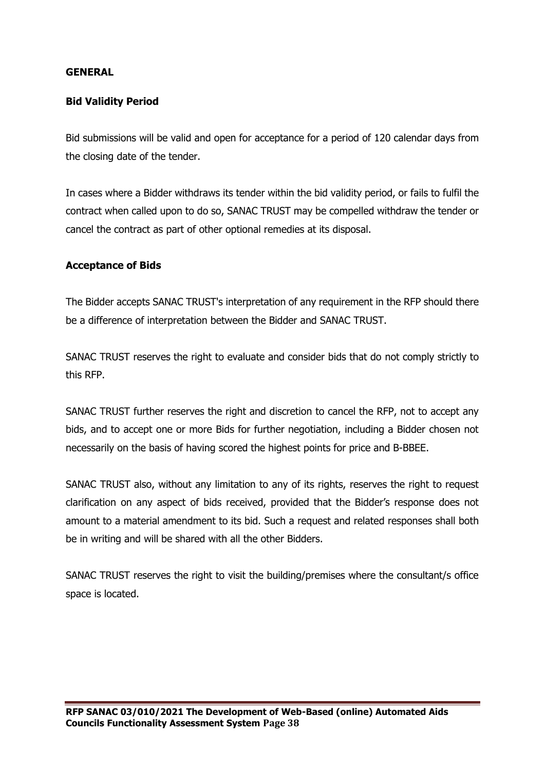## GENERAL

### Bid Validity Period

Bid submissions will be valid and open for acceptance for a period of 120 calendar days from the closing date of the tender.

In cases where a Bidder withdraws its tender within the bid validity period, or fails to fulfil the contract when called upon to do so, SANAC TRUST may be compelled withdraw the tender or cancel the contract as part of other optional remedies at its disposal.

### Acceptance of Bids

The Bidder accepts SANAC TRUST's interpretation of any requirement in the RFP should there be a difference of interpretation between the Bidder and SANAC TRUST.

SANAC TRUST reserves the right to evaluate and consider bids that do not comply strictly to this RFP.

SANAC TRUST further reserves the right and discretion to cancel the RFP, not to accept any bids, and to accept one or more Bids for further negotiation, including a Bidder chosen not necessarily on the basis of having scored the highest points for price and B-BBEE.

SANAC TRUST also, without any limitation to any of its rights, reserves the right to request clarification on any aspect of bids received, provided that the Bidder's response does not amount to a material amendment to its bid. Such a request and related responses shall both be in writing and will be shared with all the other Bidders.

SANAC TRUST reserves the right to visit the building/premises where the consultant/s office space is located.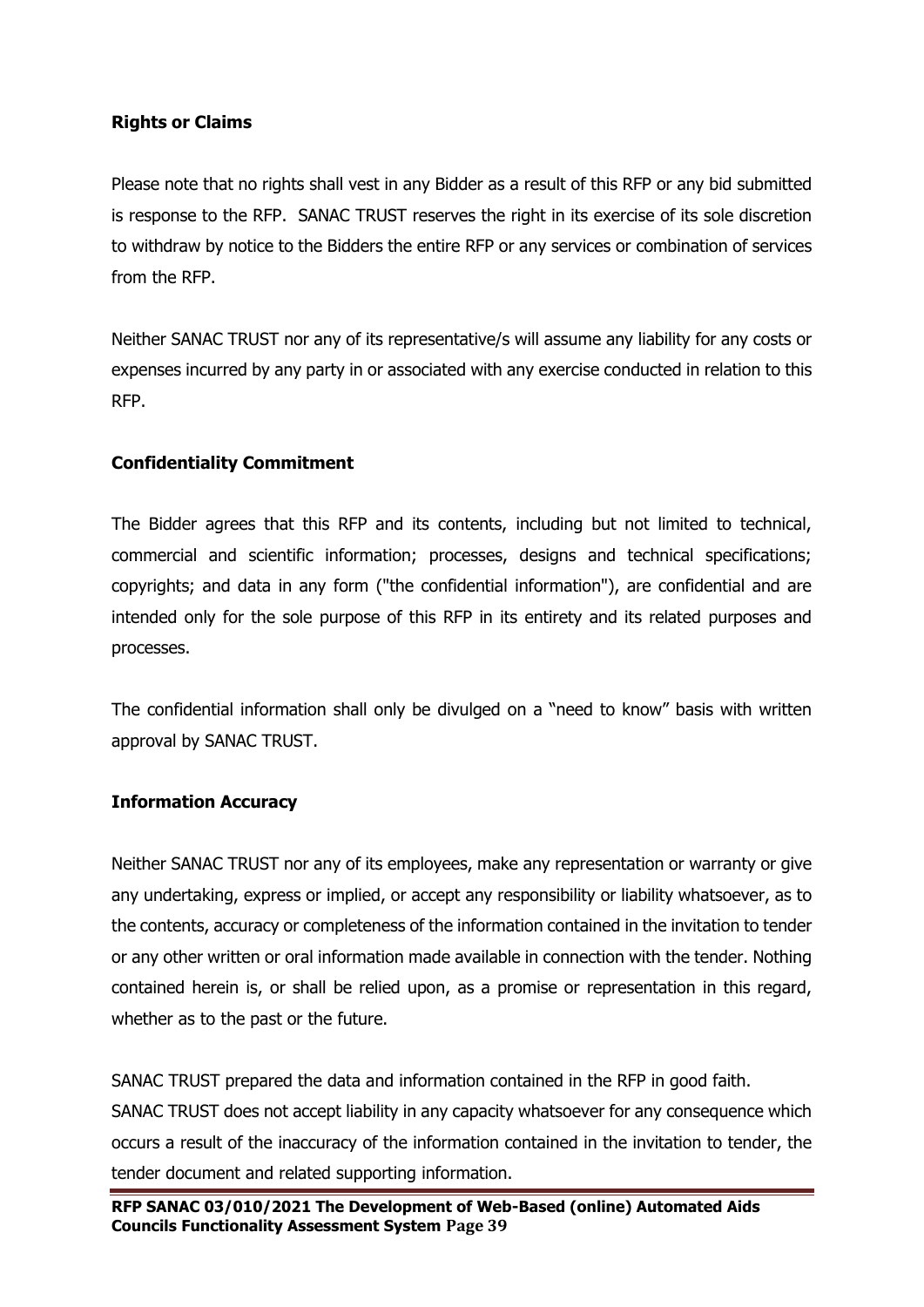**Rights or Claims**

Please note that no rights shall vest in any Bidder as a result of this RFP or any bid submitted is response to the RFP. SANAC TRUST reserves the right in its exercise of its sole discretion to withdraw by notice to the Bidders the entire RFP or any services or combination of services from the RFP.

Neither SANAC TRUST nor any of its representative/s will assume any liability for any costs or expenses incurred by any party in or associated with any exercise conducted in relation to this RFP.

**Confidentiality Commitment**

The Bidder agrees that this RFP and its contents, including but not limited to technical, commercial and scientific information; processes, designs and technical specifications; copyrights; and data in any form ("the confidential information"), are confidential and are intended only for the sole purpose of this RFP in its entirety and its related purposes and processes.

The confidential information shall only be divulged on a "need to know" basis with written approval by SANAC TRUST.

**Information Accuracy**

Neither SANAC TRUST nor any of its employees, make any representation or warranty or give any undertaking, express or implied, or accept any responsibility or liability whatsoever, as to the contents, accuracy or completeness of the information contained in the invitation to tender or any other written or oral information made available in connection with the tender. Nothing contained herein is, or shall be relied upon, as a promise or representation in this regard, whether as to the past or the future.

SANAC TRUST prepared the data and information contained in the RFP in good faith.
SANAC TRUST does not accept liability in any capacity whatsoever for any consequence which occurs a result of the inaccuracy of the information contained in the invitation to tender, the tender document and related supporting information.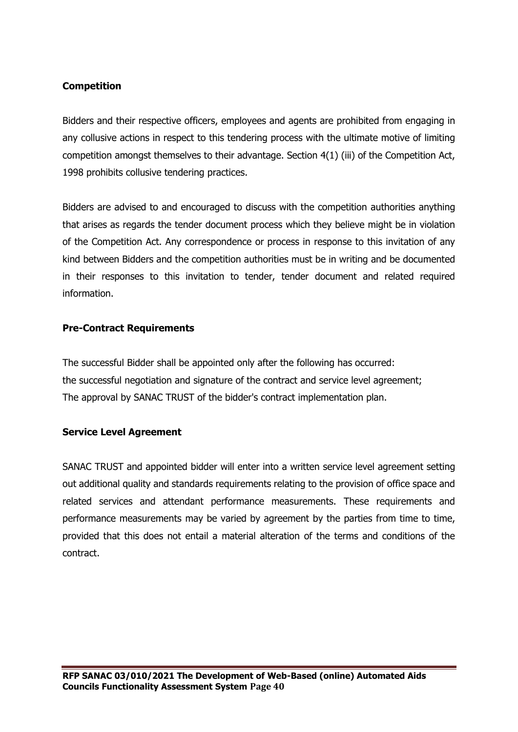**Competition**

Bidders and their respective officers, employees and agents are prohibited from engaging in any collusive actions in respect to this tendering process with the ultimate motive of limiting competition amongst themselves to their advantage. Section 4(1) (iii) of the Competition Act, 1998 prohibits collusive tendering practices.

Bidders are advised to and encouraged to discuss with the competition authorities anything that arises as regards the tender document process which they believe might be in violation of the Competition Act. Any correspondence or process in response to this invitation of any kind between Bidders and the competition authorities must be in writing and be documented in their responses to this invitation to tender, tender document and related required information.

**Pre-Contract Requirements**

The successful Bidder shall be appointed only after the following has occurred:
the successful negotiation and signature of the contract and service level agreement;
The approval by SANAC TRUST of the bidder's contract implementation plan.

**Service Level Agreement**

SANAC TRUST and appointed bidder will enter into a written service level agreement setting out additional quality and standards requirements relating to the provision of office space and related services and attendant performance measurements. These requirements and performance measurements may be varied by agreement by the parties from time to time, provided that this does not entail a material alteration of the terms and conditions of the contract.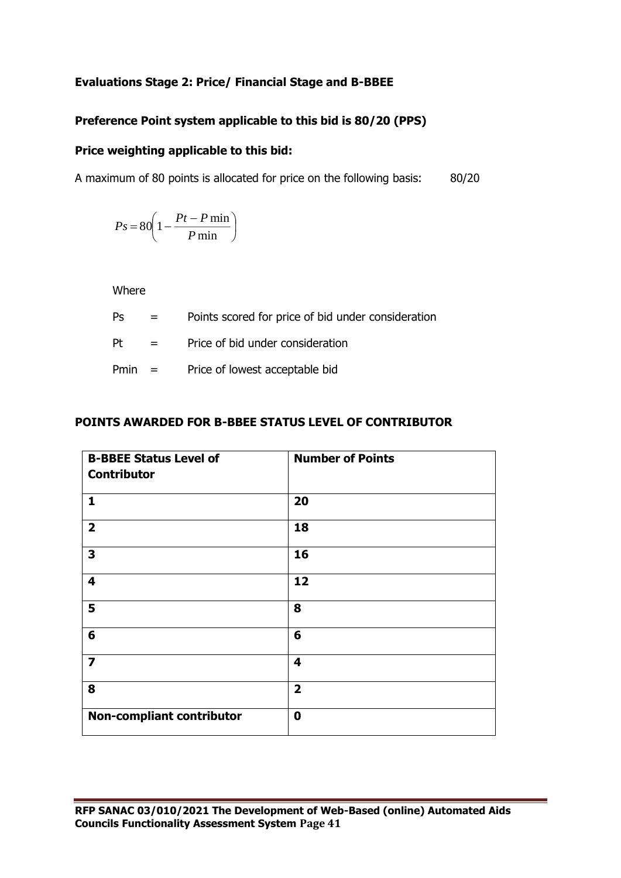**Evaluations Stage 2: Price/ Financial Stage and B-BBEE**

**Preference Point system applicable to this bid is 80/20 (PPS)**

**Price weighting applicable to this bid:**

A maximum of 80 points is allocated for price on the following basis: 80/20

$$Ps = 80\left(1 - \frac{Pt - P\min}{P\min}\right)$$

Where

Ps = Points scored for price of bid under consideration

Pt = Price of bid under consideration

Pmin = Price of lowest acceptable bid

**POINTS AWARDED FOR B-BBEE STATUS LEVEL OF CONTRIBUTOR**

| B-BBEE Status Level of Contributor | Number of Points |
|---|---|
| **1** | **20** |
| **2** | **18** |
| **3** | **16** |
| **4** | **12** |
| **5** | **8** |
| **6** | **6** |
| **7** | **4** |
| **8** | **2** |
| **Non-compliant contributor** | **0** |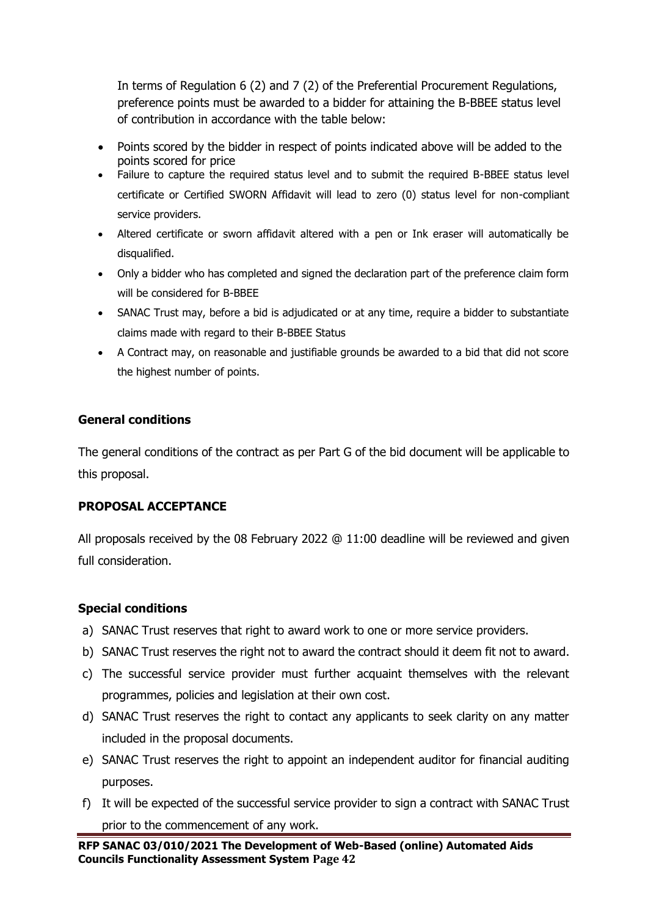In terms of Regulation 6 (2) and 7 (2) of the Preferential Procurement Regulations, preference points must be awarded to a bidder for attaining the B-BBEE status level of contribution in accordance with the table below:

- Points scored by the bidder in respect of points indicated above will be added to the points scored for price
- Failure to capture the required status level and to submit the required B-BBEE status level certificate or Certified SWORN Affidavit will lead to zero (0) status level for non-compliant service providers.
- Altered certificate or sworn affidavit altered with a pen or Ink eraser will automatically be disqualified.
- Only a bidder who has completed and signed the declaration part of the preference claim form will be considered for B-BBEE
- SANAC Trust may, before a bid is adjudicated or at any time, require a bidder to substantiate claims made with regard to their B-BBEE Status
- A Contract may, on reasonable and justifiable grounds be awarded to a bid that did not score the highest number of points.

**General conditions**

The general conditions of the contract as per Part G of the bid document will be applicable to this proposal.

**PROPOSAL ACCEPTANCE**

All proposals received by the 08 February 2022 @ 11:00 deadline will be reviewed and given full consideration.

**Special conditions**

a) SANAC Trust reserves that right to award work to one or more service providers.
b) SANAC Trust reserves the right not to award the contract should it deem fit not to award.
c) The successful service provider must further acquaint themselves with the relevant programmes, policies and legislation at their own cost.
d) SANAC Trust reserves the right to contact any applicants to seek clarity on any matter included in the proposal documents.
e) SANAC Trust reserves the right to appoint an independent auditor for financial auditing purposes.
f) It will be expected of the successful service provider to sign a contract with SANAC Trust prior to the commencement of any work.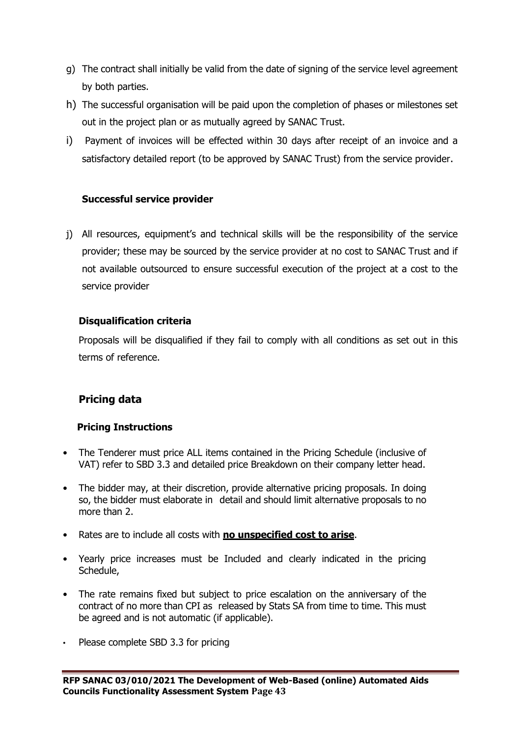g) The contract shall initially be valid from the date of signing of the service level agreement by both parties.

h) The successful organisation will be paid upon the completion of phases or milestones set out in the project plan or as mutually agreed by SANAC Trust.

i) Payment of invoices will be effected within 30 days after receipt of an invoice and a satisfactory detailed report (to be approved by SANAC Trust) from the service provider.

**Successful service provider**

j) All resources, equipment's and technical skills will be the responsibility of the service provider; these may be sourced by the service provider at no cost to SANAC Trust and if not available outsourced to ensure successful execution of the project at a cost to the service provider

**Disqualification criteria**

Proposals will be disqualified if they fail to comply with all conditions as set out in this terms of reference.

## Pricing data

### Pricing Instructions

- The Tenderer must price ALL items contained in the Pricing Schedule (inclusive of VAT) refer to SBD 3.3 and detailed price Breakdown on their company letter head.
- The bidder may, at their discretion, provide alternative pricing proposals. In doing so, the bidder must elaborate in detail and should limit alternative proposals to no more than 2.
- Rates are to include all costs with **<u>no unspecified cost to arise</u>**.
- Yearly price increases must be Included and clearly indicated in the pricing Schedule,
- The rate remains fixed but subject to price escalation on the anniversary of the contract of no more than CPI as released by Stats SA from time to time. This must be agreed and is not automatic (if applicable).
- Please complete SBD 3.3 for pricing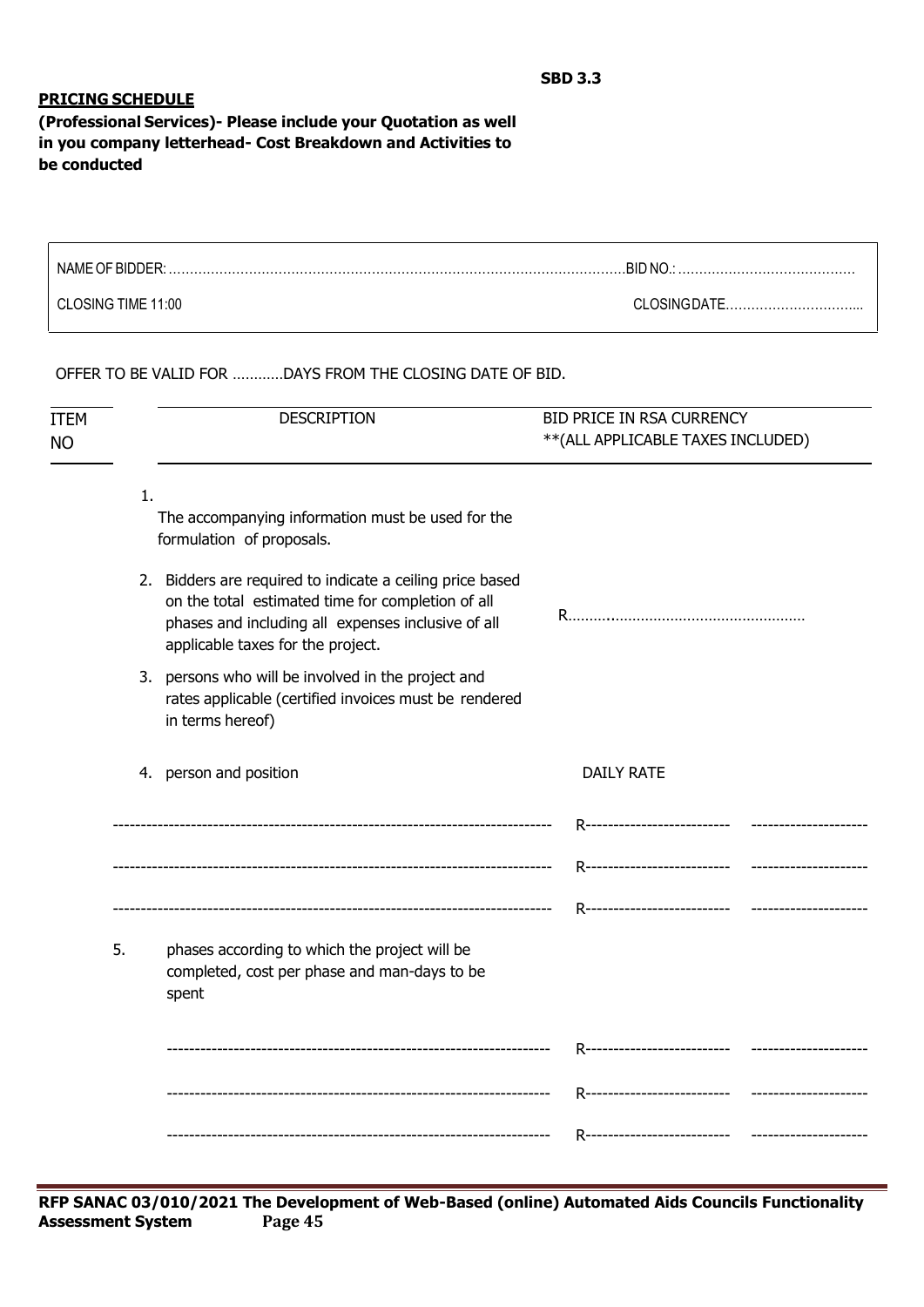**SBD 3.3**

**PRICING SCHEDULE**

**(Professional Services)- Please include your Quotation as well in you company letterhead- Cost Breakdown and Activities to be conducted**

| NAME OF BIDDER: ………………………………………………………………………………………… | BID NO.: …………………………………… |
|---|---|
| CLOSING TIME 11:00 | CLOSING DATE………………………….. |

OFFER TO BE VALID FOR …………DAYS FROM THE CLOSING DATE OF BID.

| ITEM NO | DESCRIPTION | BID PRICE IN RSA CURRENCY **(ALL APPLICABLE TAXES INCLUDED) | |
|---|---|---|---|
| 1. | The accompanying information must be used for the formulation of proposals. | | |
| 2. | Bidders are required to indicate a ceiling price based on the total estimated time for completion of all phases and including all expenses inclusive of all applicable taxes for the project. | R………………………………………………… | |
| 3. | persons who will be involved in the project and rates applicable (certified invoices must be rendered in terms hereof) | | |
| 4. | person and position | DAILY RATE | |
| | ------------------------------------------------------------------------------ | R------------------------- | --------------------- |
| | ------------------------------------------------------------------------------ | R------------------------- | --------------------- |
| | ------------------------------------------------------------------------------ | R------------------------- | --------------------- |
| 5. | phases according to which the project will be completed, cost per phase and man-days to be spent | | |
| | --------------------------------------------------------------------- | R------------------------- | --------------------- |
| | --------------------------------------------------------------------- | R------------------------- | --------------------- |
| | --------------------------------------------------------------------- | R------------------------- | --------------------- |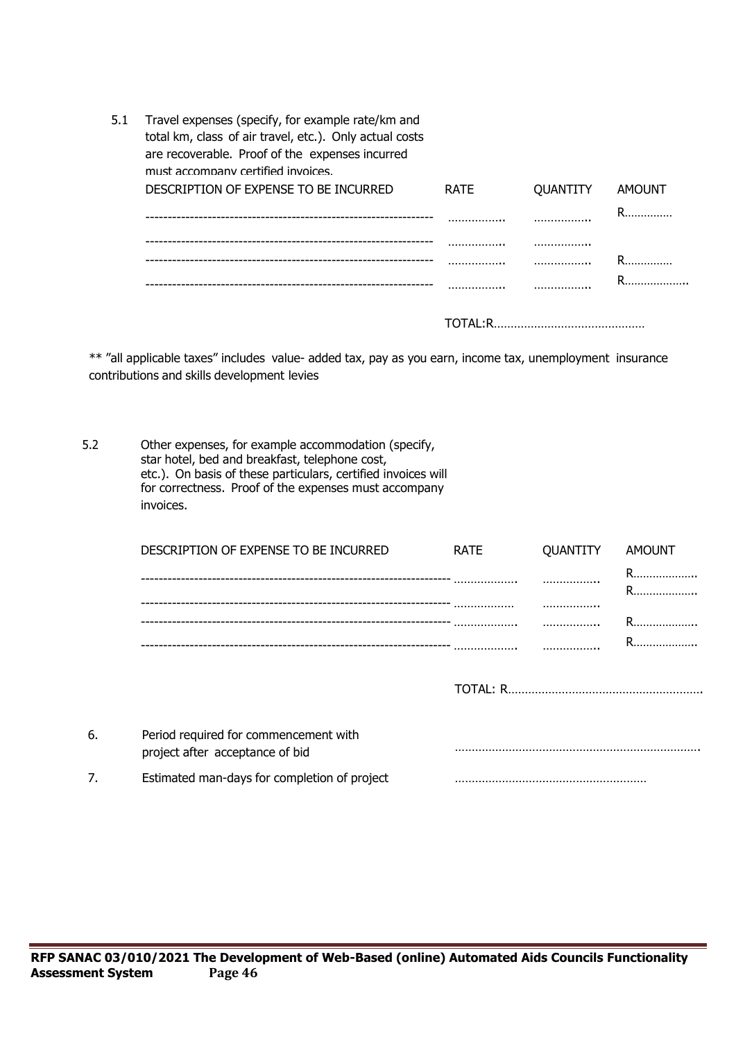5.1 Travel expenses (specify, for example rate/km and total km, class of air travel, etc.). Only actual costs are recoverable. Proof of the expenses incurred must accompany certified invoices.

| DESCRIPTION OF EXPENSE TO BE INCURRED | RATE | QUANTITY | AMOUNT |
|---|---|---|---|
| ---------------------------------------------------------------- | …………….. | …………….. | R…………… |
| ---------------------------------------------------------------- | …………….. | …………….. | |
| ---------------------------------------------------------------- | …………….. | …………….. | R…………… |
| ---------------------------------------------------------------- | …………….. | …………….. | R……………….. |

TOTAL:R………………………………………

** "all applicable taxes" includes value- added tax, pay as you earn, income tax, unemployment insurance contributions and skills development levies

5.2 Other expenses, for example accommodation (specify, star hotel, bed and breakfast, telephone cost, etc.). On basis of these particulars, certified invoices will for correctness. Proof of the expenses must accompany invoices.

| DESCRIPTION OF EXPENSE TO BE INCURRED | RATE | QUANTITY | AMOUNT |
|---|---|---|---|
| --------------------------------------------------------------------- | ………………. | …………….. | R……………….. |
| --------------------------------------------------------------------- | ……………… | …………….. | R……………….. |
| --------------------------------------------------------------------- | ………………. | …………….. | R……………….. |
| --------------------------------------------------------------------- | ………………. | …………….. | R……………….. |

TOTAL: R………………………………………………….

6. Period required for commencement with project after acceptance of bid ……………………………………………………………….

7. Estimated man-days for completion of project …………………………………………………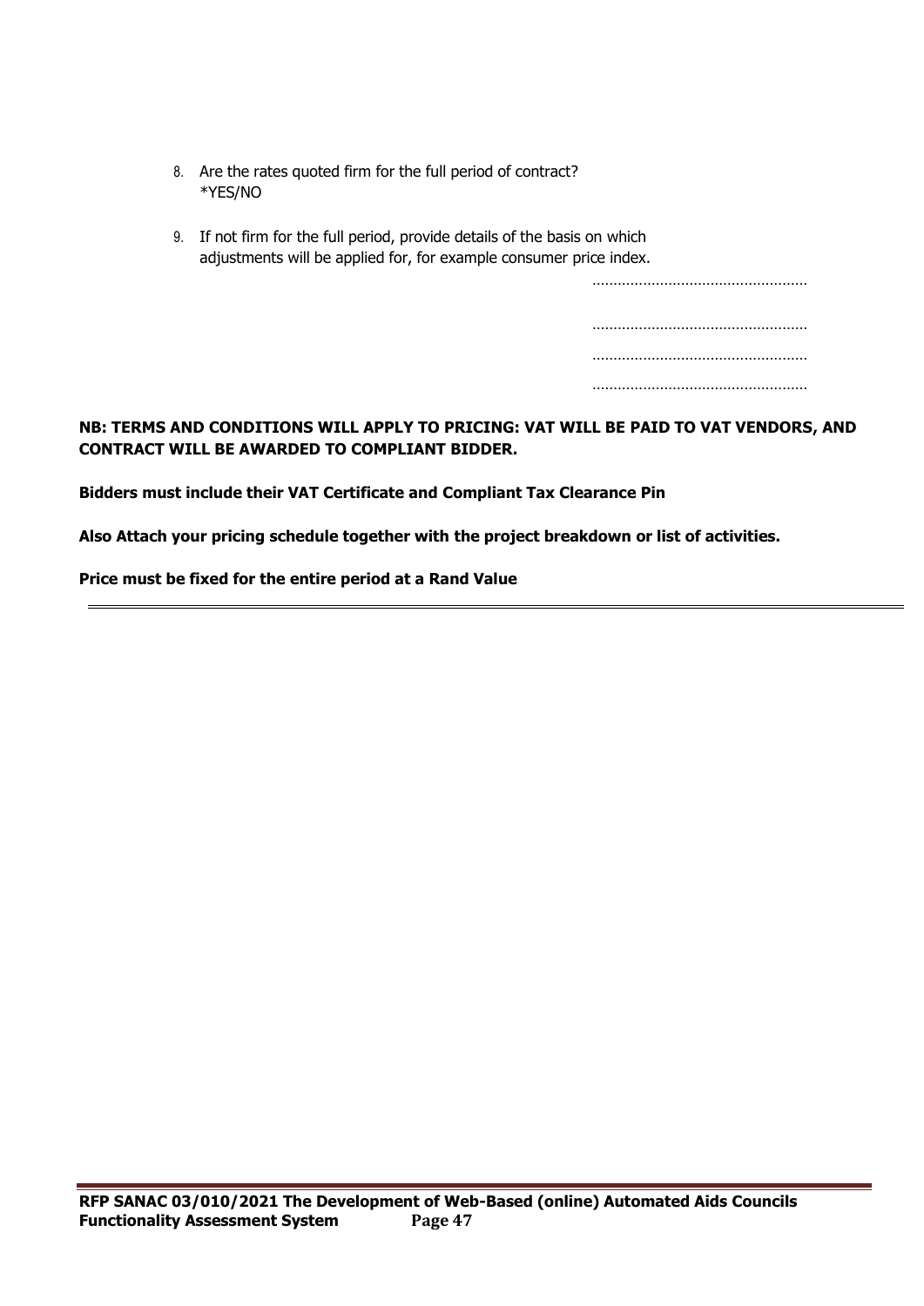8. Are the rates quoted firm for the full period of contract? *YES/NO

9. If not firm for the full period, provide details of the basis on which adjustments will be applied for, for example consumer price index.

……………………………………………

……………………………………………

……………………………………………

……………………………………………

**NB: TERMS AND CONDITIONS WILL APPLY TO PRICING: VAT WILL BE PAID TO VAT VENDORS, AND CONTRACT WILL BE AWARDED TO COMPLIANT BIDDER.**

**Bidders must include their VAT Certificate and Compliant Tax Clearance Pin**

**Also Attach your pricing schedule together with the project breakdown or list of activities.**

**Price must be fixed for the entire period at a Rand Value**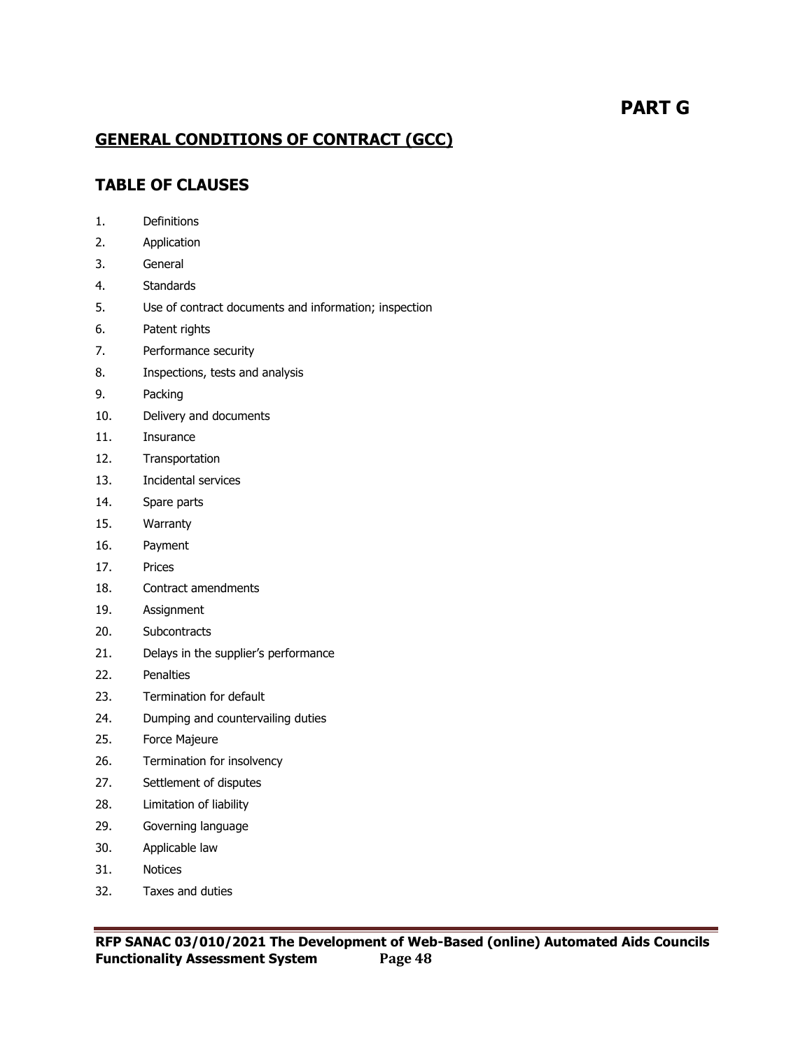# PART G

## GENERAL CONDITIONS OF CONTRACT (GCC)

## TABLE OF CLAUSES

1. Definitions
2. Application
3. General
4. Standards
5. Use of contract documents and information; inspection
6. Patent rights
7. Performance security
8. Inspections, tests and analysis
9. Packing
10. Delivery and documents
11. Insurance
12. Transportation
13. Incidental services
14. Spare parts
15. Warranty
16. Payment
17. Prices
18. Contract amendments
19. Assignment
20. Subcontracts
21. Delays in the supplier's performance
22. Penalties
23. Termination for default
24. Dumping and countervailing duties
25. Force Majeure
26. Termination for insolvency
27. Settlement of disputes
28. Limitation of liability
29. Governing language
30. Applicable law
31. Notices
32. Taxes and duties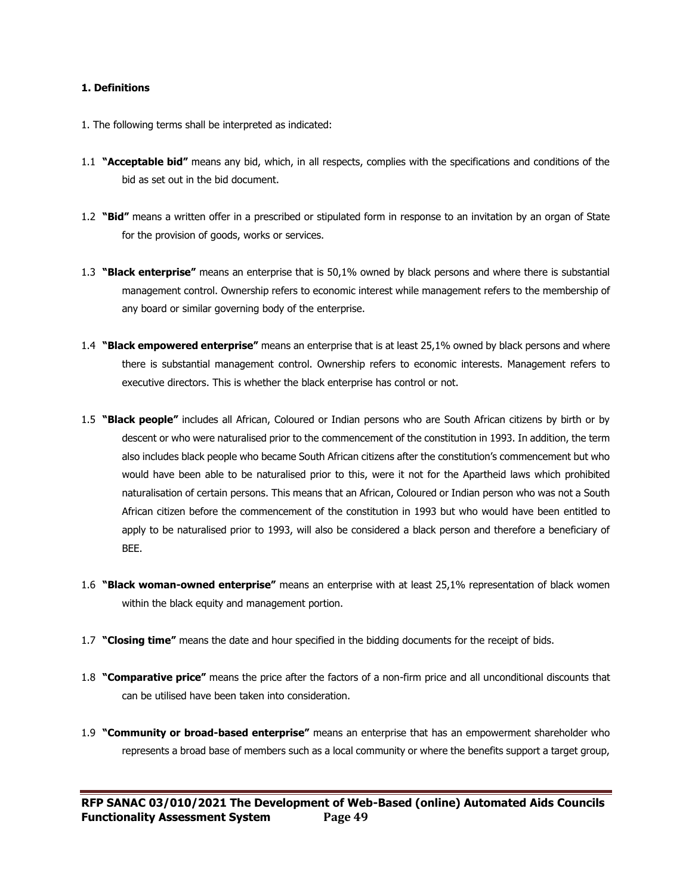**1. Definitions**

1. The following terms shall be interpreted as indicated:

1.1 **"Acceptable bid"** means any bid, which, in all respects, complies with the specifications and conditions of the bid as set out in the bid document.

1.2 **"Bid"** means a written offer in a prescribed or stipulated form in response to an invitation by an organ of State for the provision of goods, works or services.

1.3 **"Black enterprise"** means an enterprise that is 50,1% owned by black persons and where there is substantial management control. Ownership refers to economic interest while management refers to the membership of any board or similar governing body of the enterprise.

1.4 **"Black empowered enterprise"** means an enterprise that is at least 25,1% owned by black persons and where there is substantial management control. Ownership refers to economic interests. Management refers to executive directors. This is whether the black enterprise has control or not.

1.5 **"Black people"** includes all African, Coloured or Indian persons who are South African citizens by birth or by descent or who were naturalised prior to the commencement of the constitution in 1993. In addition, the term also includes black people who became South African citizens after the constitution's commencement but who would have been able to be naturalised prior to this, were it not for the Apartheid laws which prohibited naturalisation of certain persons. This means that an African, Coloured or Indian person who was not a South African citizen before the commencement of the constitution in 1993 but who would have been entitled to apply to be naturalised prior to 1993, will also be considered a black person and therefore a beneficiary of BEE.

1.6 **"Black woman-owned enterprise"** means an enterprise with at least 25,1% representation of black women within the black equity and management portion.

1.7 **"Closing time"** means the date and hour specified in the bidding documents for the receipt of bids.

1.8 **"Comparative price"** means the price after the factors of a non-firm price and all unconditional discounts that can be utilised have been taken into consideration.

1.9 **"Community or broad-based enterprise"** means an enterprise that has an empowerment shareholder who represents a broad base of members such as a local community or where the benefits support a target group,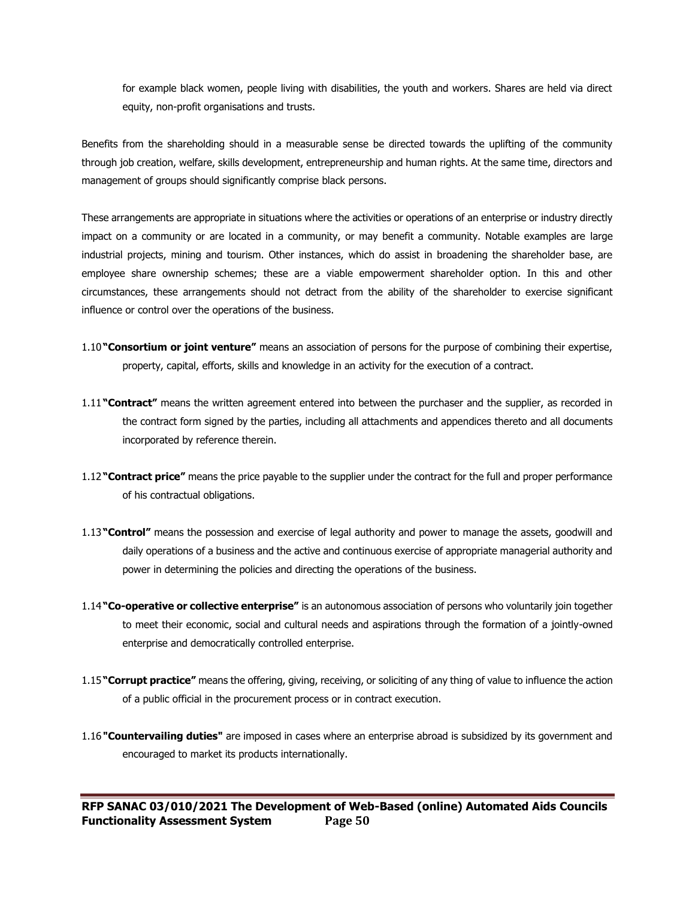for example black women, people living with disabilities, the youth and workers. Shares are held via direct equity, non-profit organisations and trusts.

Benefits from the shareholding should in a measurable sense be directed towards the uplifting of the community through job creation, welfare, skills development, entrepreneurship and human rights. At the same time, directors and management of groups should significantly comprise black persons.

These arrangements are appropriate in situations where the activities or operations of an enterprise or industry directly impact on a community or are located in a community, or may benefit a community. Notable examples are large industrial projects, mining and tourism. Other instances, which do assist in broadening the shareholder base, are employee share ownership schemes; these are a viable empowerment shareholder option. In this and other circumstances, these arrangements should not detract from the ability of the shareholder to exercise significant influence or control over the operations of the business.

1.10 **"Consortium or joint venture"** means an association of persons for the purpose of combining their expertise, property, capital, efforts, skills and knowledge in an activity for the execution of a contract.

1.11 **"Contract"** means the written agreement entered into between the purchaser and the supplier, as recorded in the contract form signed by the parties, including all attachments and appendices thereto and all documents incorporated by reference therein.

1.12 **"Contract price"** means the price payable to the supplier under the contract for the full and proper performance of his contractual obligations.

1.13 **"Control"** means the possession and exercise of legal authority and power to manage the assets, goodwill and daily operations of a business and the active and continuous exercise of appropriate managerial authority and power in determining the policies and directing the operations of the business.

1.14 **"Co-operative or collective enterprise"** is an autonomous association of persons who voluntarily join together to meet their economic, social and cultural needs and aspirations through the formation of a jointly-owned enterprise and democratically controlled enterprise.

1.15 **"Corrupt practice"** means the offering, giving, receiving, or soliciting of any thing of value to influence the action of a public official in the procurement process or in contract execution.

1.16 **"Countervailing duties"** are imposed in cases where an enterprise abroad is subsidized by its government and encouraged to market its products internationally.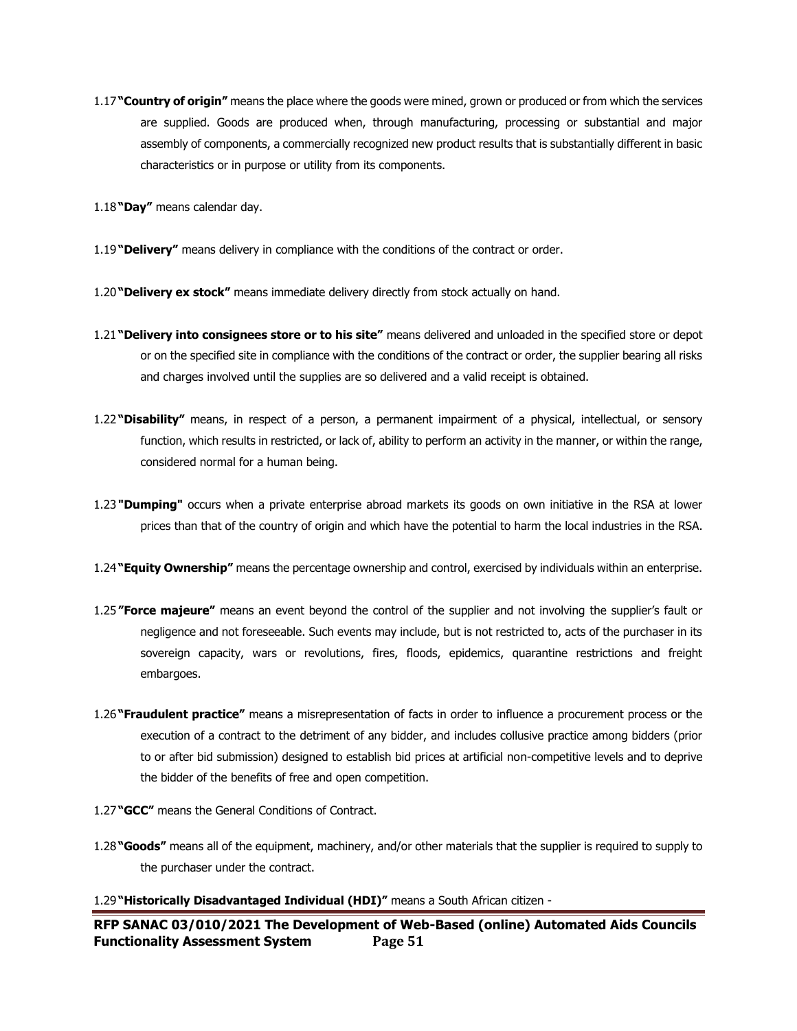1.17 **"Country of origin"** means the place where the goods were mined, grown or produced or from which the services are supplied. Goods are produced when, through manufacturing, processing or substantial and major assembly of components, a commercially recognized new product results that is substantially different in basic characteristics or in purpose or utility from its components.

1.18 **"Day"** means calendar day.

1.19 **"Delivery"** means delivery in compliance with the conditions of the contract or order.

1.20 **"Delivery ex stock"** means immediate delivery directly from stock actually on hand.

1.21 **"Delivery into consignees store or to his site"** means delivered and unloaded in the specified store or depot or on the specified site in compliance with the conditions of the contract or order, the supplier bearing all risks and charges involved until the supplies are so delivered and a valid receipt is obtained.

1.22 **"Disability"** means, in respect of a person, a permanent impairment of a physical, intellectual, or sensory function, which results in restricted, or lack of, ability to perform an activity in the manner, or within the range, considered normal for a human being.

1.23 **"Dumping"** occurs when a private enterprise abroad markets its goods on own initiative in the RSA at lower prices than that of the country of origin and which have the potential to harm the local industries in the RSA.

1.24 **"Equity Ownership"** means the percentage ownership and control, exercised by individuals within an enterprise.

1.25 **"Force majeure"** means an event beyond the control of the supplier and not involving the supplier's fault or negligence and not foreseeable. Such events may include, but is not restricted to, acts of the purchaser in its sovereign capacity, wars or revolutions, fires, floods, epidemics, quarantine restrictions and freight embargoes.

1.26 **"Fraudulent practice"** means a misrepresentation of facts in order to influence a procurement process or the execution of a contract to the detriment of any bidder, and includes collusive practice among bidders (prior to or after bid submission) designed to establish bid prices at artificial non-competitive levels and to deprive the bidder of the benefits of free and open competition.

1.27 **"GCC"** means the General Conditions of Contract.

1.28 **"Goods"** means all of the equipment, machinery, and/or other materials that the supplier is required to supply to the purchaser under the contract.

1.29 **"Historically Disadvantaged Individual (HDI)"** means a South African citizen -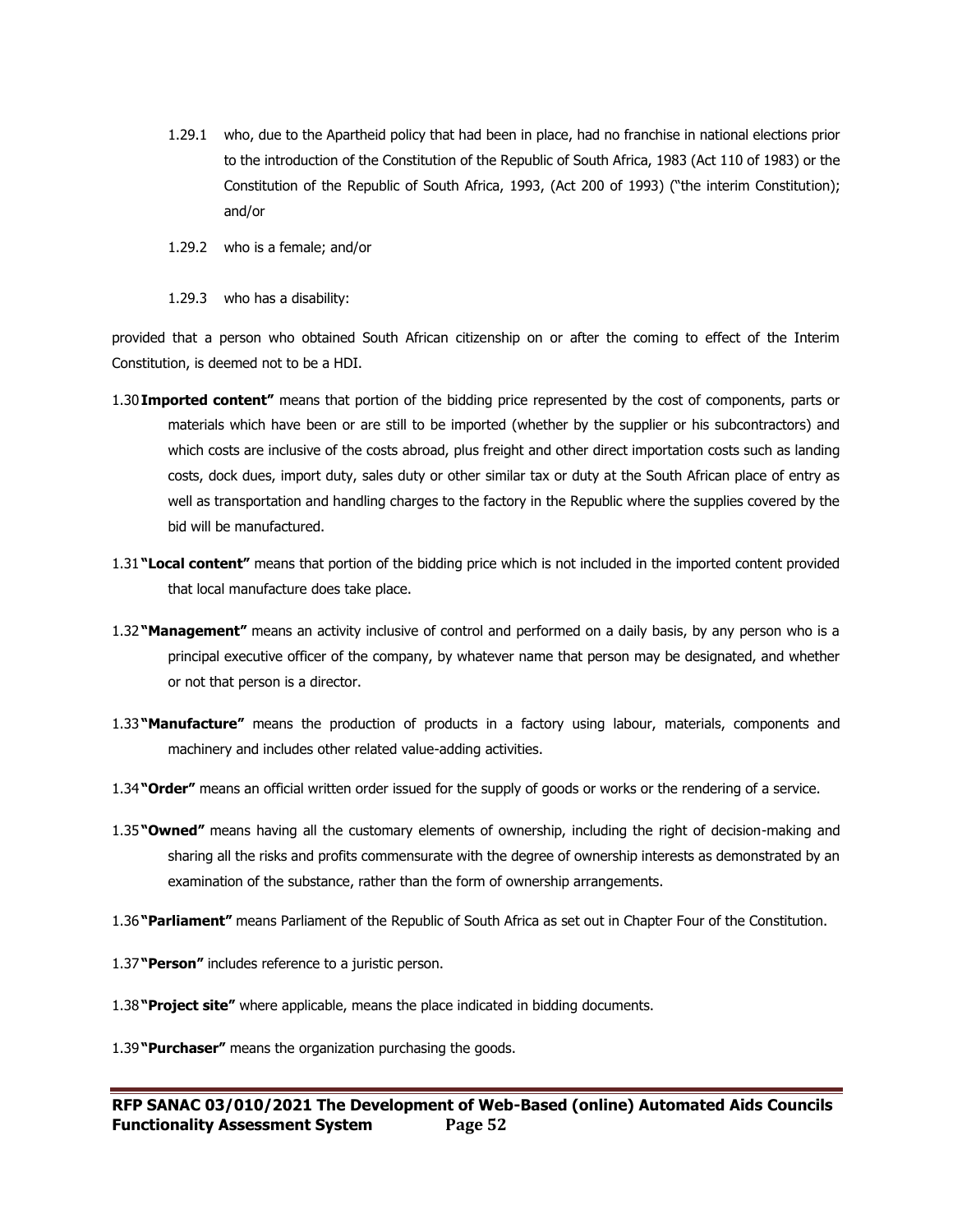1.29.1 who, due to the Apartheid policy that had been in place, had no franchise in national elections prior to the introduction of the Constitution of the Republic of South Africa, 1983 (Act 110 of 1983) or the Constitution of the Republic of South Africa, 1993, (Act 200 of 1993) ("the interim Constitution); and/or

1.29.2 who is a female; and/or

1.29.3 who has a disability:

provided that a person who obtained South African citizenship on or after the coming to effect of the Interim Constitution, is deemed not to be a HDI.

1.30 **Imported content"** means that portion of the bidding price represented by the cost of components, parts or materials which have been or are still to be imported (whether by the supplier or his subcontractors) and which costs are inclusive of the costs abroad, plus freight and other direct importation costs such as landing costs, dock dues, import duty, sales duty or other similar tax or duty at the South African place of entry as well as transportation and handling charges to the factory in the Republic where the supplies covered by the bid will be manufactured.

1.31 **"Local content"** means that portion of the bidding price which is not included in the imported content provided that local manufacture does take place.

1.32 **"Management"** means an activity inclusive of control and performed on a daily basis, by any person who is a principal executive officer of the company, by whatever name that person may be designated, and whether or not that person is a director.

1.33 **"Manufacture"** means the production of products in a factory using labour, materials, components and machinery and includes other related value-adding activities.

1.34 **"Order"** means an official written order issued for the supply of goods or works or the rendering of a service.

1.35 **"Owned"** means having all the customary elements of ownership, including the right of decision-making and sharing all the risks and profits commensurate with the degree of ownership interests as demonstrated by an examination of the substance, rather than the form of ownership arrangements.

1.36 **"Parliament"** means Parliament of the Republic of South Africa as set out in Chapter Four of the Constitution.

1.37 **"Person"** includes reference to a juristic person.

1.38 **"Project site"** where applicable, means the place indicated in bidding documents.

1.39 **"Purchaser"** means the organization purchasing the goods.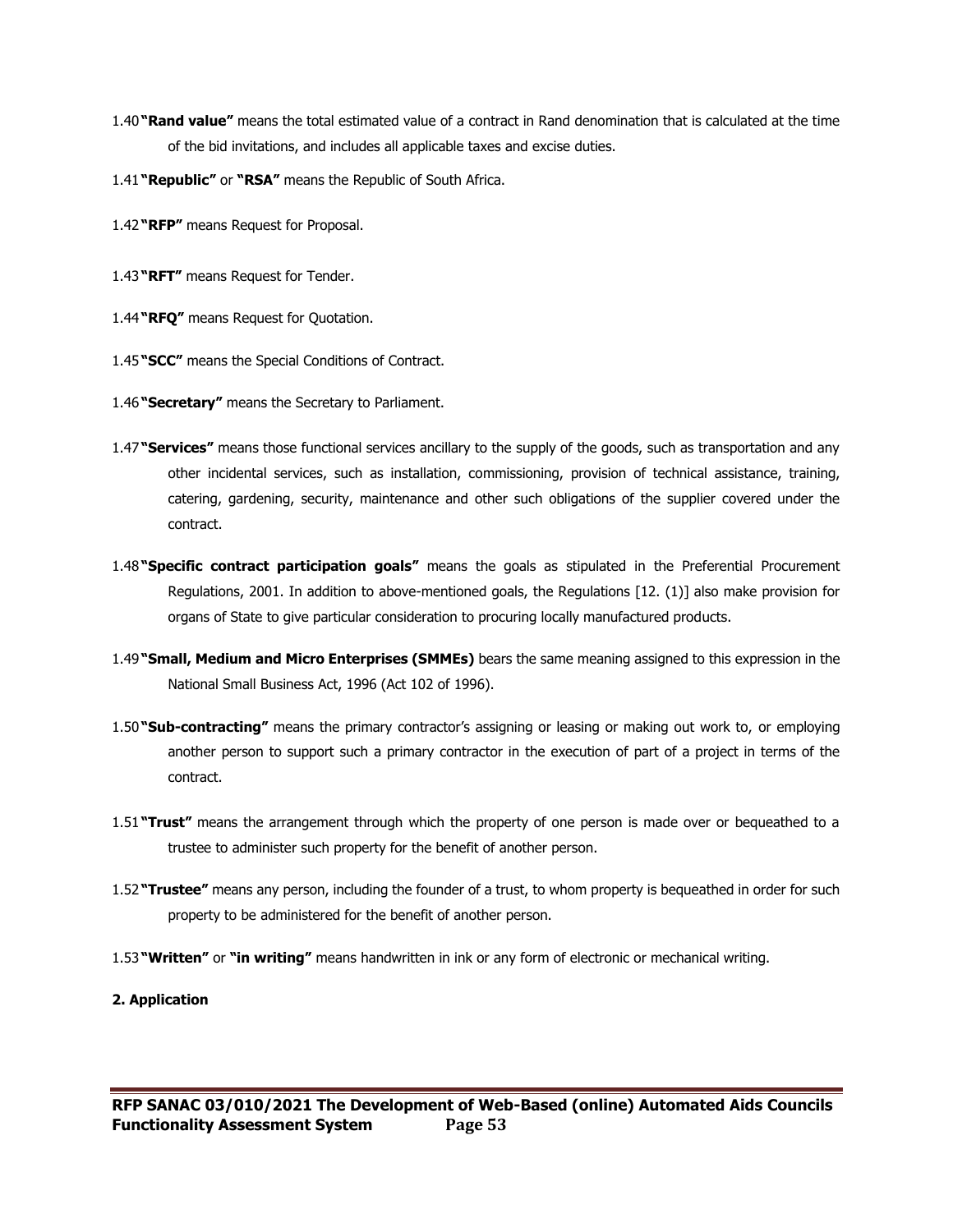1.40 **"Rand value"** means the total estimated value of a contract in Rand denomination that is calculated at the time of the bid invitations, and includes all applicable taxes and excise duties.

1.41 **"Republic"** or **"RSA"** means the Republic of South Africa.

1.42 **"RFP"** means Request for Proposal.

1.43 **"RFT"** means Request for Tender.

1.44 **"RFQ"** means Request for Quotation.

1.45 **"SCC"** means the Special Conditions of Contract.

1.46 **"Secretary"** means the Secretary to Parliament.

1.47 **"Services"** means those functional services ancillary to the supply of the goods, such as transportation and any other incidental services, such as installation, commissioning, provision of technical assistance, training, catering, gardening, security, maintenance and other such obligations of the supplier covered under the contract.

1.48 **"Specific contract participation goals"** means the goals as stipulated in the Preferential Procurement Regulations, 2001. In addition to above-mentioned goals, the Regulations [12. (1)] also make provision for organs of State to give particular consideration to procuring locally manufactured products.

1.49 **"Small, Medium and Micro Enterprises (SMMEs)** bears the same meaning assigned to this expression in the National Small Business Act, 1996 (Act 102 of 1996).

1.50 **"Sub-contracting"** means the primary contractor's assigning or leasing or making out work to, or employing another person to support such a primary contractor in the execution of part of a project in terms of the contract.

1.51 **"Trust"** means the arrangement through which the property of one person is made over or bequeathed to a trustee to administer such property for the benefit of another person.

1.52 **"Trustee"** means any person, including the founder of a trust, to whom property is bequeathed in order for such property to be administered for the benefit of another person.

1.53 **"Written"** or **"in writing"** means handwritten in ink or any form of electronic or mechanical writing.

**2. Application**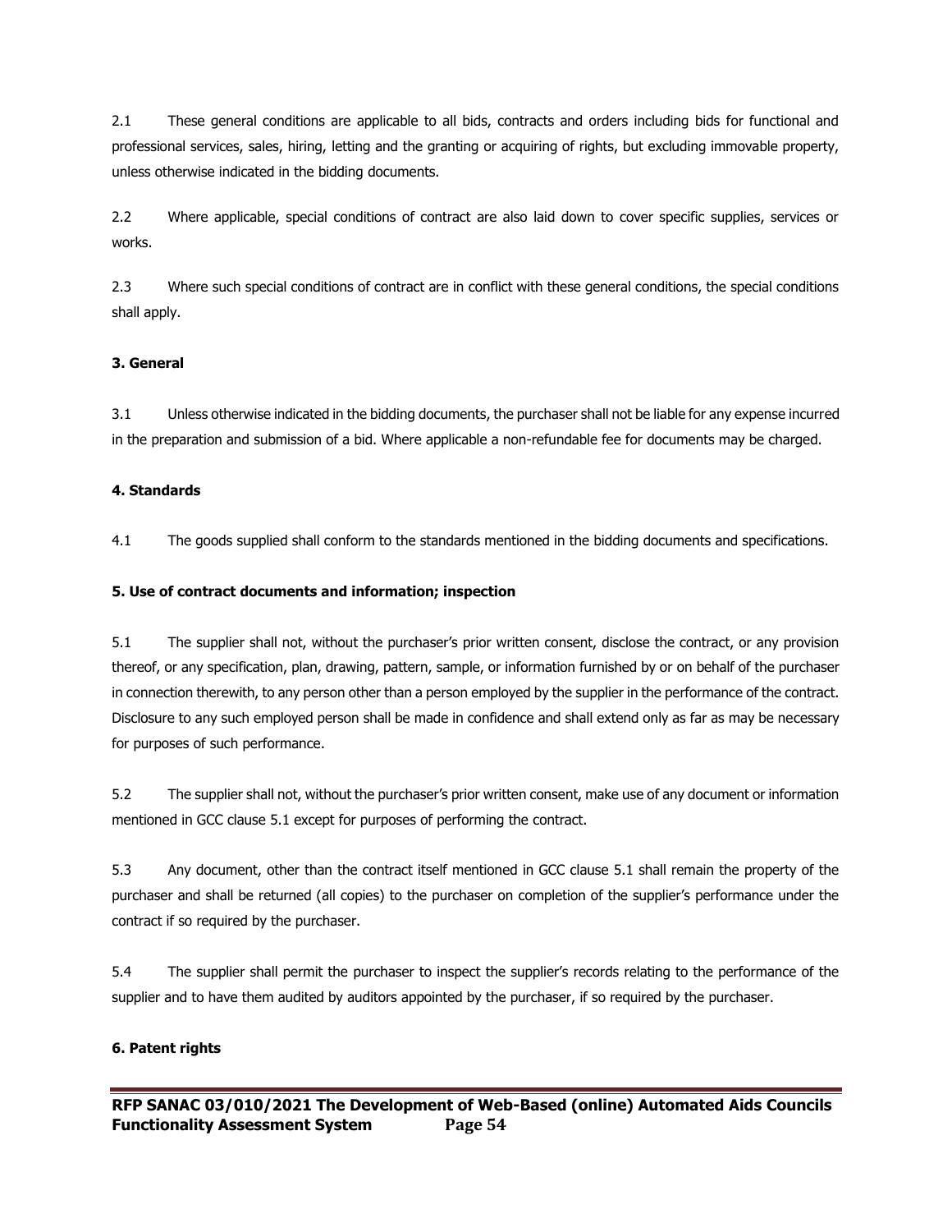2.1 These general conditions are applicable to all bids, contracts and orders including bids for functional and professional services, sales, hiring, letting and the granting or acquiring of rights, but excluding immovable property, unless otherwise indicated in the bidding documents.

2.2 Where applicable, special conditions of contract are also laid down to cover specific supplies, services or works.

2.3 Where such special conditions of contract are in conflict with these general conditions, the special conditions shall apply.

**3. General**

3.1 Unless otherwise indicated in the bidding documents, the purchaser shall not be liable for any expense incurred in the preparation and submission of a bid. Where applicable a non-refundable fee for documents may be charged.

**4. Standards**

4.1 The goods supplied shall conform to the standards mentioned in the bidding documents and specifications.

**5. Use of contract documents and information; inspection**

5.1 The supplier shall not, without the purchaser's prior written consent, disclose the contract, or any provision thereof, or any specification, plan, drawing, pattern, sample, or information furnished by or on behalf of the purchaser in connection therewith, to any person other than a person employed by the supplier in the performance of the contract. Disclosure to any such employed person shall be made in confidence and shall extend only as far as may be necessary for purposes of such performance.

5.2 The supplier shall not, without the purchaser's prior written consent, make use of any document or information mentioned in GCC clause 5.1 except for purposes of performing the contract.

5.3 Any document, other than the contract itself mentioned in GCC clause 5.1 shall remain the property of the purchaser and shall be returned (all copies) to the purchaser on completion of the supplier's performance under the contract if so required by the purchaser.

5.4 The supplier shall permit the purchaser to inspect the supplier's records relating to the performance of the supplier and to have them audited by auditors appointed by the purchaser, if so required by the purchaser.

**6. Patent rights**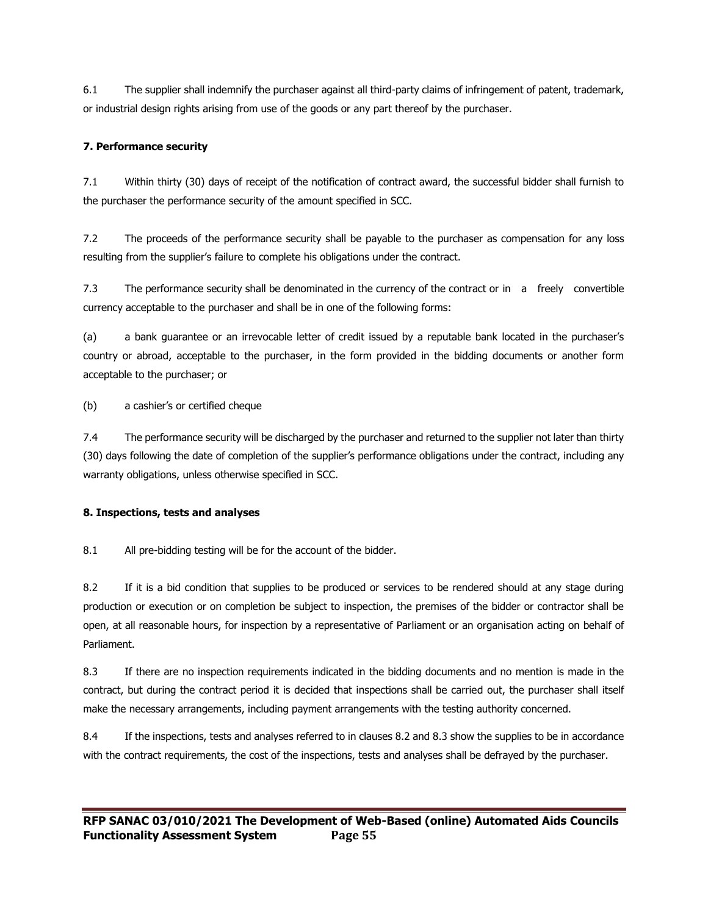6.1 The supplier shall indemnify the purchaser against all third-party claims of infringement of patent, trademark, or industrial design rights arising from use of the goods or any part thereof by the purchaser.

**7. Performance security**

7.1 Within thirty (30) days of receipt of the notification of contract award, the successful bidder shall furnish to the purchaser the performance security of the amount specified in SCC.

7.2 The proceeds of the performance security shall be payable to the purchaser as compensation for any loss resulting from the supplier's failure to complete his obligations under the contract.

7.3 The performance security shall be denominated in the currency of the contract or in a freely convertible currency acceptable to the purchaser and shall be in one of the following forms:

(a) a bank guarantee or an irrevocable letter of credit issued by a reputable bank located in the purchaser's country or abroad, acceptable to the purchaser, in the form provided in the bidding documents or another form acceptable to the purchaser; or

(b) a cashier's or certified cheque

7.4 The performance security will be discharged by the purchaser and returned to the supplier not later than thirty (30) days following the date of completion of the supplier's performance obligations under the contract, including any warranty obligations, unless otherwise specified in SCC.

**8. Inspections, tests and analyses**

8.1 All pre-bidding testing will be for the account of the bidder.

8.2 If it is a bid condition that supplies to be produced or services to be rendered should at any stage during production or execution or on completion be subject to inspection, the premises of the bidder or contractor shall be open, at all reasonable hours, for inspection by a representative of Parliament or an organisation acting on behalf of Parliament.

8.3 If there are no inspection requirements indicated in the bidding documents and no mention is made in the contract, but during the contract period it is decided that inspections shall be carried out, the purchaser shall itself make the necessary arrangements, including payment arrangements with the testing authority concerned.

8.4 If the inspections, tests and analyses referred to in clauses 8.2 and 8.3 show the supplies to be in accordance with the contract requirements, the cost of the inspections, tests and analyses shall be defrayed by the purchaser.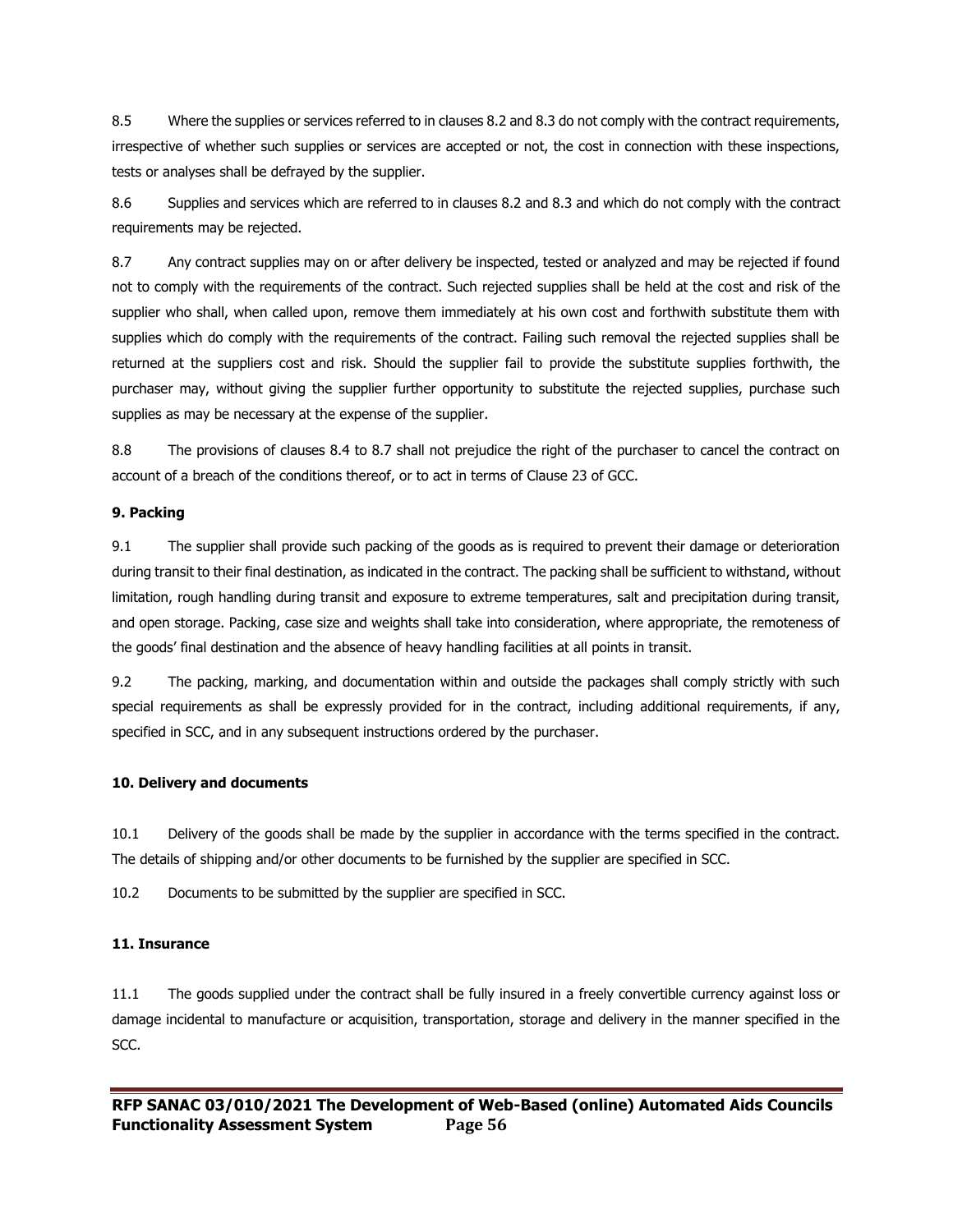8.5 Where the supplies or services referred to in clauses 8.2 and 8.3 do not comply with the contract requirements, irrespective of whether such supplies or services are accepted or not, the cost in connection with these inspections, tests or analyses shall be defrayed by the supplier.

8.6 Supplies and services which are referred to in clauses 8.2 and 8.3 and which do not comply with the contract requirements may be rejected.

8.7 Any contract supplies may on or after delivery be inspected, tested or analyzed and may be rejected if found not to comply with the requirements of the contract. Such rejected supplies shall be held at the cost and risk of the supplier who shall, when called upon, remove them immediately at his own cost and forthwith substitute them with supplies which do comply with the requirements of the contract. Failing such removal the rejected supplies shall be returned at the suppliers cost and risk. Should the supplier fail to provide the substitute supplies forthwith, the purchaser may, without giving the supplier further opportunity to substitute the rejected supplies, purchase such supplies as may be necessary at the expense of the supplier.

8.8 The provisions of clauses 8.4 to 8.7 shall not prejudice the right of the purchaser to cancel the contract on account of a breach of the conditions thereof, or to act in terms of Clause 23 of GCC.

**9. Packing**

9.1 The supplier shall provide such packing of the goods as is required to prevent their damage or deterioration during transit to their final destination, as indicated in the contract. The packing shall be sufficient to withstand, without limitation, rough handling during transit and exposure to extreme temperatures, salt and precipitation during transit, and open storage. Packing, case size and weights shall take into consideration, where appropriate, the remoteness of the goods' final destination and the absence of heavy handling facilities at all points in transit.

9.2 The packing, marking, and documentation within and outside the packages shall comply strictly with such special requirements as shall be expressly provided for in the contract, including additional requirements, if any, specified in SCC, and in any subsequent instructions ordered by the purchaser.

**10. Delivery and documents**

10.1 Delivery of the goods shall be made by the supplier in accordance with the terms specified in the contract. The details of shipping and/or other documents to be furnished by the supplier are specified in SCC.

10.2 Documents to be submitted by the supplier are specified in SCC.

**11. Insurance**

11.1 The goods supplied under the contract shall be fully insured in a freely convertible currency against loss or damage incidental to manufacture or acquisition, transportation, storage and delivery in the manner specified in the SCC.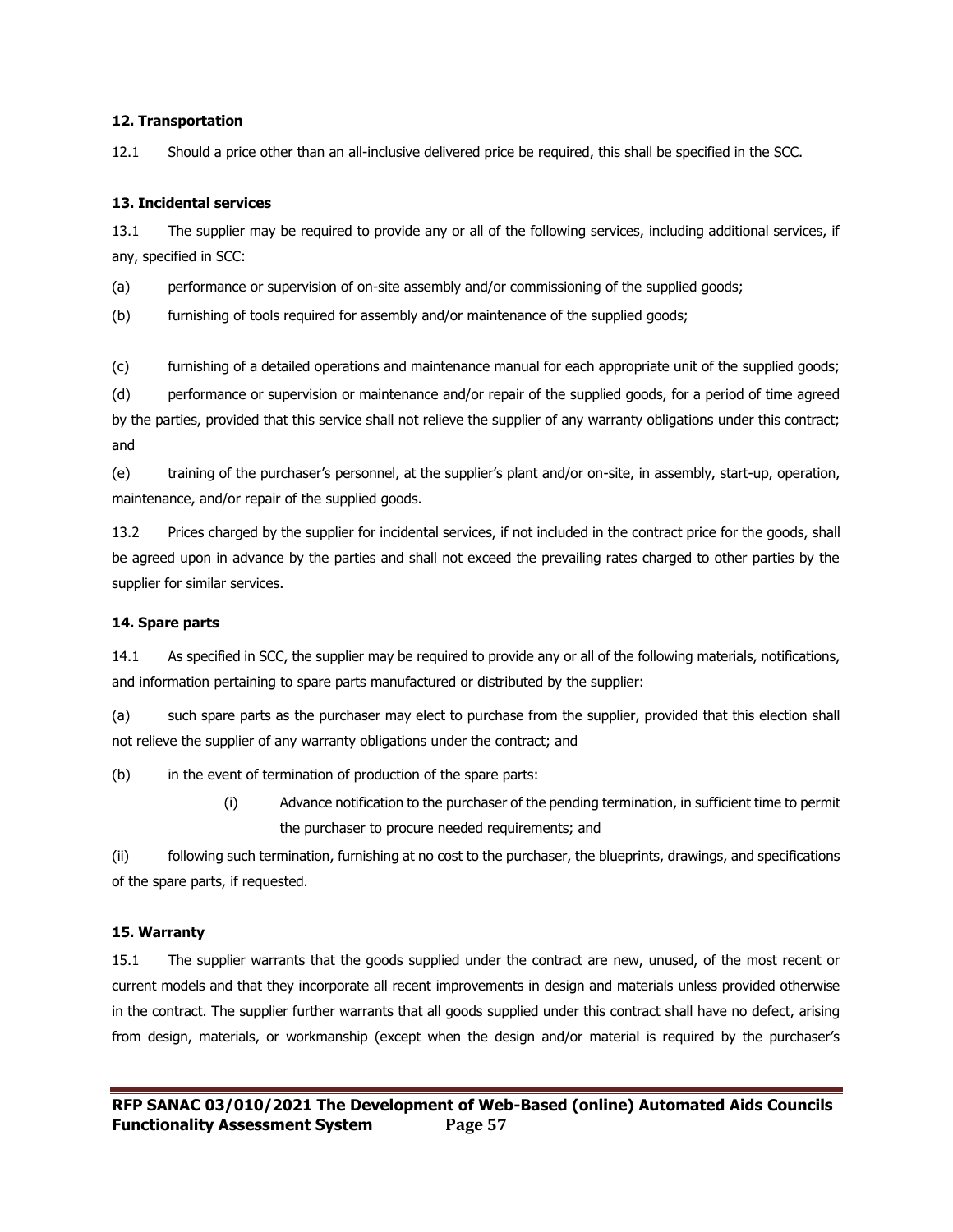**12. Transportation**

12.1 Should a price other than an all-inclusive delivered price be required, this shall be specified in the SCC.

**13. Incidental services**

13.1 The supplier may be required to provide any or all of the following services, including additional services, if any, specified in SCC:

(a) performance or supervision of on-site assembly and/or commissioning of the supplied goods;

(b) furnishing of tools required for assembly and/or maintenance of the supplied goods;

(c) furnishing of a detailed operations and maintenance manual for each appropriate unit of the supplied goods;

(d) performance or supervision or maintenance and/or repair of the supplied goods, for a period of time agreed by the parties, provided that this service shall not relieve the supplier of any warranty obligations under this contract; and

(e) training of the purchaser's personnel, at the supplier's plant and/or on-site, in assembly, start-up, operation, maintenance, and/or repair of the supplied goods.

13.2 Prices charged by the supplier for incidental services, if not included in the contract price for the goods, shall be agreed upon in advance by the parties and shall not exceed the prevailing rates charged to other parties by the supplier for similar services.

**14. Spare parts**

14.1 As specified in SCC, the supplier may be required to provide any or all of the following materials, notifications, and information pertaining to spare parts manufactured or distributed by the supplier:

(a) such spare parts as the purchaser may elect to purchase from the supplier, provided that this election shall not relieve the supplier of any warranty obligations under the contract; and

(b) in the event of termination of production of the spare parts:

(i) Advance notification to the purchaser of the pending termination, in sufficient time to permit the purchaser to procure needed requirements; and

(ii) following such termination, furnishing at no cost to the purchaser, the blueprints, drawings, and specifications of the spare parts, if requested.

**15. Warranty**

15.1 The supplier warrants that the goods supplied under the contract are new, unused, of the most recent or current models and that they incorporate all recent improvements in design and materials unless provided otherwise in the contract. The supplier further warrants that all goods supplied under this contract shall have no defect, arising from design, materials, or workmanship (except when the design and/or material is required by the purchaser's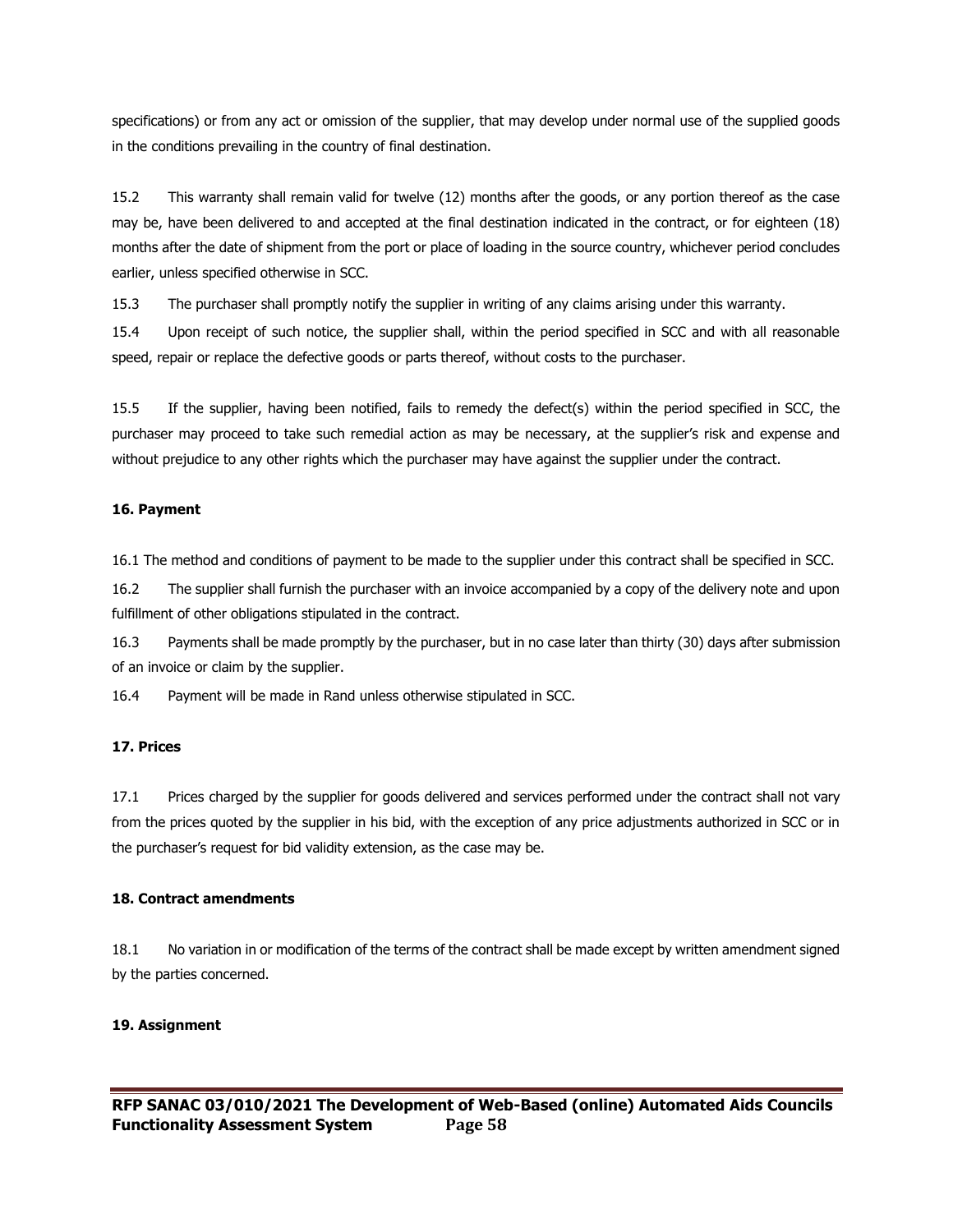specifications) or from any act or omission of the supplier, that may develop under normal use of the supplied goods in the conditions prevailing in the country of final destination.

15.2 This warranty shall remain valid for twelve (12) months after the goods, or any portion thereof as the case may be, have been delivered to and accepted at the final destination indicated in the contract, or for eighteen (18) months after the date of shipment from the port or place of loading in the source country, whichever period concludes earlier, unless specified otherwise in SCC.

15.3 The purchaser shall promptly notify the supplier in writing of any claims arising under this warranty.

15.4 Upon receipt of such notice, the supplier shall, within the period specified in SCC and with all reasonable speed, repair or replace the defective goods or parts thereof, without costs to the purchaser.

15.5 If the supplier, having been notified, fails to remedy the defect(s) within the period specified in SCC, the purchaser may proceed to take such remedial action as may be necessary, at the supplier's risk and expense and without prejudice to any other rights which the purchaser may have against the supplier under the contract.

**16. Payment**

16.1 The method and conditions of payment to be made to the supplier under this contract shall be specified in SCC.

16.2 The supplier shall furnish the purchaser with an invoice accompanied by a copy of the delivery note and upon fulfillment of other obligations stipulated in the contract.

16.3 Payments shall be made promptly by the purchaser, but in no case later than thirty (30) days after submission of an invoice or claim by the supplier.

16.4 Payment will be made in Rand unless otherwise stipulated in SCC.

**17. Prices**

17.1 Prices charged by the supplier for goods delivered and services performed under the contract shall not vary from the prices quoted by the supplier in his bid, with the exception of any price adjustments authorized in SCC or in the purchaser's request for bid validity extension, as the case may be.

**18. Contract amendments**

18.1 No variation in or modification of the terms of the contract shall be made except by written amendment signed by the parties concerned.

**19. Assignment**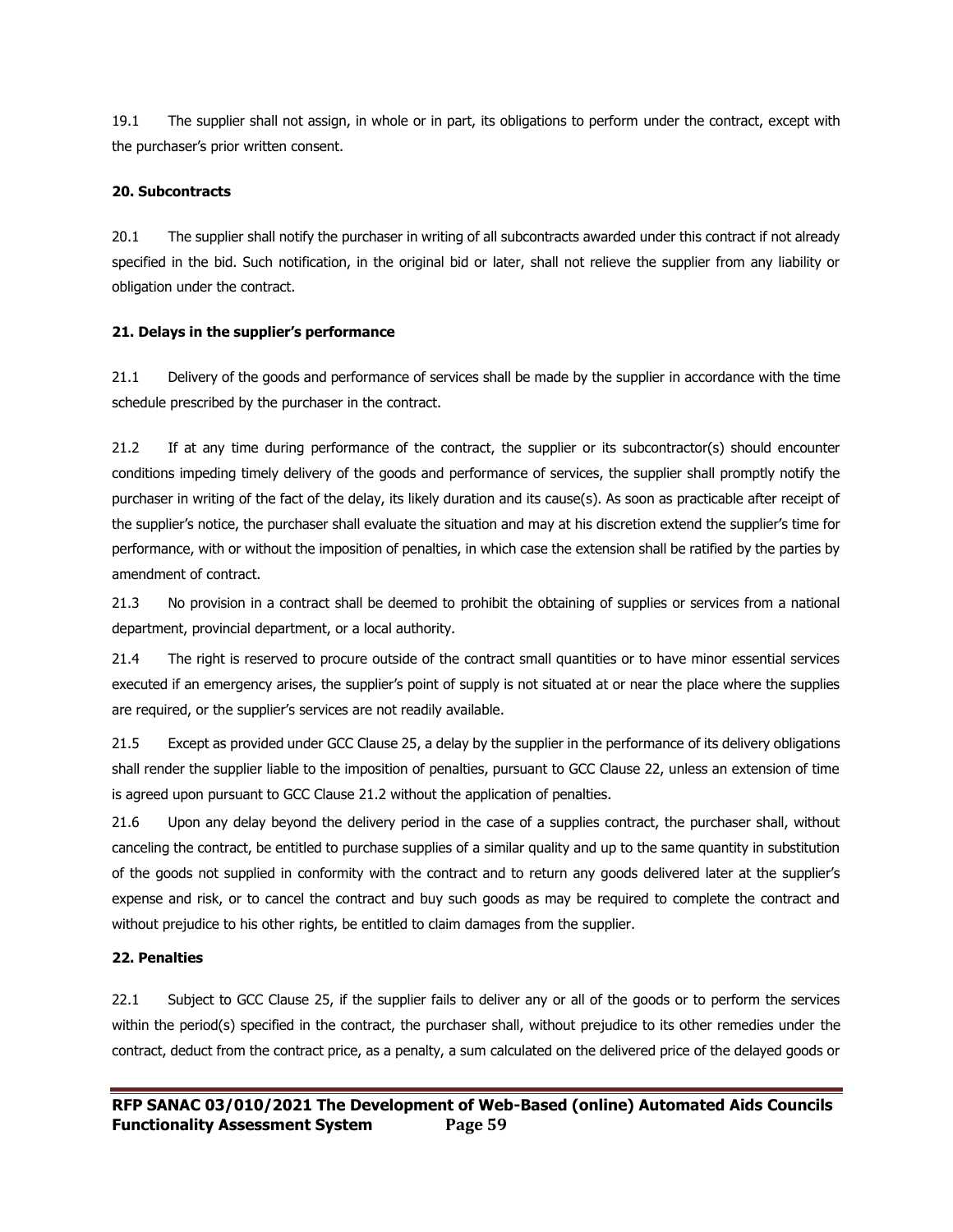19.1 The supplier shall not assign, in whole or in part, its obligations to perform under the contract, except with the purchaser's prior written consent.

**20. Subcontracts**

20.1 The supplier shall notify the purchaser in writing of all subcontracts awarded under this contract if not already specified in the bid. Such notification, in the original bid or later, shall not relieve the supplier from any liability or obligation under the contract.

**21. Delays in the supplier's performance**

21.1 Delivery of the goods and performance of services shall be made by the supplier in accordance with the time schedule prescribed by the purchaser in the contract.

21.2 If at any time during performance of the contract, the supplier or its subcontractor(s) should encounter conditions impeding timely delivery of the goods and performance of services, the supplier shall promptly notify the purchaser in writing of the fact of the delay, its likely duration and its cause(s). As soon as practicable after receipt of the supplier's notice, the purchaser shall evaluate the situation and may at his discretion extend the supplier's time for performance, with or without the imposition of penalties, in which case the extension shall be ratified by the parties by amendment of contract.

21.3 No provision in a contract shall be deemed to prohibit the obtaining of supplies or services from a national department, provincial department, or a local authority.

21.4 The right is reserved to procure outside of the contract small quantities or to have minor essential services executed if an emergency arises, the supplier's point of supply is not situated at or near the place where the supplies are required, or the supplier's services are not readily available.

21.5 Except as provided under GCC Clause 25, a delay by the supplier in the performance of its delivery obligations shall render the supplier liable to the imposition of penalties, pursuant to GCC Clause 22, unless an extension of time is agreed upon pursuant to GCC Clause 21.2 without the application of penalties.

21.6 Upon any delay beyond the delivery period in the case of a supplies contract, the purchaser shall, without canceling the contract, be entitled to purchase supplies of a similar quality and up to the same quantity in substitution of the goods not supplied in conformity with the contract and to return any goods delivered later at the supplier's expense and risk, or to cancel the contract and buy such goods as may be required to complete the contract and without prejudice to his other rights, be entitled to claim damages from the supplier.

**22. Penalties**

22.1 Subject to GCC Clause 25, if the supplier fails to deliver any or all of the goods or to perform the services within the period(s) specified in the contract, the purchaser shall, without prejudice to its other remedies under the contract, deduct from the contract price, as a penalty, a sum calculated on the delivered price of the delayed goods or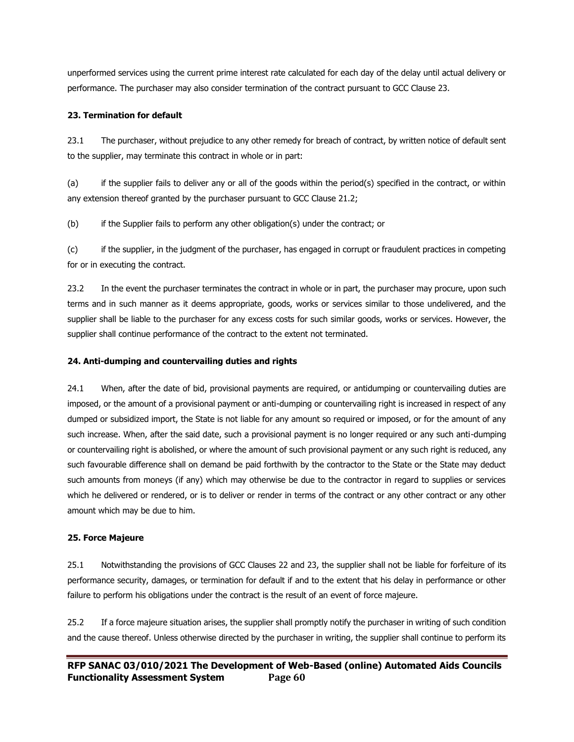unperformed services using the current prime interest rate calculated for each day of the delay until actual delivery or performance. The purchaser may also consider termination of the contract pursuant to GCC Clause 23.

**23. Termination for default**

23.1 The purchaser, without prejudice to any other remedy for breach of contract, by written notice of default sent to the supplier, may terminate this contract in whole or in part:

(a) if the supplier fails to deliver any or all of the goods within the period(s) specified in the contract, or within any extension thereof granted by the purchaser pursuant to GCC Clause 21.2;

(b) if the Supplier fails to perform any other obligation(s) under the contract; or

(c) if the supplier, in the judgment of the purchaser, has engaged in corrupt or fraudulent practices in competing for or in executing the contract.

23.2 In the event the purchaser terminates the contract in whole or in part, the purchaser may procure, upon such terms and in such manner as it deems appropriate, goods, works or services similar to those undelivered, and the supplier shall be liable to the purchaser for any excess costs for such similar goods, works or services. However, the supplier shall continue performance of the contract to the extent not terminated.

**24. Anti-dumping and countervailing duties and rights**

24.1 When, after the date of bid, provisional payments are required, or antidumping or countervailing duties are imposed, or the amount of a provisional payment or anti-dumping or countervailing right is increased in respect of any dumped or subsidized import, the State is not liable for any amount so required or imposed, or for the amount of any such increase. When, after the said date, such a provisional payment is no longer required or any such anti-dumping or countervailing right is abolished, or where the amount of such provisional payment or any such right is reduced, any such favourable difference shall on demand be paid forthwith by the contractor to the State or the State may deduct such amounts from moneys (if any) which may otherwise be due to the contractor in regard to supplies or services which he delivered or rendered, or is to deliver or render in terms of the contract or any other contract or any other amount which may be due to him.

**25. Force Majeure**

25.1 Notwithstanding the provisions of GCC Clauses 22 and 23, the supplier shall not be liable for forfeiture of its performance security, damages, or termination for default if and to the extent that his delay in performance or other failure to perform his obligations under the contract is the result of an event of force majeure.

25.2 If a force majeure situation arises, the supplier shall promptly notify the purchaser in writing of such condition and the cause thereof. Unless otherwise directed by the purchaser in writing, the supplier shall continue to perform its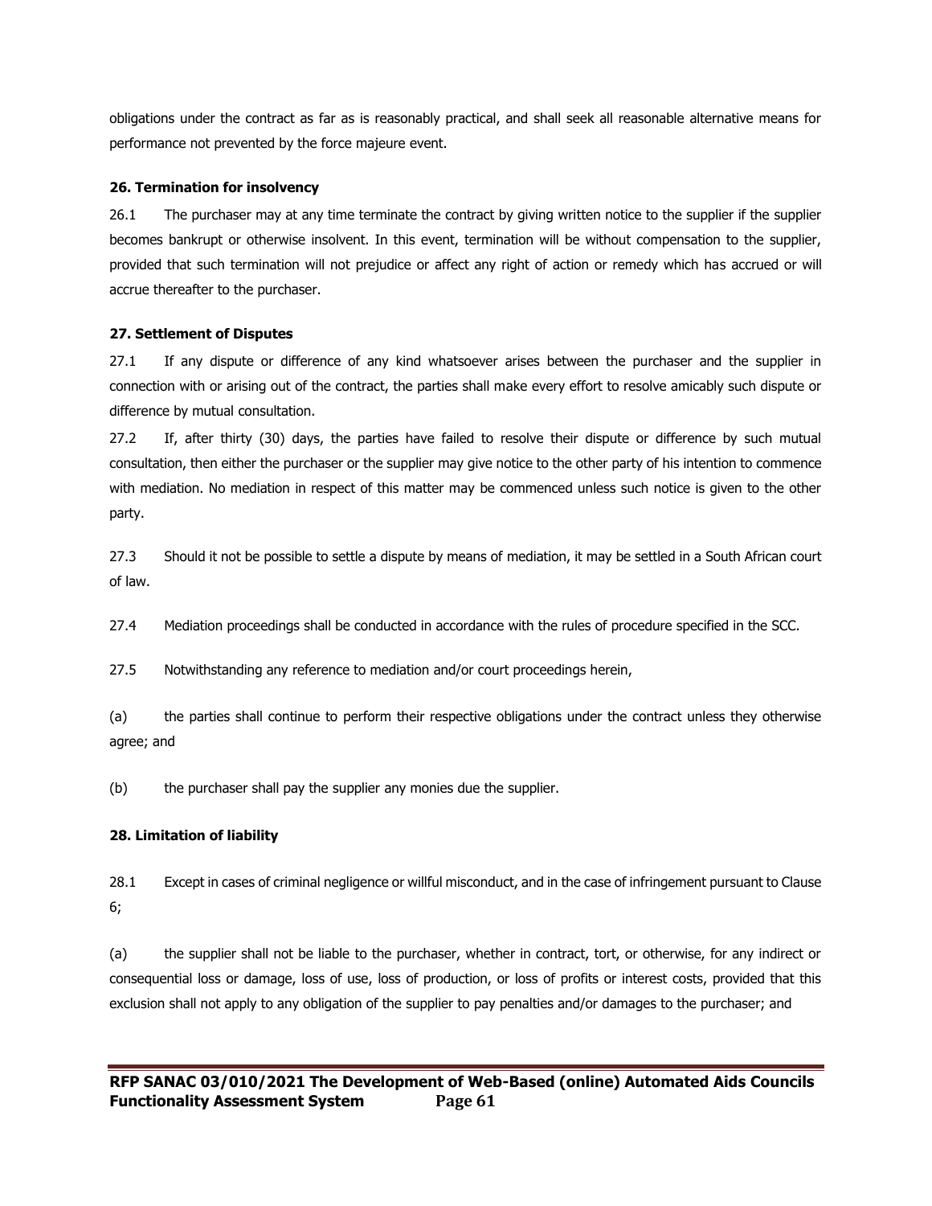obligations under the contract as far as is reasonably practical, and shall seek all reasonable alternative means for performance not prevented by the force majeure event.

**26. Termination for insolvency**

26.1 The purchaser may at any time terminate the contract by giving written notice to the supplier if the supplier becomes bankrupt or otherwise insolvent. In this event, termination will be without compensation to the supplier, provided that such termination will not prejudice or affect any right of action or remedy which has accrued or will accrue thereafter to the purchaser.

**27. Settlement of Disputes**

27.1 If any dispute or difference of any kind whatsoever arises between the purchaser and the supplier in connection with or arising out of the contract, the parties shall make every effort to resolve amicably such dispute or difference by mutual consultation.

27.2 If, after thirty (30) days, the parties have failed to resolve their dispute or difference by such mutual consultation, then either the purchaser or the supplier may give notice to the other party of his intention to commence with mediation. No mediation in respect of this matter may be commenced unless such notice is given to the other party.

27.3 Should it not be possible to settle a dispute by means of mediation, it may be settled in a South African court of law.

27.4 Mediation proceedings shall be conducted in accordance with the rules of procedure specified in the SCC.

27.5 Notwithstanding any reference to mediation and/or court proceedings herein,

(a) the parties shall continue to perform their respective obligations under the contract unless they otherwise agree; and

(b) the purchaser shall pay the supplier any monies due the supplier.

**28. Limitation of liability**

28.1 Except in cases of criminal negligence or willful misconduct, and in the case of infringement pursuant to Clause 6;

(a) the supplier shall not be liable to the purchaser, whether in contract, tort, or otherwise, for any indirect or consequential loss or damage, loss of use, loss of production, or loss of profits or interest costs, provided that this exclusion shall not apply to any obligation of the supplier to pay penalties and/or damages to the purchaser; and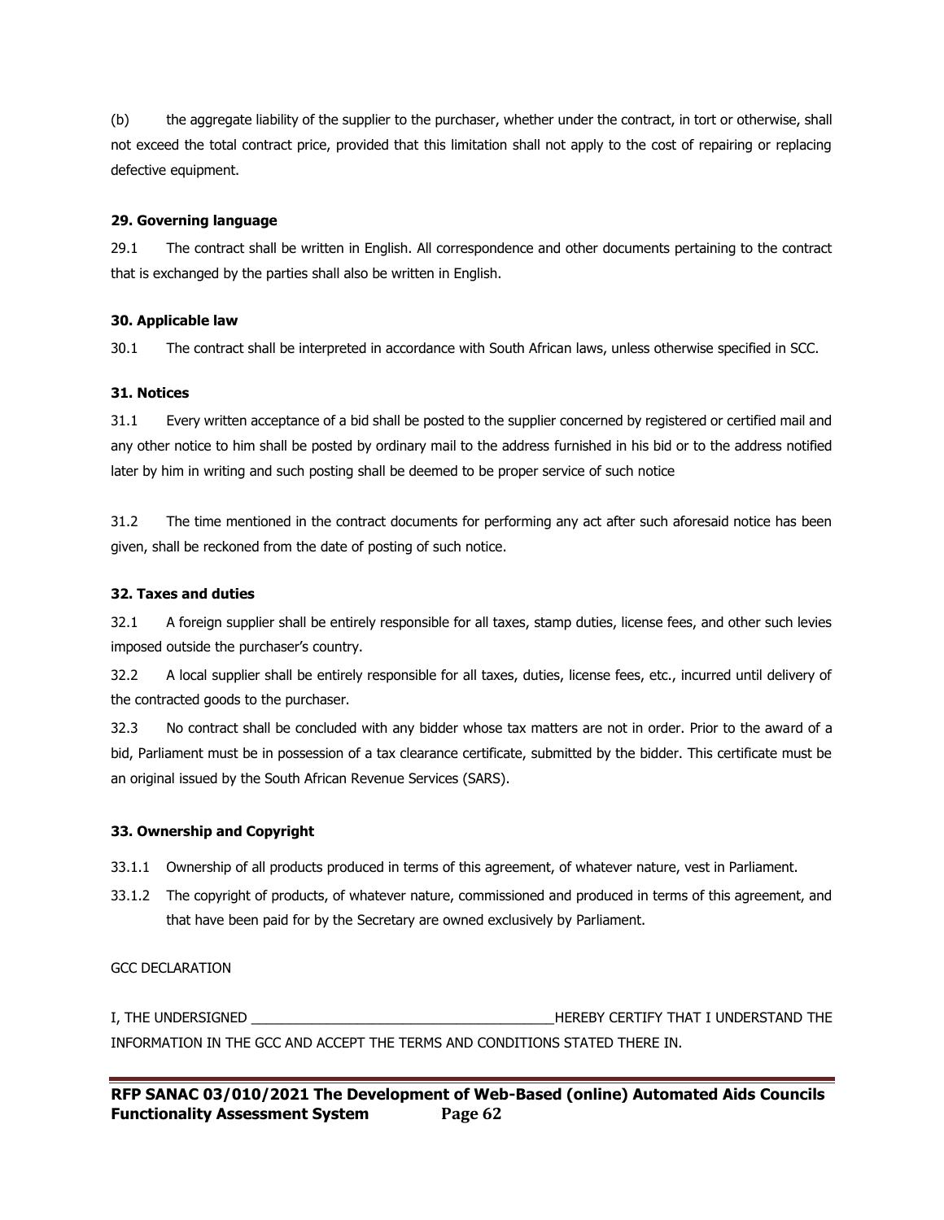(b) the aggregate liability of the supplier to the purchaser, whether under the contract, in tort or otherwise, shall not exceed the total contract price, provided that this limitation shall not apply to the cost of repairing or replacing defective equipment.

**29. Governing language**

29.1 The contract shall be written in English. All correspondence and other documents pertaining to the contract that is exchanged by the parties shall also be written in English.

**30. Applicable law**

30.1 The contract shall be interpreted in accordance with South African laws, unless otherwise specified in SCC.

**31. Notices**

31.1 Every written acceptance of a bid shall be posted to the supplier concerned by registered or certified mail and any other notice to him shall be posted by ordinary mail to the address furnished in his bid or to the address notified later by him in writing and such posting shall be deemed to be proper service of such notice

31.2 The time mentioned in the contract documents for performing any act after such aforesaid notice has been given, shall be reckoned from the date of posting of such notice.

**32. Taxes and duties**

32.1 A foreign supplier shall be entirely responsible for all taxes, stamp duties, license fees, and other such levies imposed outside the purchaser's country.

32.2 A local supplier shall be entirely responsible for all taxes, duties, license fees, etc., incurred until delivery of the contracted goods to the purchaser.

32.3 No contract shall be concluded with any bidder whose tax matters are not in order. Prior to the award of a bid, Parliament must be in possession of a tax clearance certificate, submitted by the bidder. This certificate must be an original issued by the South African Revenue Services (SARS).

**33. Ownership and Copyright**

33.1.1 Ownership of all products produced in terms of this agreement, of whatever nature, vest in Parliament.

33.1.2 The copyright of products, of whatever nature, commissioned and produced in terms of this agreement, and that have been paid for by the Secretary are owned exclusively by Parliament.

GCC DECLARATION

I, THE UNDERSIGNED ________________________________________HEREBY CERTIFY THAT I UNDERSTAND THE INFORMATION IN THE GCC AND ACCEPT THE TERMS AND CONDITIONS STATED THERE IN.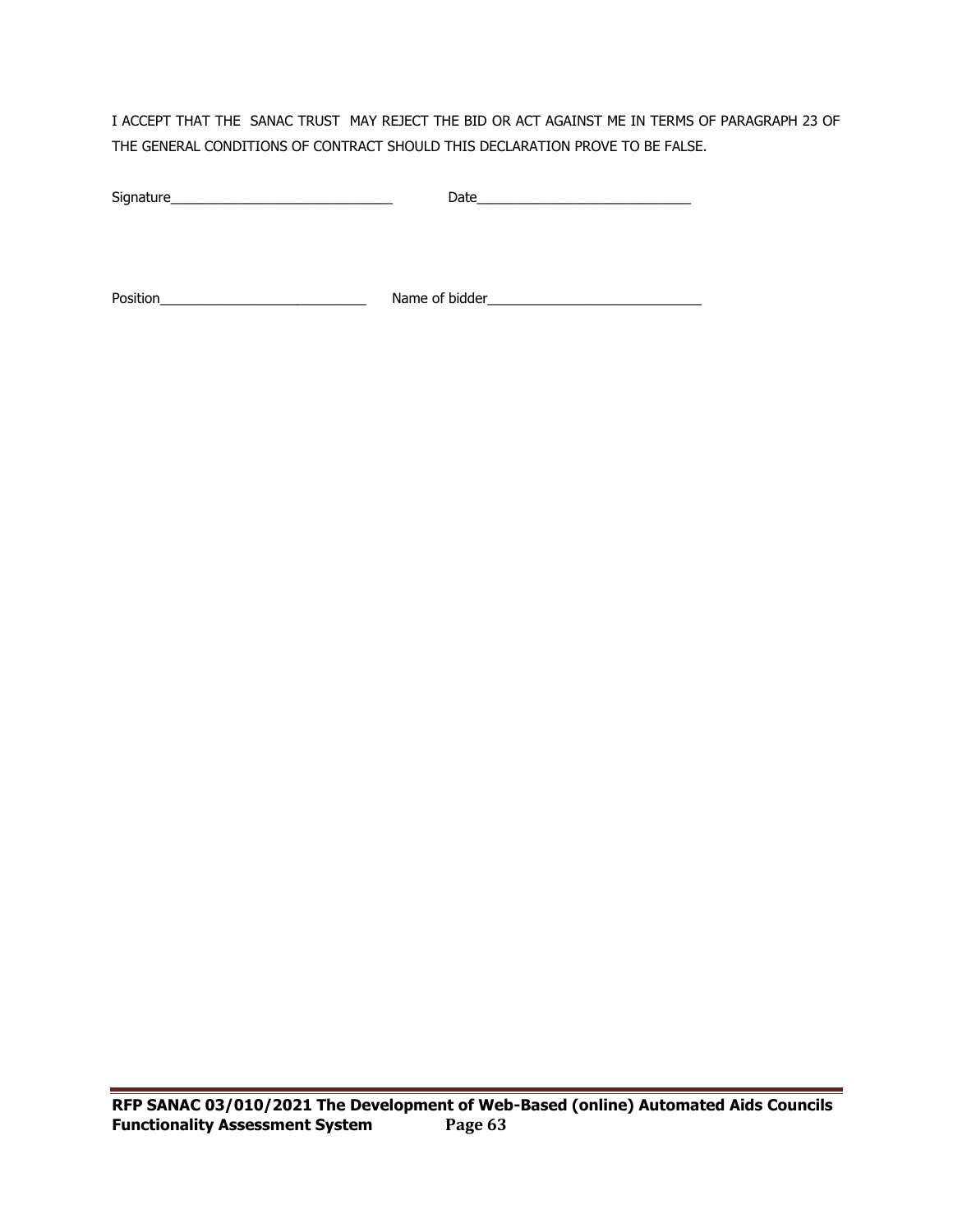I ACCEPT THAT THE SANAC TRUST MAY REJECT THE BID OR ACT AGAINST ME IN TERMS OF PARAGRAPH 23 OF THE GENERAL CONDITIONS OF CONTRACT SHOULD THIS DECLARATION PROVE TO BE FALSE.

Signature_____________________________ Date____________________________

Position___________________________ Name of bidder____________________________